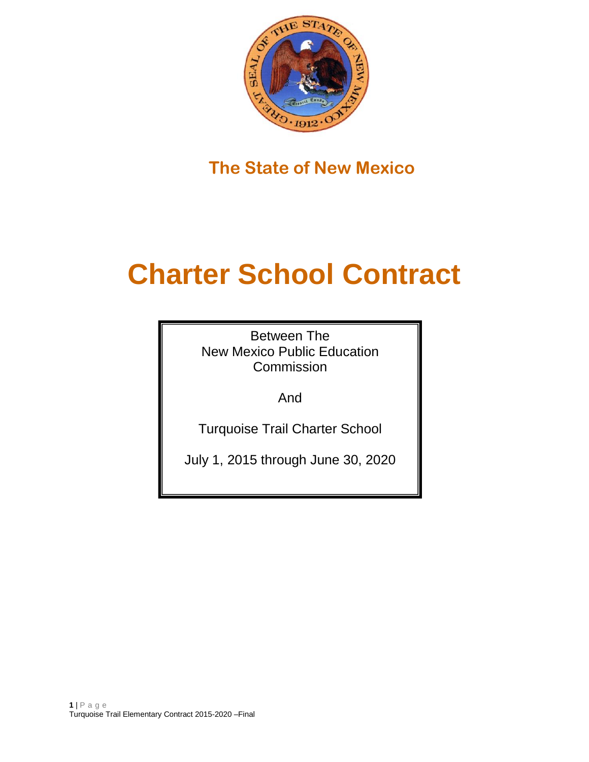# The State of New Mexico

# Charter School Contract

Between The
New Mexico Public Education Commission

And

Turquoise Trail Charter School

July 1, 2015 through June 30, 2020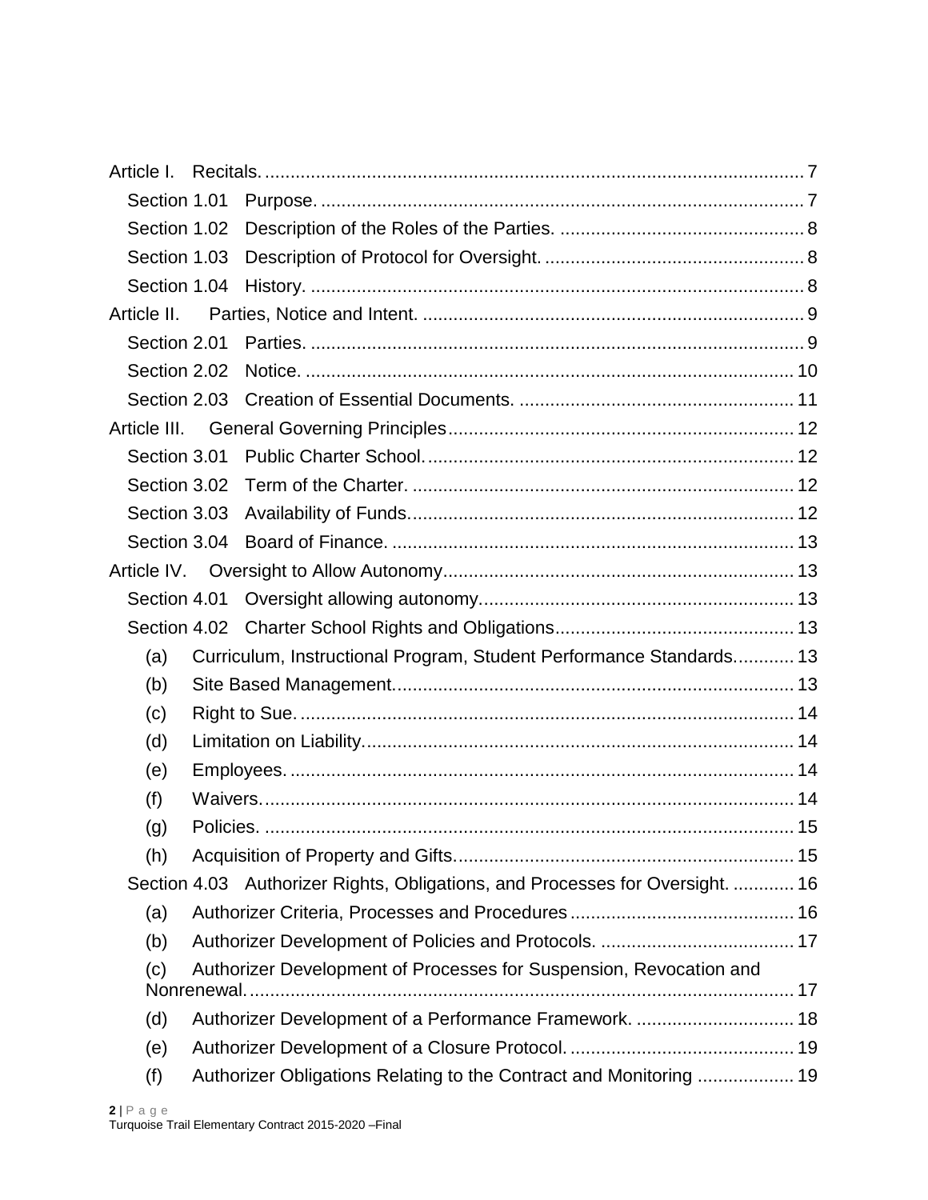Article I. Recitals. .......... 7

Section 1.01 Purpose. .......... 7

Section 1.02 Description of the Roles of the Parties. .......... 8

Section 1.03 Description of Protocol for Oversight. .......... 8

Section 1.04 History. .......... 8

Article II. Parties, Notice and Intent. .......... 9

Section 2.01 Parties. .......... 9

Section 2.02 Notice. .......... 10

Section 2.03 Creation of Essential Documents. .......... 11

Article III. General Governing Principles .......... 12

Section 3.01 Public Charter School. .......... 12

Section 3.02 Term of the Charter. .......... 12

Section 3.03 Availability of Funds. .......... 12

Section 3.04 Board of Finance. .......... 13

Article IV. Oversight to Allow Autonomy .......... 13

Section 4.01 Oversight allowing autonomy. .......... 13

Section 4.02 Charter School Rights and Obligations .......... 13

(a) Curriculum, Instructional Program, Student Performance Standards. .......... 13

(b) Site Based Management. .......... 13

(c) Right to Sue. .......... 14

(d) Limitation on Liability. .......... 14

(e) Employees. .......... 14

(f) Waivers. .......... 14

(g) Policies. .......... 15

(h) Acquisition of Property and Gifts. .......... 15

Section 4.03 Authorizer Rights, Obligations, and Processes for Oversight. .......... 16

(a) Authorizer Criteria, Processes and Procedures .......... 16

(b) Authorizer Development of Policies and Protocols. .......... 17

(c) Authorizer Development of Processes for Suspension, Revocation and Nonrenewal. .......... 17

(d) Authorizer Development of a Performance Framework. .......... 18

(e) Authorizer Development of a Closure Protocol. .......... 19

(f) Authorizer Obligations Relating to the Contract and Monitoring .......... 19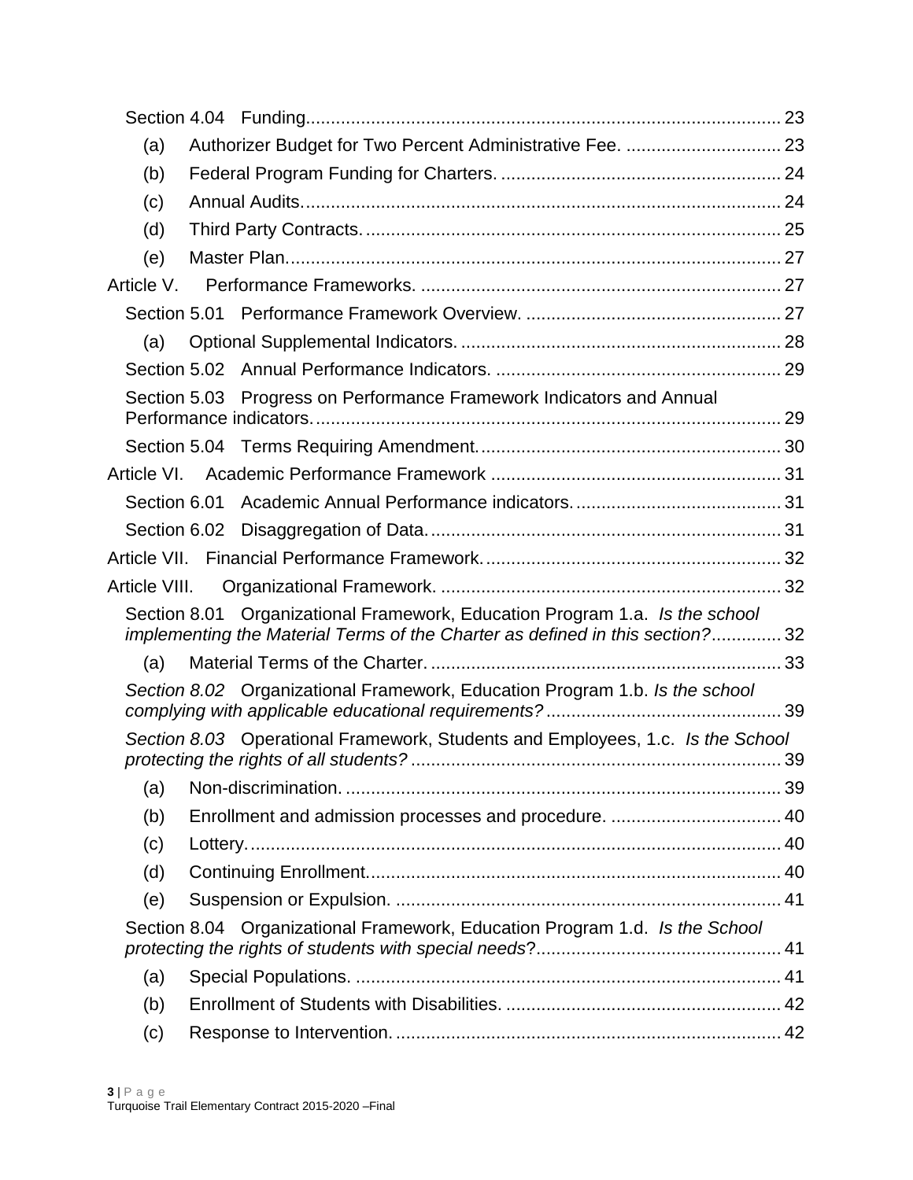Section 4.04 Funding .......... 23

(a) Authorizer Budget for Two Percent Administrative Fee. .......... 23

(b) Federal Program Funding for Charters. .......... 24

(c) Annual Audits. .......... 24

(d) Third Party Contracts. .......... 25

(e) Master Plan. .......... 27

Article V. Performance Frameworks. .......... 27

Section 5.01 Performance Framework Overview. .......... 27

(a) Optional Supplemental Indicators. .......... 28

Section 5.02 Annual Performance Indicators. .......... 29

Section 5.03 Progress on Performance Framework Indicators and Annual Performance indicators. .......... 29

Section 5.04 Terms Requiring Amendment. .......... 30

Article VI. Academic Performance Framework .......... 31

Section 6.01 Academic Annual Performance indicators. .......... 31

Section 6.02 Disaggregation of Data. .......... 31

Article VII. Financial Performance Framework. .......... 32

Article VIII. Organizational Framework. .......... 32

Section 8.01 Organizational Framework, Education Program 1.a. *Is the school implementing the Material Terms of the Charter as defined in this section?* .......... 32

(a) Material Terms of the Charter. .......... 33

*Section 8.02* Organizational Framework, Education Program 1.b. *Is the school complying with applicable educational requirements?* .......... 39

*Section 8.03* Operational Framework, Students and Employees, 1.c. *Is the School protecting the rights of all students?* .......... 39

(a) Non-discrimination. .......... 39

(b) Enrollment and admission processes and procedure. .......... 40

(c) Lottery. .......... 40

(d) Continuing Enrollment. .......... 40

(e) Suspension or Expulsion. .......... 41

Section 8.04 Organizational Framework, Education Program 1.d. *Is the School protecting the rights of students with special needs*? .......... 41

(a) Special Populations. .......... 41

(b) Enrollment of Students with Disabilities. .......... 42

(c) Response to Intervention. .......... 42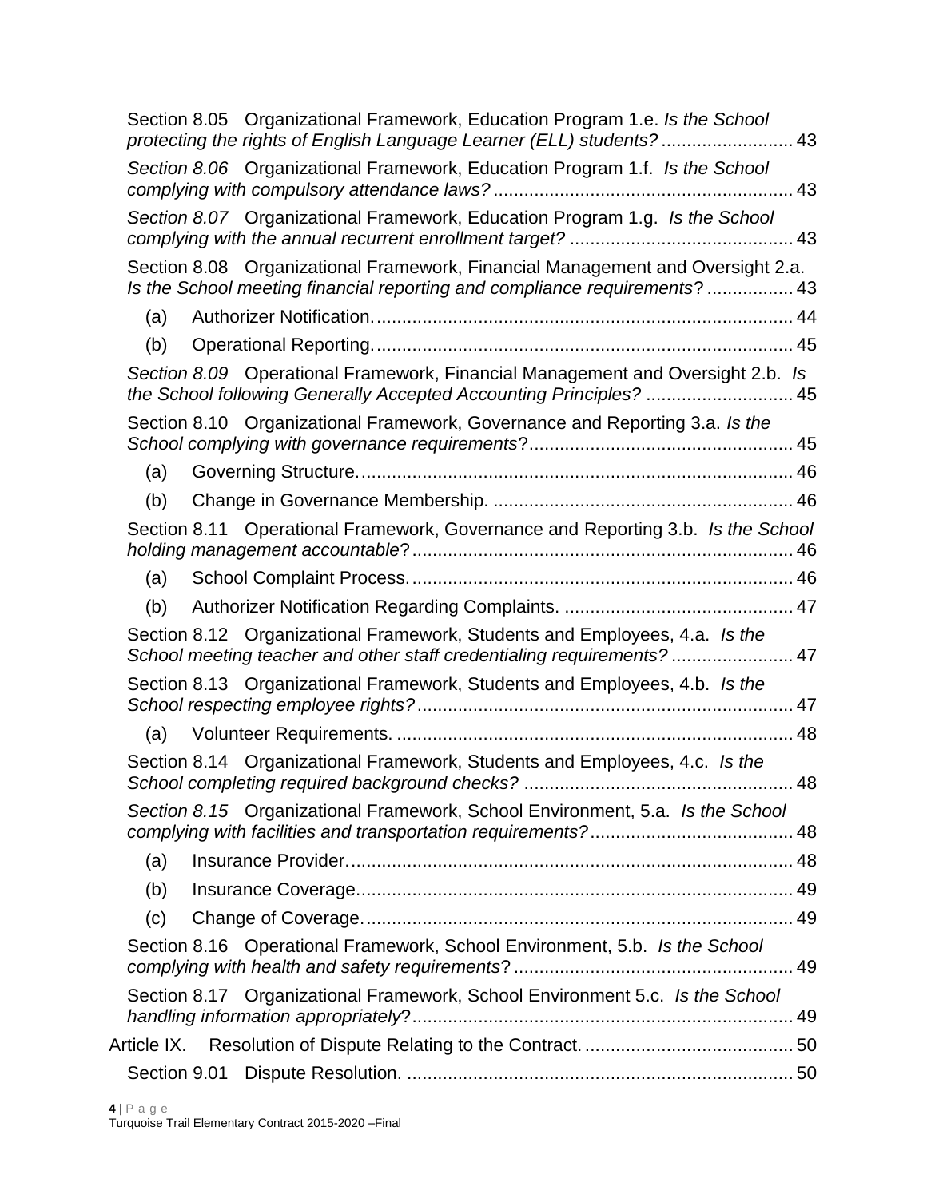Section 8.05 Organizational Framework, Education Program 1.e. *Is the School protecting the rights of English Language Learner (ELL) students?* .......................... 43

*Section 8.06* Organizational Framework, Education Program 1.f. *Is the School complying with compulsory attendance laws?* .......................................................... 43

*Section 8.07* Organizational Framework, Education Program 1.g. *Is the School complying with the annual recurrent enrollment target?* ........................................... 43

Section 8.08 Organizational Framework, Financial Management and Oversight 2.a. *Is the School meeting financial reporting and compliance requirements*? ................ 43

(a) Authorizer Notification. ................................................................................. 44

(b) Operational Reporting. ................................................................................. 45

*Section 8.09* Operational Framework, Financial Management and Oversight 2.b. *Is the School following Generally Accepted Accounting Principles?* ............................ 45

Section 8.10 Organizational Framework, Governance and Reporting 3.a. *Is the School complying with governance requirements*? .................................................. 45

(a) Governing Structure. .................................................................................... 46

(b) Change in Governance Membership. .......................................................... 46

Section 8.11 Operational Framework, Governance and Reporting 3.b. *Is the School holding management accountable*? .......................................................................... 46

(a) School Complaint Process. .......................................................................... 46

(b) Authorizer Notification Regarding Complaints. ............................................ 47

Section 8.12 Organizational Framework, Students and Employees, 4.a. *Is the School meeting teacher and other staff credentialing requirements?* ....................... 47

Section 8.13 Organizational Framework, Students and Employees, 4.b. *Is the School respecting employee rights?* ......................................................................... 47

(a) Volunteer Requirements. ............................................................................. 48

Section 8.14 Organizational Framework, Students and Employees, 4.c. *Is the School completing required background checks?* .................................................... 48

*Section 8.15* Organizational Framework, School Environment, 5.a. *Is the School complying with facilities and transportation requirements?* ....................................... 48

(a) Insurance Provider. ...................................................................................... 48

(b) Insurance Coverage. .................................................................................... 49

(c) Change of Coverage. ................................................................................... 49

Section 8.16 Operational Framework, School Environment, 5.b. *Is the School complying with health and safety requirements*? ...................................................... 49

Section 8.17 Organizational Framework, School Environment 5.c. *Is the School handling information appropriately*? .......................................................................... 49

Article IX. Resolution of Dispute Relating to the Contract. ......................................... 50

Section 9.01 Dispute Resolution. ........................................................................... 50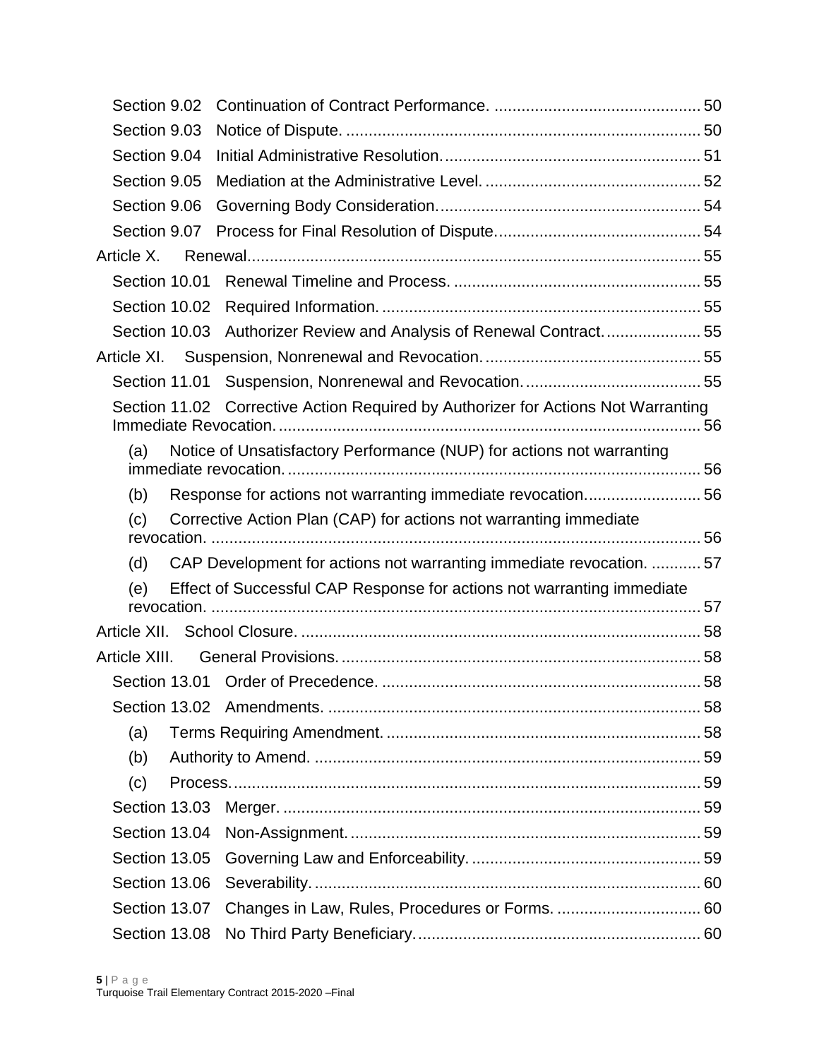Section 9.02 Continuation of Contract Performance. ............................................ 50

Section 9.03 Notice of Dispute. .............................................................................. 50

Section 9.04 Initial Administrative Resolution......................................................... 51

Section 9.05 Mediation at the Administrative Level. ................................................ 52

Section 9.06 Governing Body Consideration.......................................................... 54

Section 9.07 Process for Final Resolution of Dispute............................................. 54

Article X. Renewal..................................................................................................... 55

Section 10.01 Renewal Timeline and Process. ....................................................... 55

Section 10.02 Required Information. ...................................................................... 55

Section 10.03 Authorizer Review and Analysis of Renewal Contract. .................... 55

Article XI. Suspension, Nonrenewal and Revocation. ................................................ 55

Section 11.01 Suspension, Nonrenewal and Revocation. ....................................... 55

Section 11.02 Corrective Action Required by Authorizer for Actions Not Warranting Immediate Revocation. ............................................................................................ 56

(a) Notice of Unsatisfactory Performance (NUP) for actions not warranting immediate revocation. ........................................................................................... 56

(b) Response for actions not warranting immediate revocation......................... 56

(c) Corrective Action Plan (CAP) for actions not warranting immediate revocation. ............................................................................................................ 56

(d) CAP Development for actions not warranting immediate revocation. ........... 57

(e) Effect of Successful CAP Response for actions not warranting immediate revocation. ............................................................................................................ 57

Article XII. School Closure. ......................................................................................... 58

Article XIII. General Provisions. ................................................................................ 58

Section 13.01 Order of Precedence. ...................................................................... 58

Section 13.02 Amendments. .................................................................................. 58

(a) Terms Requiring Amendment. ..................................................................... 58

(b) Authority to Amend. ..................................................................................... 59

(c) Process. ....................................................................................................... 59

Section 13.03 Merger. ............................................................................................ 59

Section 13.04 Non-Assignment. ............................................................................. 59

Section 13.05 Governing Law and Enforceability. .................................................. 59

Section 13.06 Severability. ..................................................................................... 60

Section 13.07 Changes in Law, Rules, Procedures or Forms. ................................ 60

Section 13.08 No Third Party Beneficiary. .............................................................. 60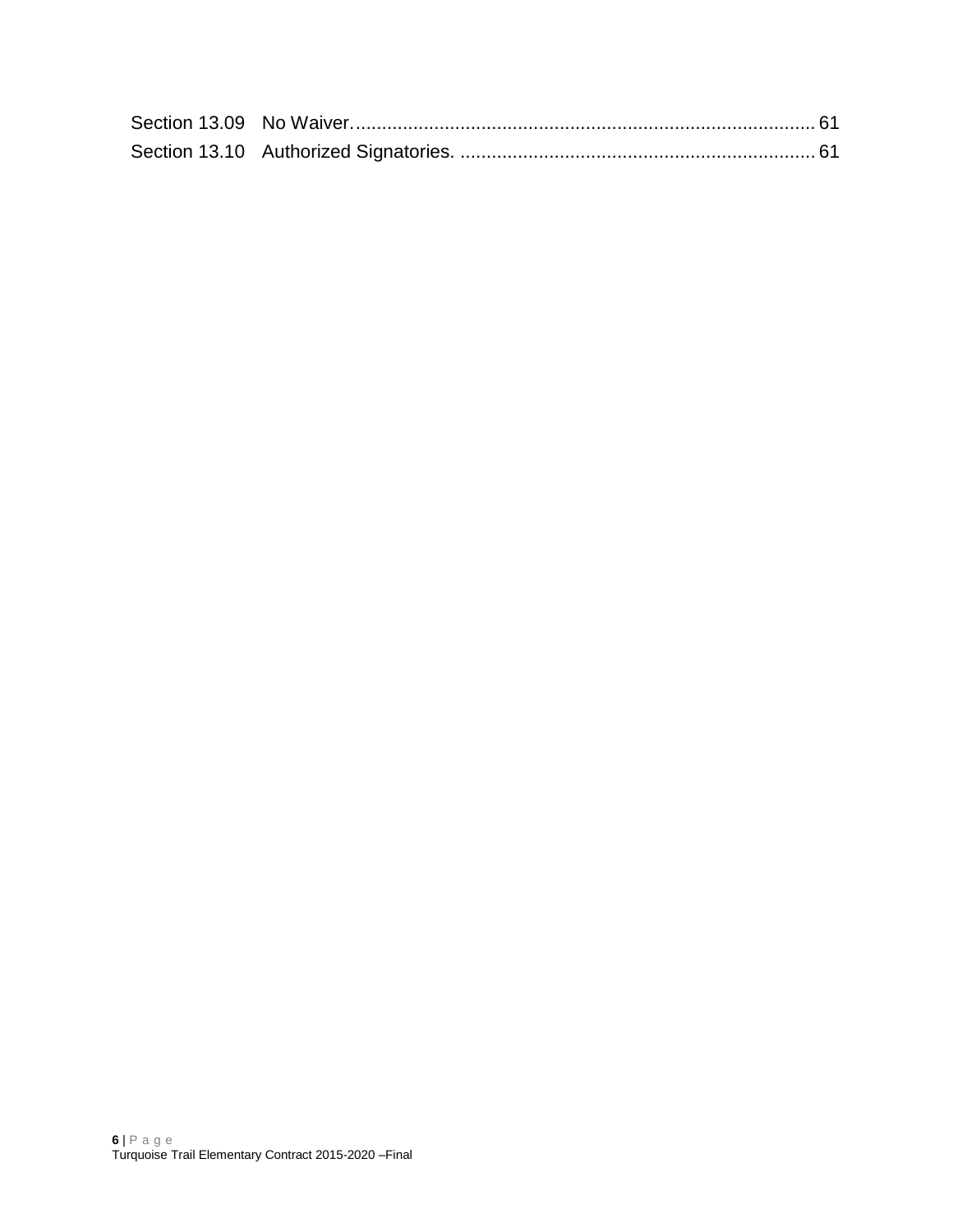Section 13.09 No Waiver........................................................................................ 61

Section 13.10 Authorized Signatories. .................................................................... 61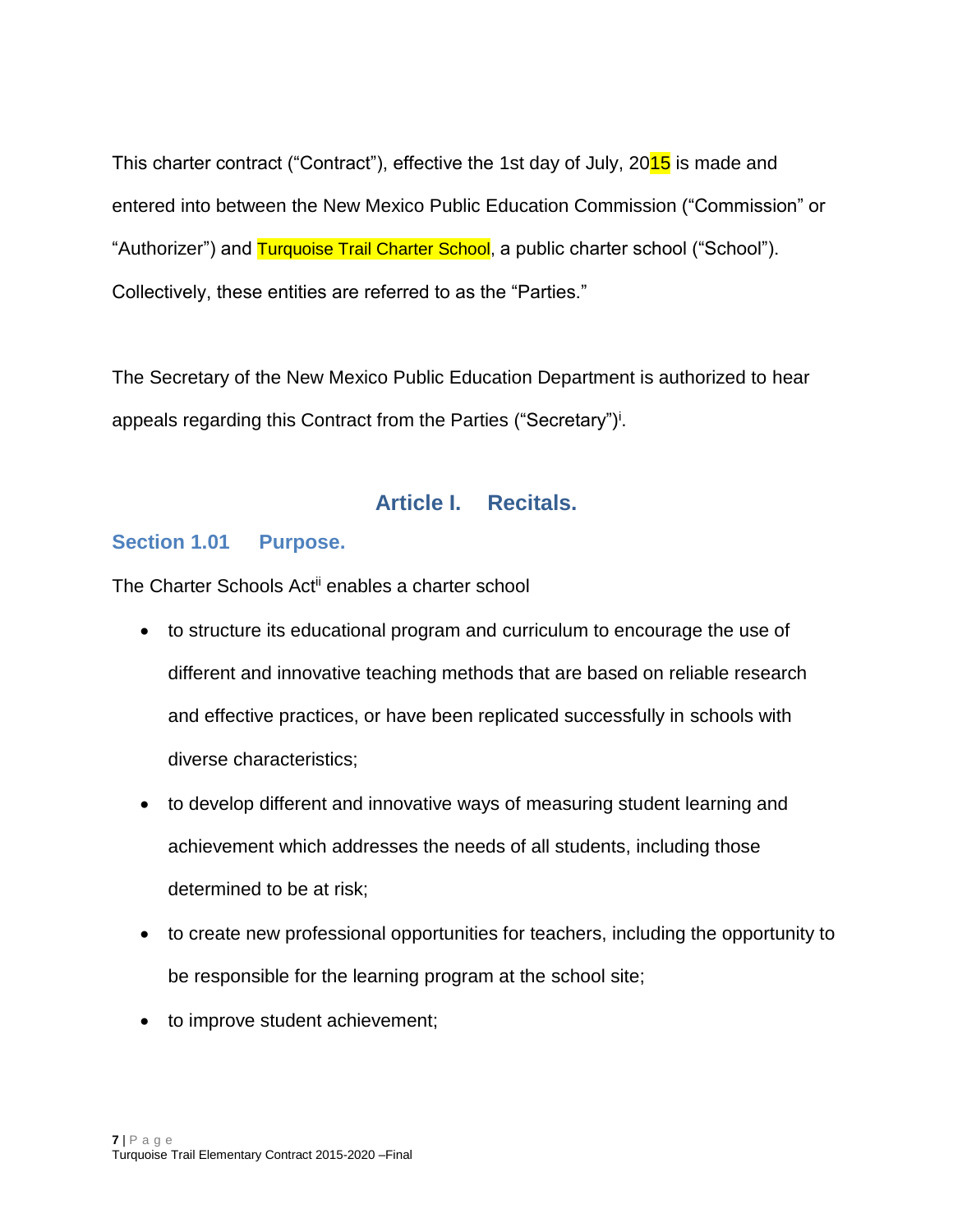This charter contract ("Contract"), effective the 1st day of July, 2015 is made and entered into between the New Mexico Public Education Commission ("Commission" or "Authorizer") and Turquoise Trail Charter School, a public charter school ("School"). Collectively, these entities are referred to as the "Parties."

The Secretary of the New Mexico Public Education Department is authorized to hear appeals regarding this Contract from the Parties ("Secretary")[i].

# Article I. Recitals.

## Section 1.01 Purpose.

The Charter Schools Act[ii] enables a charter school

- to structure its educational program and curriculum to encourage the use of different and innovative teaching methods that are based on reliable research and effective practices, or have been replicated successfully in schools with diverse characteristics;
- to develop different and innovative ways of measuring student learning and achievement which addresses the needs of all students, including those determined to be at risk;
- to create new professional opportunities for teachers, including the opportunity to be responsible for the learning program at the school site;
- to improve student achievement;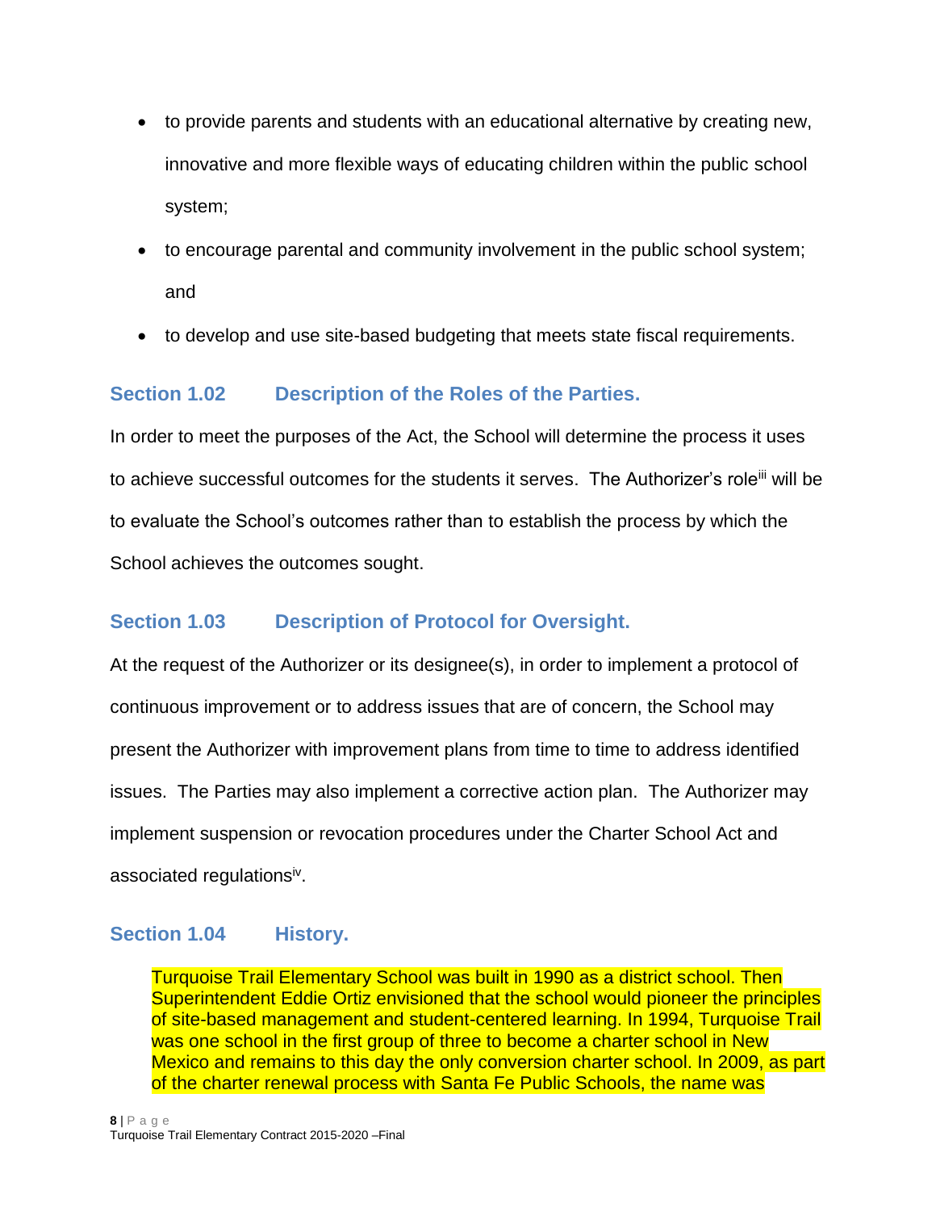- to provide parents and students with an educational alternative by creating new, innovative and more flexible ways of educating children within the public school system;
- to encourage parental and community involvement in the public school system; and
- to develop and use site-based budgeting that meets state fiscal requirements.

### Section 1.02 Description of the Roles of the Parties.

In order to meet the purposes of the Act, the School will determine the process it uses to achieve successful outcomes for the students it serves. The Authorizer's role[iii] will be to evaluate the School's outcomes rather than to establish the process by which the School achieves the outcomes sought.

### Section 1.03 Description of Protocol for Oversight.

At the request of the Authorizer or its designee(s), in order to implement a protocol of continuous improvement or to address issues that are of concern, the School may present the Authorizer with improvement plans from time to time to address identified issues. The Parties may also implement a corrective action plan. The Authorizer may implement suspension or revocation procedures under the Charter School Act and associated regulations[iv].

### Section 1.04 History.

Turquoise Trail Elementary School was built in 1990 as a district school. Then Superintendent Eddie Ortiz envisioned that the school would pioneer the principles of site-based management and student-centered learning. In 1994, Turquoise Trail was one school in the first group of three to become a charter school in New Mexico and remains to this day the only conversion charter school. In 2009, as part of the charter renewal process with Santa Fe Public Schools, the name was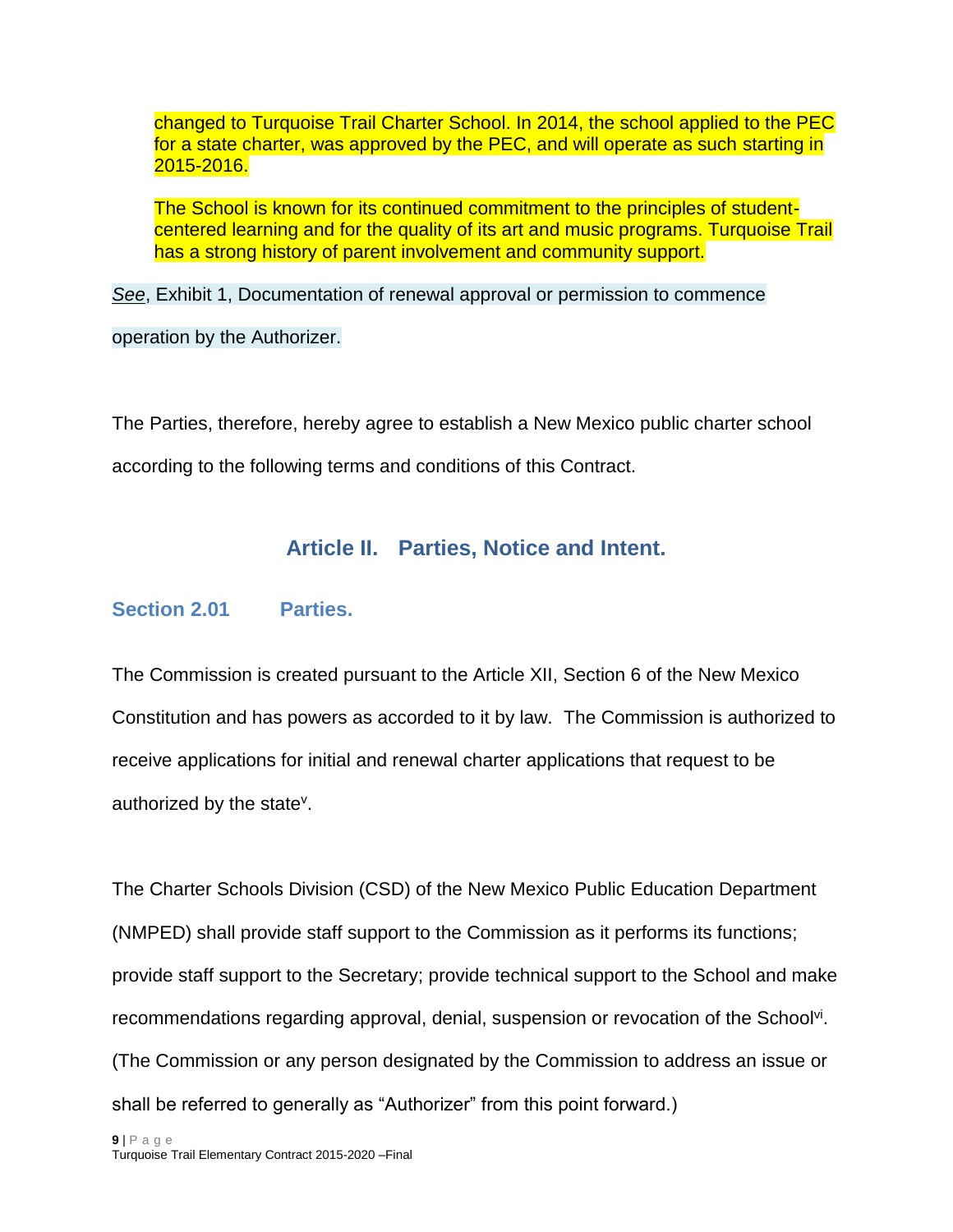changed to Turquoise Trail Charter School. In 2014, the school applied to the PEC for a state charter, was approved by the PEC, and will operate as such starting in 2015-2016.

The School is known for its continued commitment to the principles of student-centered learning and for the quality of its art and music programs. Turquoise Trail has a strong history of parent involvement and community support.

*See*, Exhibit 1, Documentation of renewal approval or permission to commence operation by the Authorizer.

The Parties, therefore, hereby agree to establish a New Mexico public charter school according to the following terms and conditions of this Contract.

## Article II. Parties, Notice and Intent.

### Section 2.01 Parties.

The Commission is created pursuant to the Article XII, Section 6 of the New Mexico Constitution and has powers as accorded to it by law. The Commission is authorized to receive applications for initial and renewal charter applications that request to be authorized by the state[v].

The Charter Schools Division (CSD) of the New Mexico Public Education Department (NMPED) shall provide staff support to the Commission as it performs its functions; provide staff support to the Secretary; provide technical support to the School and make recommendations regarding approval, denial, suspension or revocation of the School[vi]. (The Commission or any person designated by the Commission to address an issue or shall be referred to generally as "Authorizer" from this point forward.)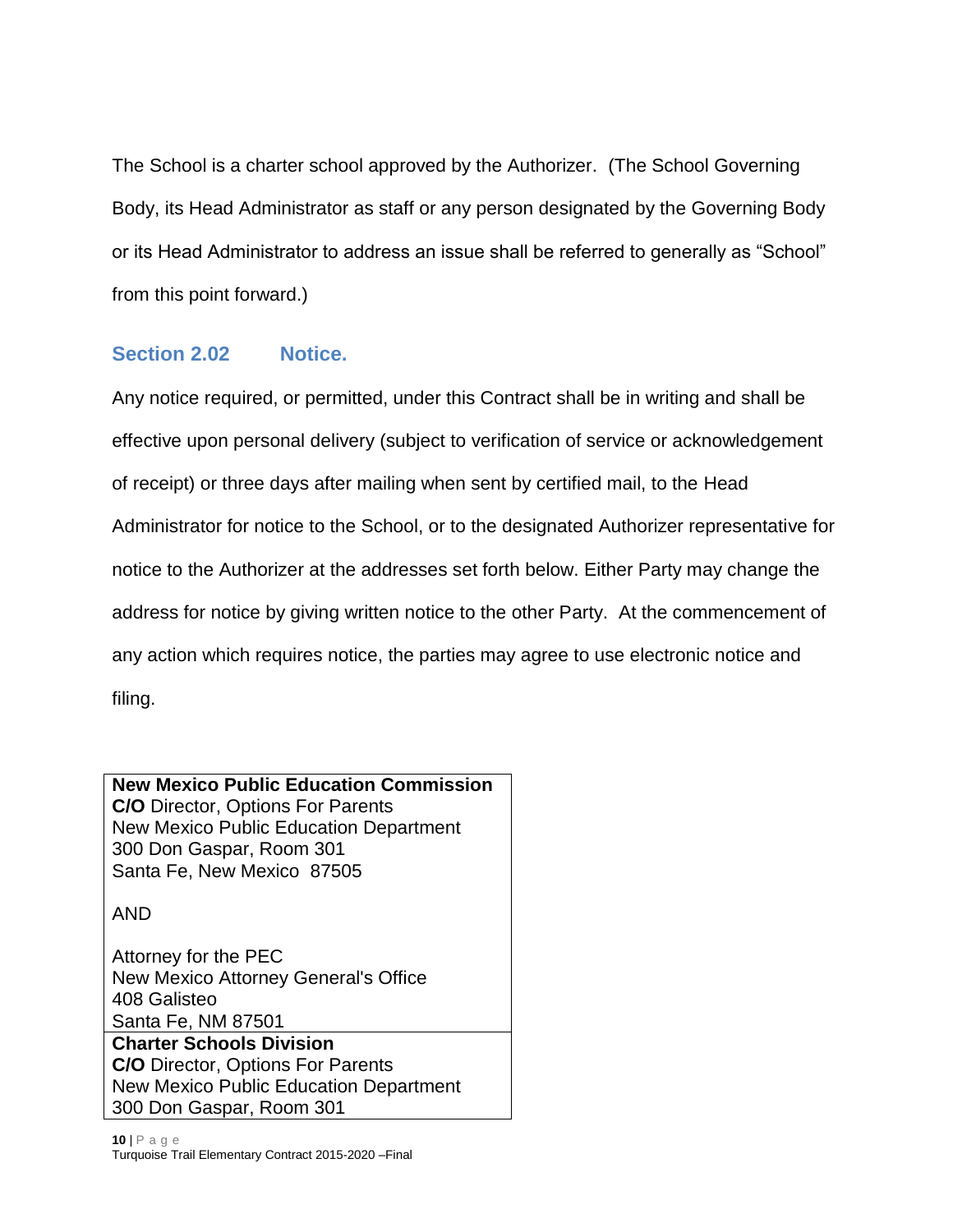The School is a charter school approved by the Authorizer. (The School Governing Body, its Head Administrator as staff or any person designated by the Governing Body or its Head Administrator to address an issue shall be referred to generally as "School" from this point forward.)

### Section 2.02 Notice.

Any notice required, or permitted, under this Contract shall be in writing and shall be effective upon personal delivery (subject to verification of service or acknowledgement of receipt) or three days after mailing when sent by certified mail, to the Head Administrator for notice to the School, or to the designated Authorizer representative for notice to the Authorizer at the addresses set forth below. Either Party may change the address for notice by giving written notice to the other Party. At the commencement of any action which requires notice, the parties may agree to use electronic notice and filing.

| |
|---|
| **New Mexico Public Education Commission**<br>**C/O** Director, Options For Parents<br>New Mexico Public Education Department<br>300 Don Gaspar, Room 301<br>Santa Fe, New Mexico 87505<br><br>AND<br><br>Attorney for the PEC<br>New Mexico Attorney General's Office<br>408 Galisteo<br>Santa Fe, NM 87501 |
| **Charter Schools Division**<br>**C/O** Director, Options For Parents<br>New Mexico Public Education Department<br>300 Don Gaspar, Room 301 |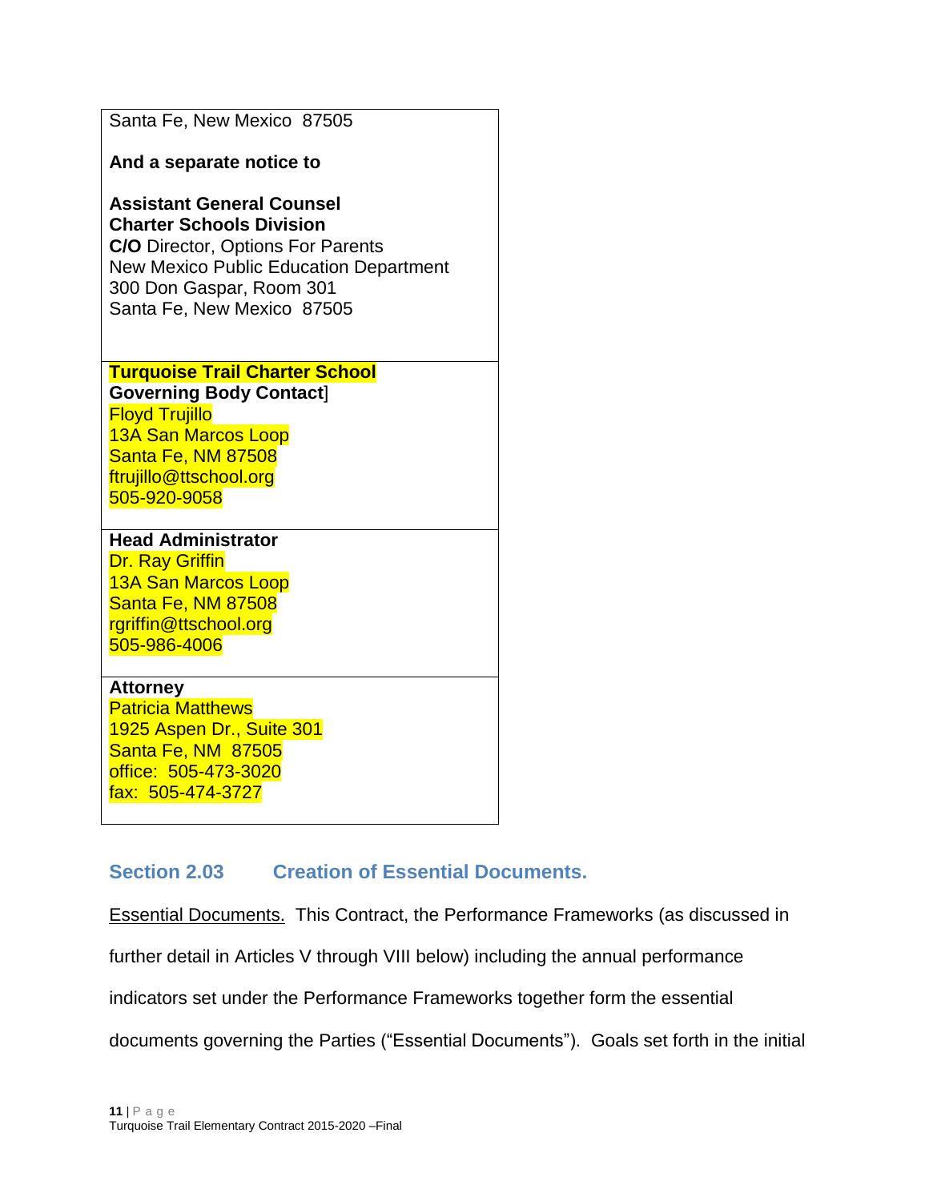| |
|---|
| Santa Fe, New Mexico 87505<br><br>**And a separate notice to**<br><br>**Assistant General Counsel**<br>**Charter Schools Division**<br>**C/O** Director, Options For Parents<br>New Mexico Public Education Department<br>300 Don Gaspar, Room 301<br>Santa Fe, New Mexico 87505 |
| **Turquoise Trail Charter School Governing Body Contact**]<br>Floyd Trujillo<br>13A San Marcos Loop<br>Santa Fe, NM 87508<br>ftrujillo@ttschool.org<br>505-920-9058 |
| **Head Administrator**<br>Dr. Ray Griffin<br>13A San Marcos Loop<br>Santa Fe, NM 87508<br>rgriffin@ttschool.org<br>505-986-4006 |
| **Attorney**<br>Patricia Matthews<br>1925 Aspen Dr., Suite 301<br>Santa Fe, NM 87505<br>office: 505-473-3020<br>fax: 505-474-3727 |

### Section 2.03 Creation of Essential Documents.

Essential Documents. This Contract, the Performance Frameworks (as discussed in further detail in Articles V through VIII below) including the annual performance indicators set under the Performance Frameworks together form the essential documents governing the Parties ("Essential Documents"). Goals set forth in the initial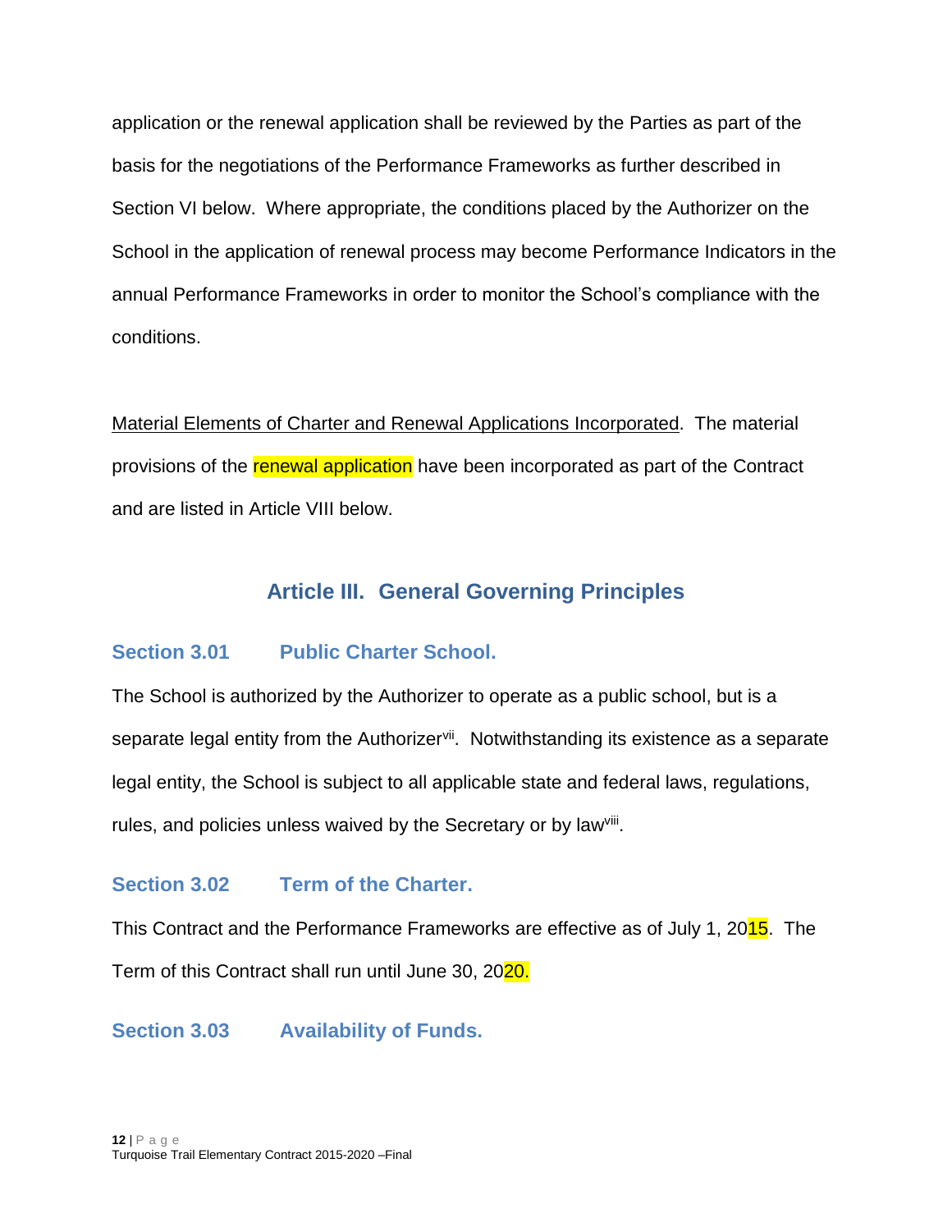application or the renewal application shall be reviewed by the Parties as part of the basis for the negotiations of the Performance Frameworks as further described in Section VI below. Where appropriate, the conditions placed by the Authorizer on the School in the application of renewal process may become Performance Indicators in the annual Performance Frameworks in order to monitor the School's compliance with the conditions.

Material Elements of Charter and Renewal Applications Incorporated. The material provisions of the renewal application have been incorporated as part of the Contract and are listed in Article VIII below.

## Article III. General Governing Principles

### Section 3.01 Public Charter School.

The School is authorized by the Authorizer to operate as a public school, but is a separate legal entity from the Authorizer[vii]. Notwithstanding its existence as a separate legal entity, the School is subject to all applicable state and federal laws, regulations, rules, and policies unless waived by the Secretary or by law[viii].

### Section 3.02 Term of the Charter.

This Contract and the Performance Frameworks are effective as of July 1, 2015. The Term of this Contract shall run until June 30, 2020.

### Section 3.03 Availability of Funds.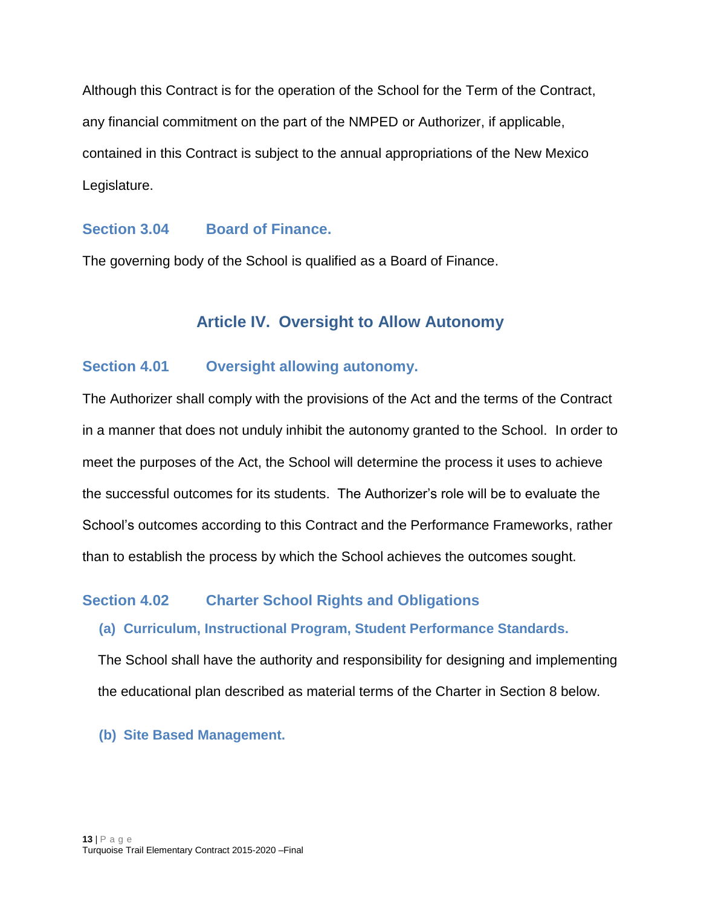Although this Contract is for the operation of the School for the Term of the Contract, any financial commitment on the part of the NMPED or Authorizer, if applicable, contained in this Contract is subject to the annual appropriations of the New Mexico Legislature.

### Section 3.04 Board of Finance.

The governing body of the School is qualified as a Board of Finance.

## Article IV. Oversight to Allow Autonomy

### Section 4.01 Oversight allowing autonomy.

The Authorizer shall comply with the provisions of the Act and the terms of the Contract in a manner that does not unduly inhibit the autonomy granted to the School. In order to meet the purposes of the Act, the School will determine the process it uses to achieve the successful outcomes for its students. The Authorizer's role will be to evaluate the School's outcomes according to this Contract and the Performance Frameworks, rather than to establish the process by which the School achieves the outcomes sought.

### Section 4.02 Charter School Rights and Obligations

#### (a) Curriculum, Instructional Program, Student Performance Standards.

The School shall have the authority and responsibility for designing and implementing the educational plan described as material terms of the Charter in Section 8 below.

#### (b) Site Based Management.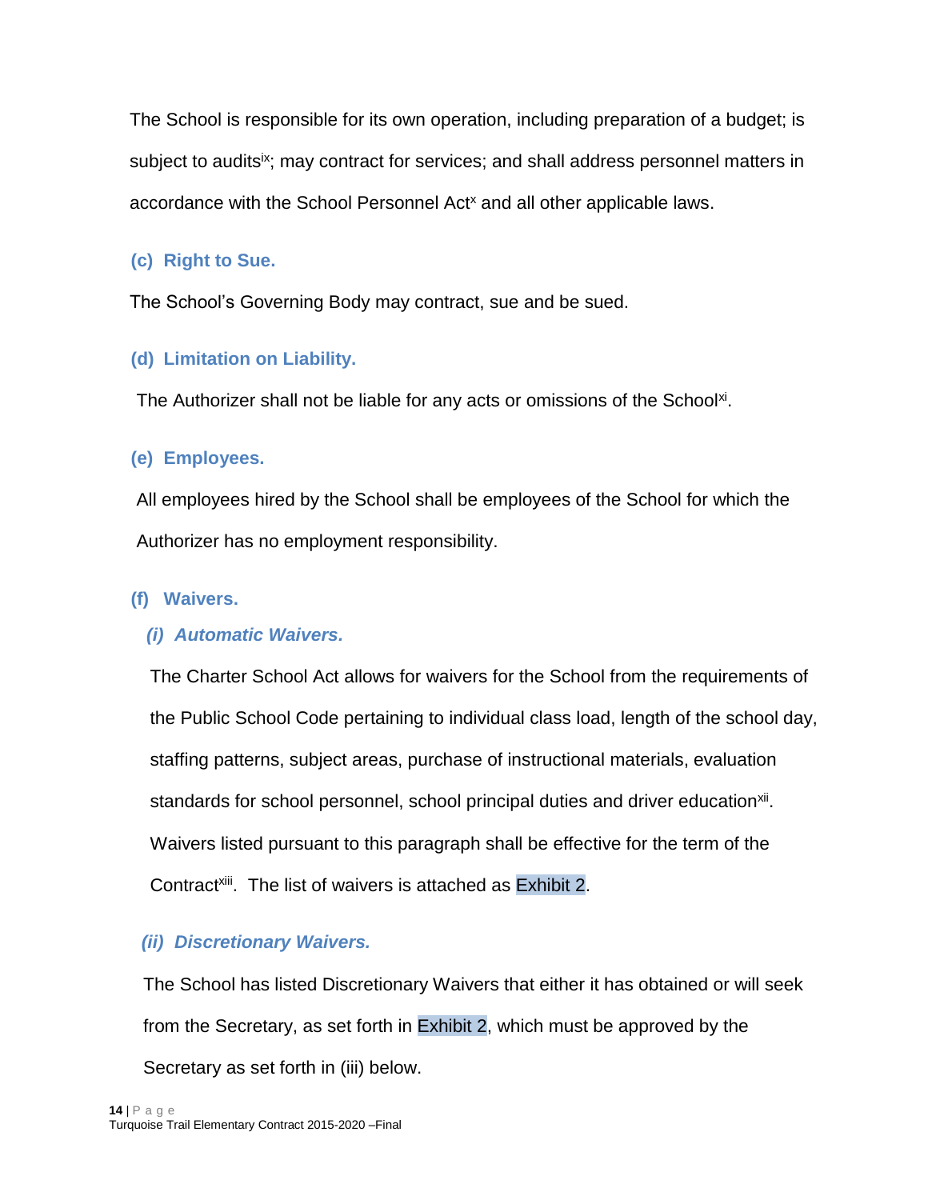The School is responsible for its own operation, including preparation of a budget; is subject to audits[ix]; may contract for services; and shall address personnel matters in accordance with the School Personnel Act[x] and all other applicable laws.

### (c) Right to Sue.

The School's Governing Body may contract, sue and be sued.

### (d) Limitation on Liability.

The Authorizer shall not be liable for any acts or omissions of the School[xi].

### (e) Employees.

All employees hired by the School shall be employees of the School for which the Authorizer has no employment responsibility.

### (f) Waivers.

#### *(i) Automatic Waivers.*

The Charter School Act allows for waivers for the School from the requirements of the Public School Code pertaining to individual class load, length of the school day, staffing patterns, subject areas, purchase of instructional materials, evaluation standards for school personnel, school principal duties and driver education[xii]. Waivers listed pursuant to this paragraph shall be effective for the term of the Contract[xiii]. The list of waivers is attached as Exhibit 2.

#### *(ii) Discretionary Waivers.*

The School has listed Discretionary Waivers that either it has obtained or will seek from the Secretary, as set forth in Exhibit 2, which must be approved by the Secretary as set forth in (iii) below.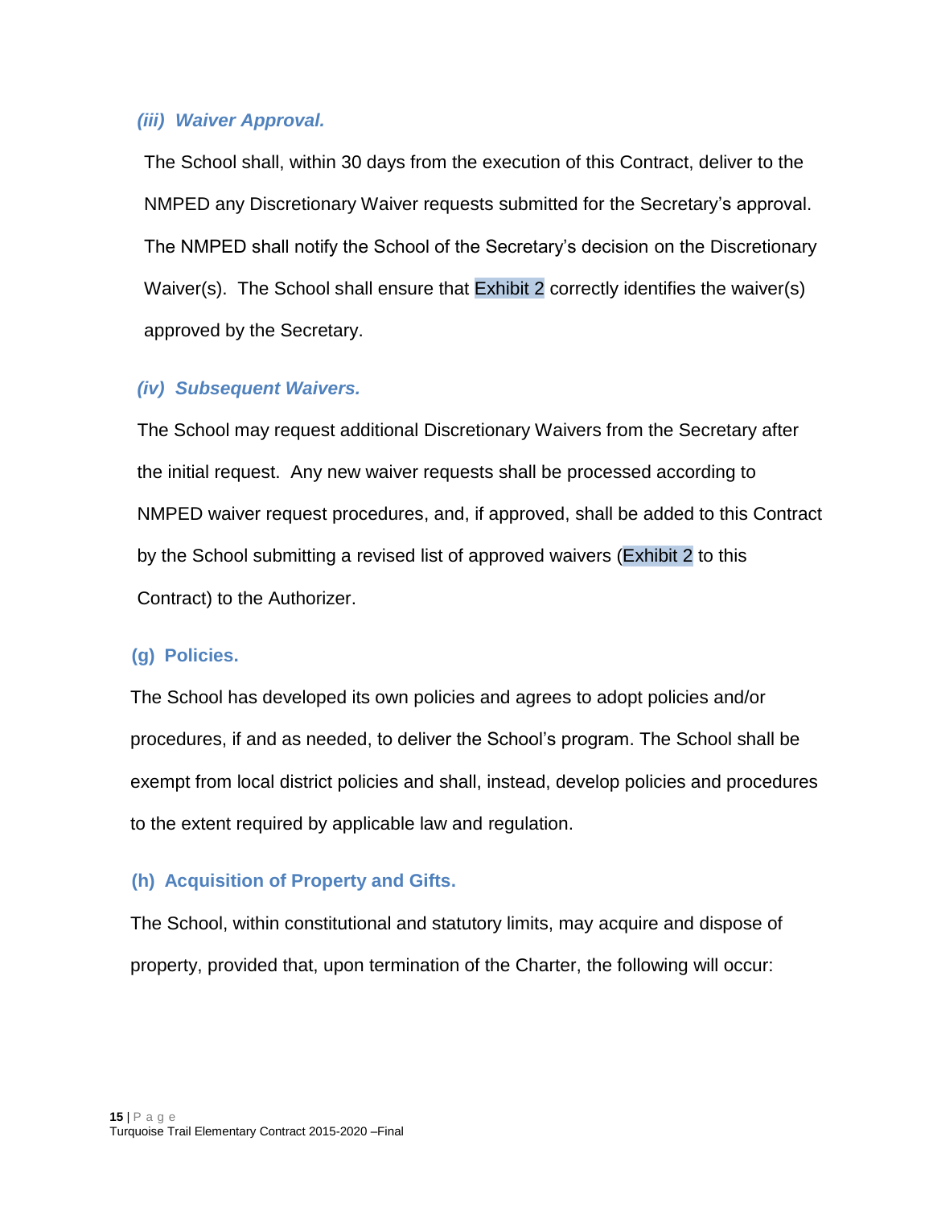#### *(iii) Waiver Approval.*

The School shall, within 30 days from the execution of this Contract, deliver to the NMPED any Discretionary Waiver requests submitted for the Secretary's approval. The NMPED shall notify the School of the Secretary's decision on the Discretionary Waiver(s). The School shall ensure that Exhibit 2 correctly identifies the waiver(s) approved by the Secretary.

#### *(iv) Subsequent Waivers.*

The School may request additional Discretionary Waivers from the Secretary after the initial request. Any new waiver requests shall be processed according to NMPED waiver request procedures, and, if approved, shall be added to this Contract by the School submitting a revised list of approved waivers (Exhibit 2 to this Contract) to the Authorizer.

### (g) Policies.

The School has developed its own policies and agrees to adopt policies and/or procedures, if and as needed, to deliver the School's program. The School shall be exempt from local district policies and shall, instead, develop policies and procedures to the extent required by applicable law and regulation.

### (h) Acquisition of Property and Gifts.

The School, within constitutional and statutory limits, may acquire and dispose of property, provided that, upon termination of the Charter, the following will occur: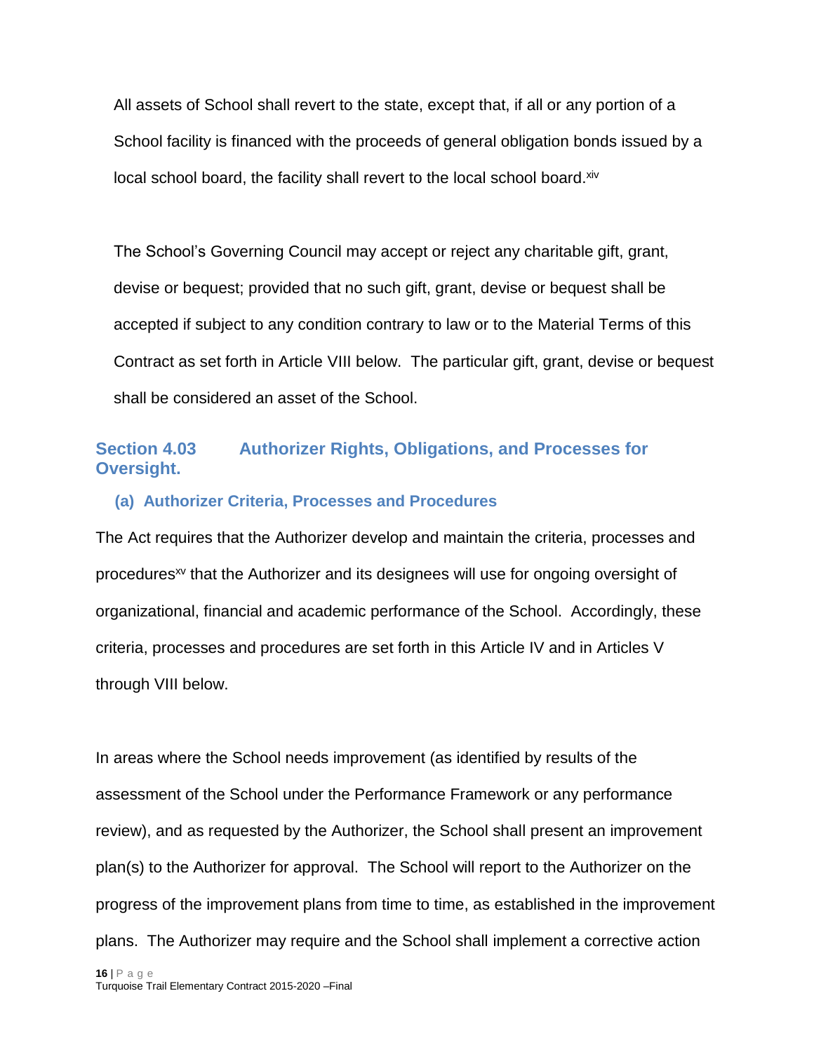All assets of School shall revert to the state, except that, if all or any portion of a School facility is financed with the proceeds of general obligation bonds issued by a local school board, the facility shall revert to the local school board.[xiv]

The School's Governing Council may accept or reject any charitable gift, grant, devise or bequest; provided that no such gift, grant, devise or bequest shall be accepted if subject to any condition contrary to law or to the Material Terms of this Contract as set forth in Article VIII below. The particular gift, grant, devise or bequest shall be considered an asset of the School.

## Section 4.03 Authorizer Rights, Obligations, and Processes for Oversight.

### (a) Authorizer Criteria, Processes and Procedures

The Act requires that the Authorizer develop and maintain the criteria, processes and procedures[xv] that the Authorizer and its designees will use for ongoing oversight of organizational, financial and academic performance of the School. Accordingly, these criteria, processes and procedures are set forth in this Article IV and in Articles V through VIII below.

In areas where the School needs improvement (as identified by results of the assessment of the School under the Performance Framework or any performance review), and as requested by the Authorizer, the School shall present an improvement plan(s) to the Authorizer for approval. The School will report to the Authorizer on the progress of the improvement plans from time to time, as established in the improvement plans. The Authorizer may require and the School shall implement a corrective action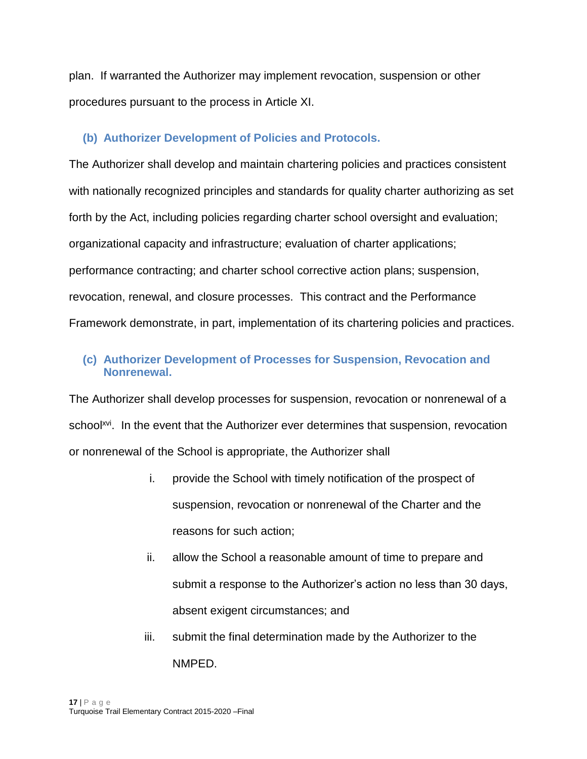plan. If warranted the Authorizer may implement revocation, suspension or other procedures pursuant to the process in Article XI.

### (b) Authorizer Development of Policies and Protocols.

The Authorizer shall develop and maintain chartering policies and practices consistent with nationally recognized principles and standards for quality charter authorizing as set forth by the Act, including policies regarding charter school oversight and evaluation; organizational capacity and infrastructure; evaluation of charter applications; performance contracting; and charter school corrective action plans; suspension, revocation, renewal, and closure processes. This contract and the Performance Framework demonstrate, in part, implementation of its chartering policies and practices.

### (c) Authorizer Development of Processes for Suspension, Revocation and Nonrenewal.

The Authorizer shall develop processes for suspension, revocation or nonrenewal of a school[xvi]. In the event that the Authorizer ever determines that suspension, revocation or nonrenewal of the School is appropriate, the Authorizer shall

i. provide the School with timely notification of the prospect of suspension, revocation or nonrenewal of the Charter and the reasons for such action;

ii. allow the School a reasonable amount of time to prepare and submit a response to the Authorizer's action no less than 30 days, absent exigent circumstances; and

iii. submit the final determination made by the Authorizer to the NMPED.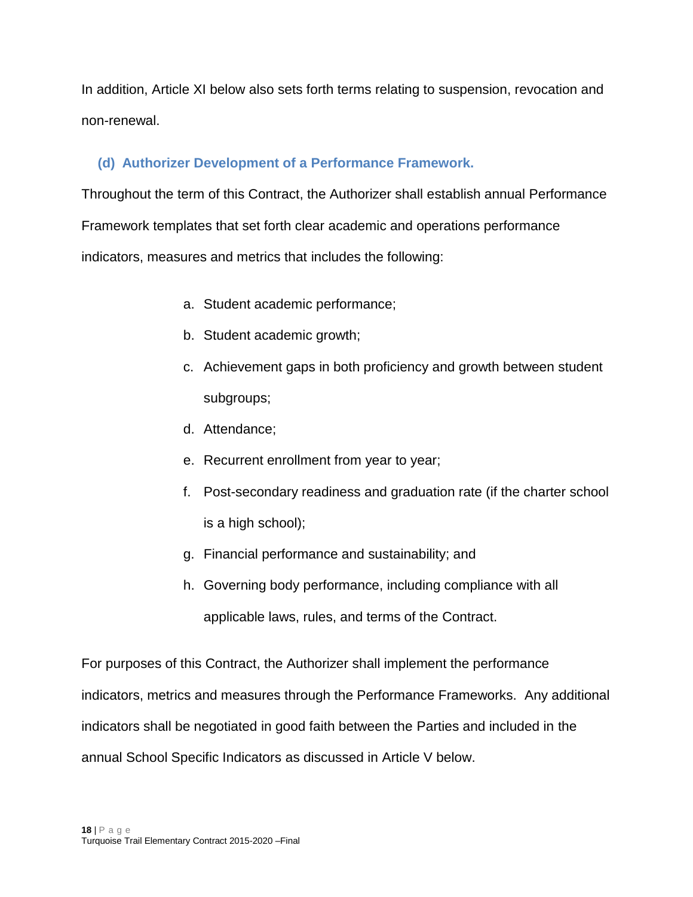In addition, Article XI below also sets forth terms relating to suspension, revocation and non-renewal.

### (d) Authorizer Development of a Performance Framework.

Throughout the term of this Contract, the Authorizer shall establish annual Performance Framework templates that set forth clear academic and operations performance indicators, measures and metrics that includes the following:

a. Student academic performance;
b. Student academic growth;
c. Achievement gaps in both proficiency and growth between student subgroups;
d. Attendance;
e. Recurrent enrollment from year to year;
f. Post-secondary readiness and graduation rate (if the charter school is a high school);
g. Financial performance and sustainability; and
h. Governing body performance, including compliance with all applicable laws, rules, and terms of the Contract.

For purposes of this Contract, the Authorizer shall implement the performance indicators, metrics and measures through the Performance Frameworks. Any additional indicators shall be negotiated in good faith between the Parties and included in the annual School Specific Indicators as discussed in Article V below.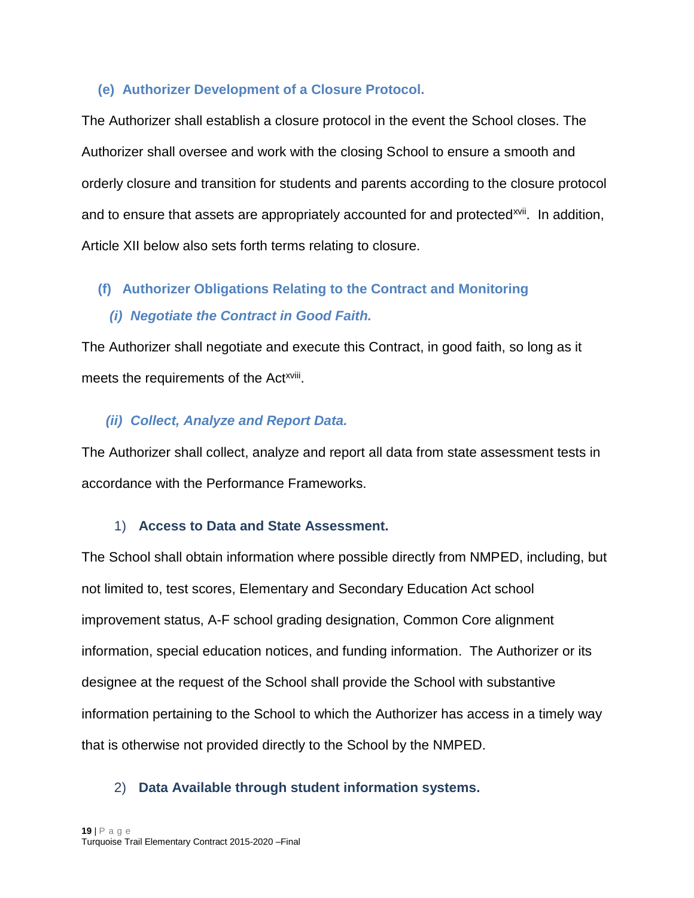### (e) Authorizer Development of a Closure Protocol.

The Authorizer shall establish a closure protocol in the event the School closes. The Authorizer shall oversee and work with the closing School to ensure a smooth and orderly closure and transition for students and parents according to the closure protocol and to ensure that assets are appropriately accounted for and protected[xvii]. In addition, Article XII below also sets forth terms relating to closure.

### (f) Authorizer Obligations Relating to the Contract and Monitoring

#### *(i) Negotiate the Contract in Good Faith.*

The Authorizer shall negotiate and execute this Contract, in good faith, so long as it meets the requirements of the Act[xviii].

#### *(ii) Collect, Analyze and Report Data.*

The Authorizer shall collect, analyze and report all data from state assessment tests in accordance with the Performance Frameworks.

##### 1) **Access to Data and State Assessment.**

The School shall obtain information where possible directly from NMPED, including, but not limited to, test scores, Elementary and Secondary Education Act school improvement status, A-F school grading designation, Common Core alignment information, special education notices, and funding information. The Authorizer or its designee at the request of the School shall provide the School with substantive information pertaining to the School to which the Authorizer has access in a timely way that is otherwise not provided directly to the School by the NMPED.

##### 2) **Data Available through student information systems.**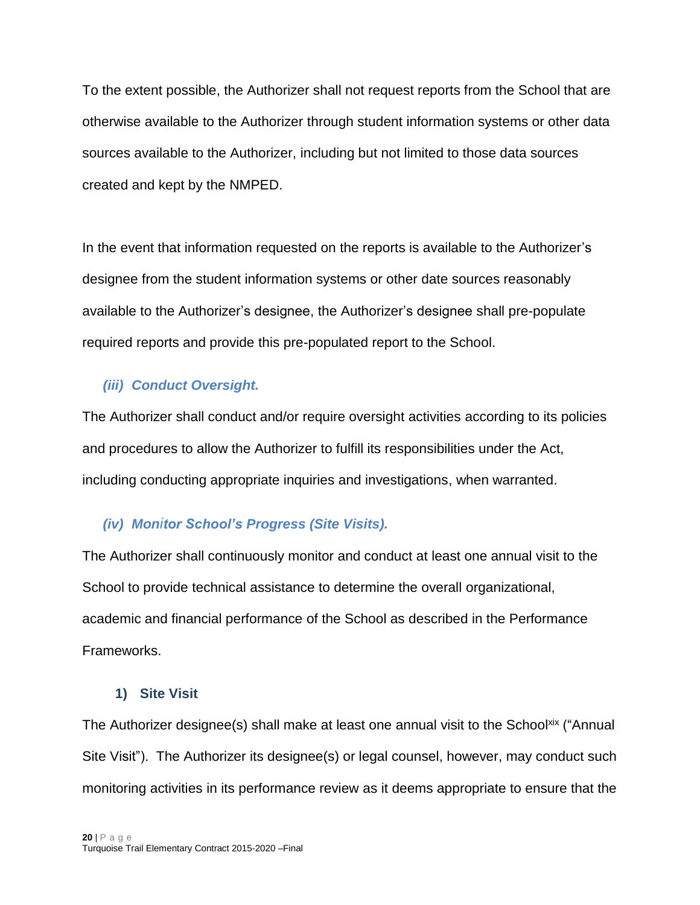To the extent possible, the Authorizer shall not request reports from the School that are otherwise available to the Authorizer through student information systems or other data sources available to the Authorizer, including but not limited to those data sources created and kept by the NMPED.

In the event that information requested on the reports is available to the Authorizer's designee from the student information systems or other date sources reasonably available to the Authorizer's designee, the Authorizer's designee shall pre-populate required reports and provide this pre-populated report to the School.

### *(iii) Conduct Oversight.*

The Authorizer shall conduct and/or require oversight activities according to its policies and procedures to allow the Authorizer to fulfill its responsibilities under the Act, including conducting appropriate inquiries and investigations, when warranted.

### *(iv) Monitor School's Progress (Site Visits).*

The Authorizer shall continuously monitor and conduct at least one annual visit to the School to provide technical assistance to determine the overall organizational, academic and financial performance of the School as described in the Performance Frameworks.

#### 1) Site Visit

The Authorizer designee(s) shall make at least one annual visit to the School[xix] ("Annual Site Visit"). The Authorizer its designee(s) or legal counsel, however, may conduct such monitoring activities in its performance review as it deems appropriate to ensure that the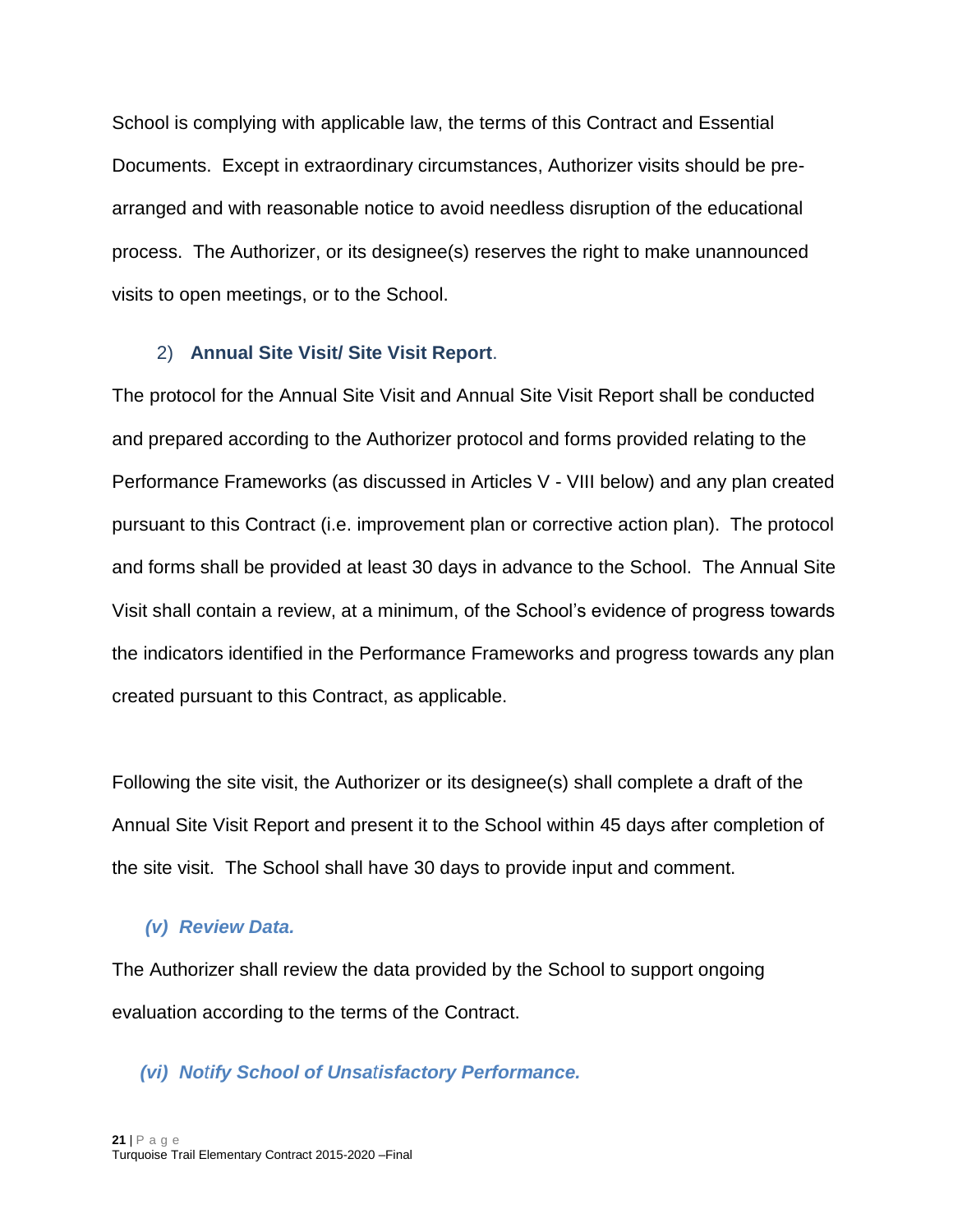School is complying with applicable law, the terms of this Contract and Essential Documents. Except in extraordinary circumstances, Authorizer visits should be pre-arranged and with reasonable notice to avoid needless disruption of the educational process. The Authorizer, or its designee(s) reserves the right to make unannounced visits to open meetings, or to the School.

2) **Annual Site Visit/ Site Visit Report**.

The protocol for the Annual Site Visit and Annual Site Visit Report shall be conducted and prepared according to the Authorizer protocol and forms provided relating to the Performance Frameworks (as discussed in Articles V - VIII below) and any plan created pursuant to this Contract (i.e. improvement plan or corrective action plan). The protocol and forms shall be provided at least 30 days in advance to the School. The Annual Site Visit shall contain a review, at a minimum, of the School's evidence of progress towards the indicators identified in the Performance Frameworks and progress towards any plan created pursuant to this Contract, as applicable.

Following the site visit, the Authorizer or its designee(s) shall complete a draft of the Annual Site Visit Report and present it to the School within 45 days after completion of the site visit. The School shall have 30 days to provide input and comment.

***(v) Review Data.***

The Authorizer shall review the data provided by the School to support ongoing evaluation according to the terms of the Contract.

***(vi) Notify School of Unsatisfactory Performance.***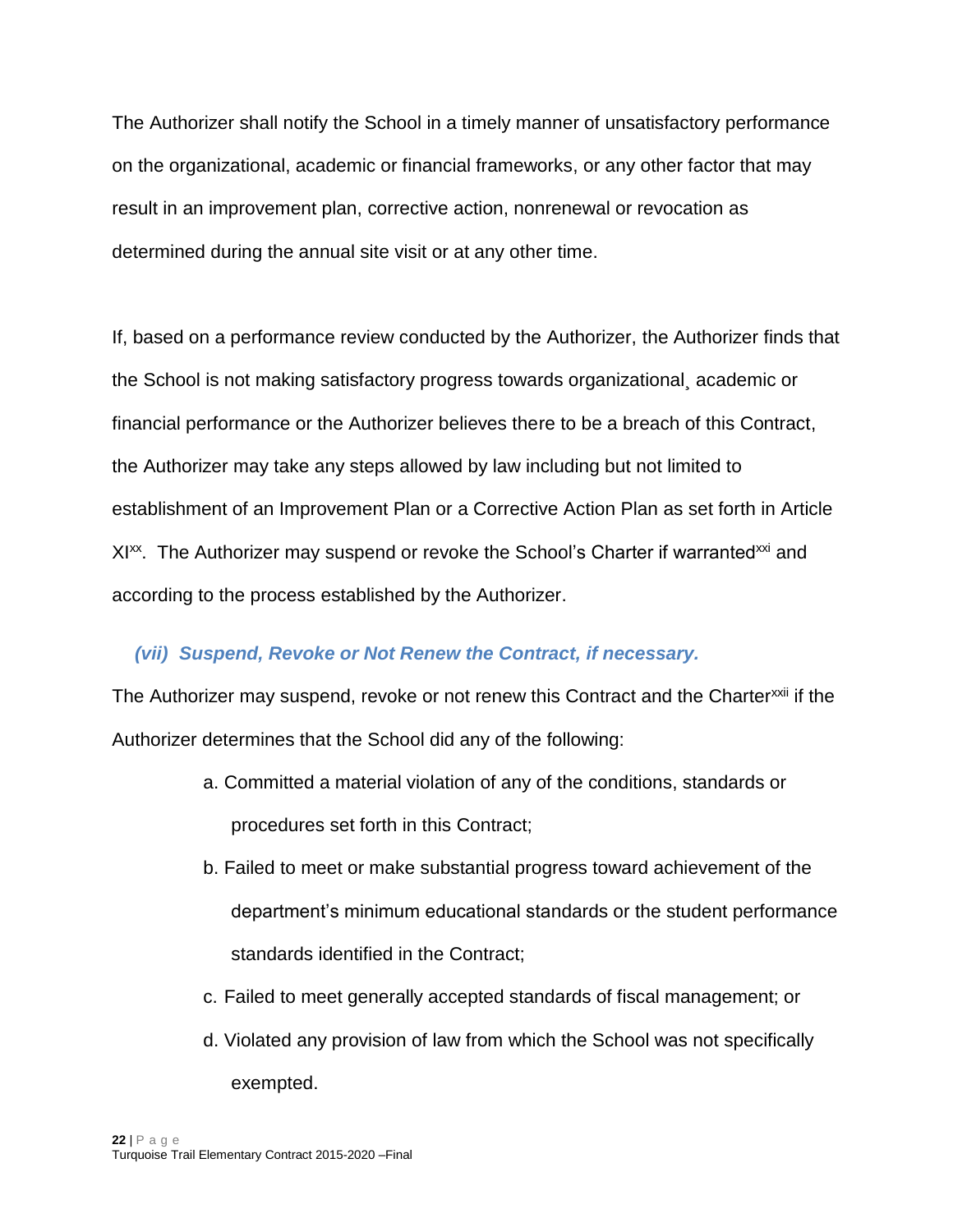The Authorizer shall notify the School in a timely manner of unsatisfactory performance on the organizational, academic or financial frameworks, or any other factor that may result in an improvement plan, corrective action, nonrenewal or revocation as determined during the annual site visit or at any other time.

If, based on a performance review conducted by the Authorizer, the Authorizer finds that the School is not making satisfactory progress towards organizational¸ academic or financial performance or the Authorizer believes there to be a breach of this Contract, the Authorizer may take any steps allowed by law including but not limited to establishment of an Improvement Plan or a Corrective Action Plan as set forth in Article XI[xx]. The Authorizer may suspend or revoke the School's Charter if warranted[xxi] and according to the process established by the Authorizer.

### *(vii) Suspend, Revoke or Not Renew the Contract, if necessary.*

The Authorizer may suspend, revoke or not renew this Contract and the Charter[xxii] if the Authorizer determines that the School did any of the following:

a. Committed a material violation of any of the conditions, standards or procedures set forth in this Contract;
b. Failed to meet or make substantial progress toward achievement of the department's minimum educational standards or the student performance standards identified in the Contract;
c. Failed to meet generally accepted standards of fiscal management; or
d. Violated any provision of law from which the School was not specifically exempted.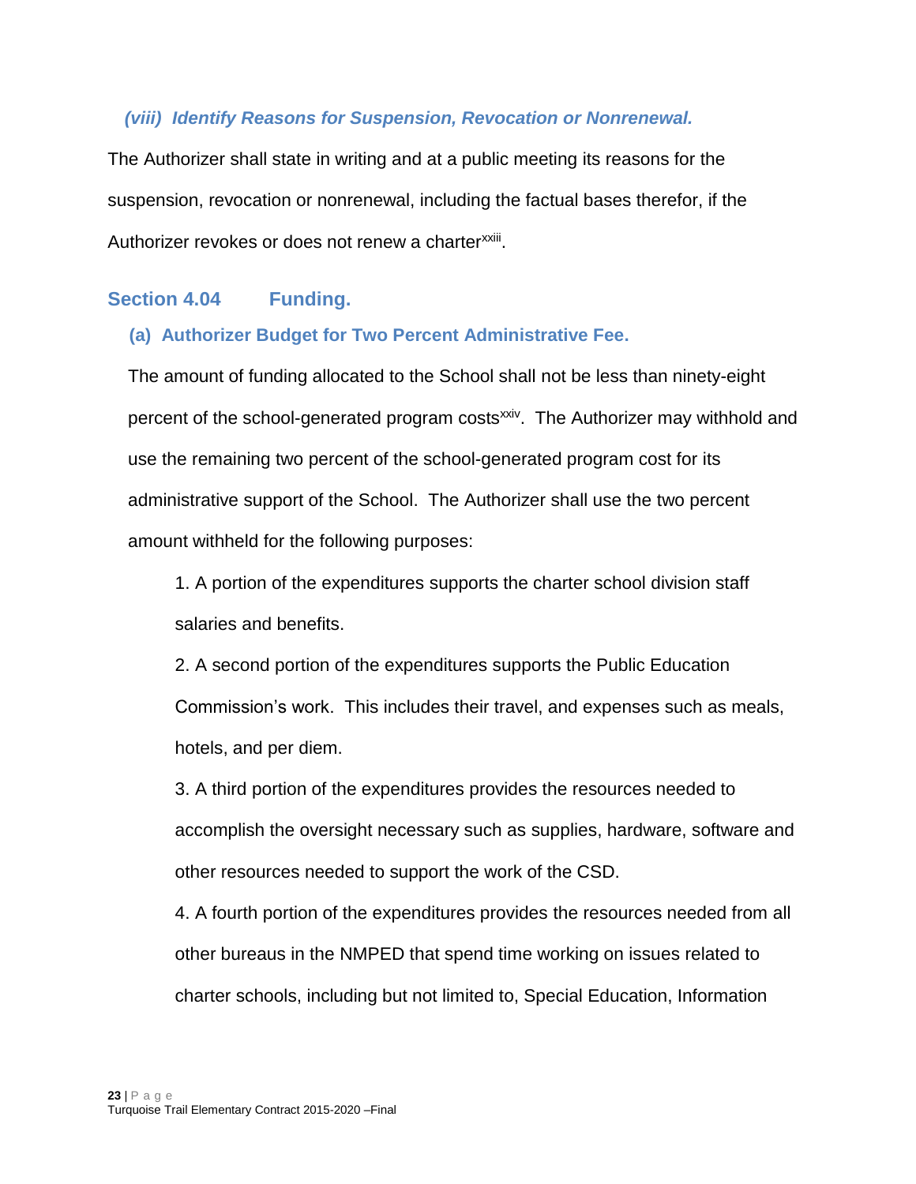#### *(viii) Identify Reasons for Suspension, Revocation or Nonrenewal.*

The Authorizer shall state in writing and at a public meeting its reasons for the suspension, revocation or nonrenewal, including the factual bases therefor, if the Authorizer revokes or does not renew a charter[xxiii].

## Section 4.04 Funding.

### (a) Authorizer Budget for Two Percent Administrative Fee.

The amount of funding allocated to the School shall not be less than ninety-eight percent of the school-generated program costs[xxiv]. The Authorizer may withhold and use the remaining two percent of the school-generated program cost for its administrative support of the School. The Authorizer shall use the two percent amount withheld for the following purposes:

1. A portion of the expenditures supports the charter school division staff salaries and benefits.
2. A second portion of the expenditures supports the Public Education Commission's work. This includes their travel, and expenses such as meals, hotels, and per diem.
3. A third portion of the expenditures provides the resources needed to accomplish the oversight necessary such as supplies, hardware, software and other resources needed to support the work of the CSD.
4. A fourth portion of the expenditures provides the resources needed from all other bureaus in the NMPED that spend time working on issues related to charter schools, including but not limited to, Special Education, Information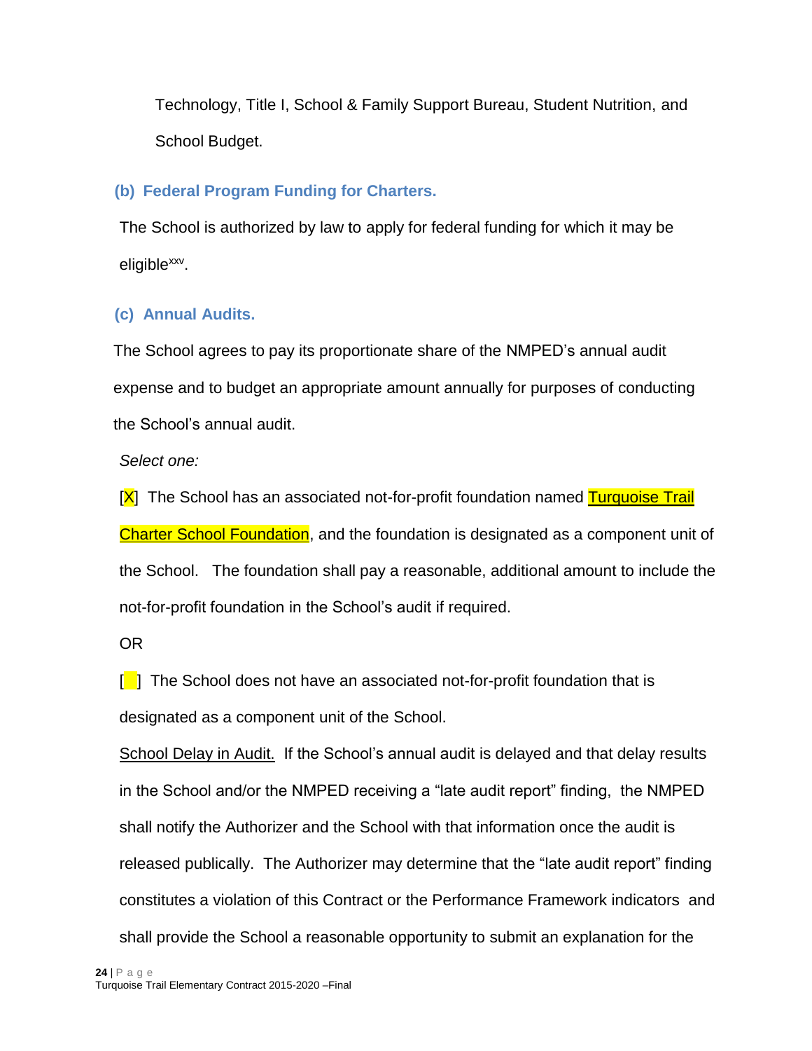Technology, Title I, School & Family Support Bureau, Student Nutrition, and School Budget.

### (b) Federal Program Funding for Charters.

The School is authorized by law to apply for federal funding for which it may be eligible[xxv].

### (c) Annual Audits.

The School agrees to pay its proportionate share of the NMPED's annual audit expense and to budget an appropriate amount annually for purposes of conducting the School's annual audit.

*Select one:*

[X] The School has an associated not-for-profit foundation named Turquoise Trail Charter School Foundation, and the foundation is designated as a component unit of the School. The foundation shall pay a reasonable, additional amount to include the not-for-profit foundation in the School's audit if required.

OR

[ ] The School does not have an associated not-for-profit foundation that is designated as a component unit of the School.

School Delay in Audit. If the School's annual audit is delayed and that delay results in the School and/or the NMPED receiving a "late audit report" finding, the NMPED shall notify the Authorizer and the School with that information once the audit is released publically. The Authorizer may determine that the "late audit report" finding constitutes a violation of this Contract or the Performance Framework indicators and shall provide the School a reasonable opportunity to submit an explanation for the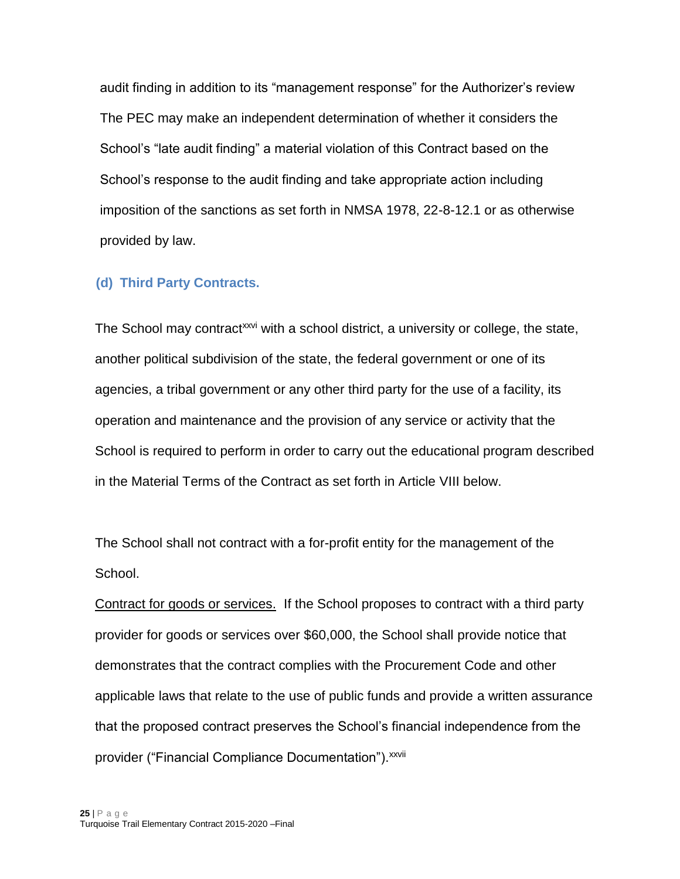audit finding in addition to its "management response" for the Authorizer's review The PEC may make an independent determination of whether it considers the School's "late audit finding" a material violation of this Contract based on the School's response to the audit finding and take appropriate action including imposition of the sanctions as set forth in NMSA 1978, 22-8-12.1 or as otherwise provided by law.

### (d) Third Party Contracts.

The School may contract[xxvi] with a school district, a university or college, the state, another political subdivision of the state, the federal government or one of its agencies, a tribal government or any other third party for the use of a facility, its operation and maintenance and the provision of any service or activity that the School is required to perform in order to carry out the educational program described in the Material Terms of the Contract as set forth in Article VIII below.

The School shall not contract with a for-profit entity for the management of the School.

Contract for goods or services. If the School proposes to contract with a third party provider for goods or services over $60,000, the School shall provide notice that demonstrates that the contract complies with the Procurement Code and other applicable laws that relate to the use of public funds and provide a written assurance that the proposed contract preserves the School's financial independence from the provider ("Financial Compliance Documentation").[xxvii]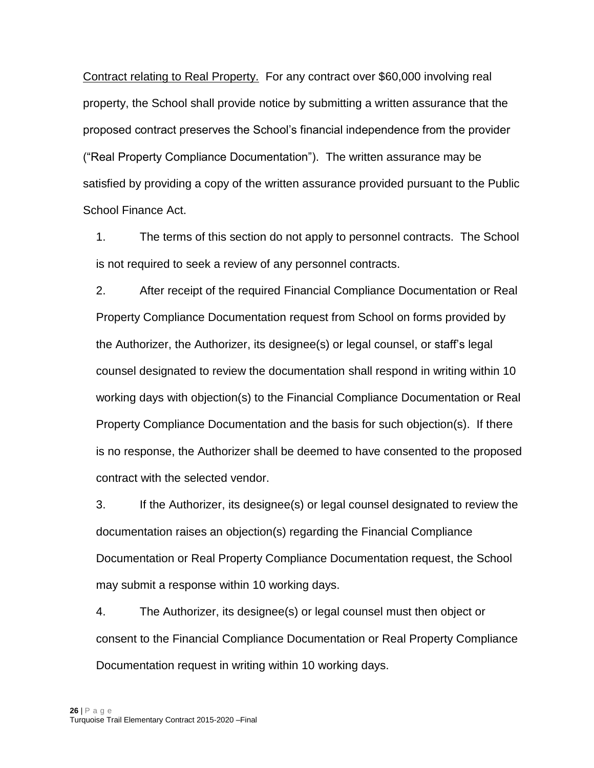<u>Contract relating to Real Property.</u> For any contract over $60,000 involving real property, the School shall provide notice by submitting a written assurance that the proposed contract preserves the School's financial independence from the provider ("Real Property Compliance Documentation"). The written assurance may be satisfied by providing a copy of the written assurance provided pursuant to the Public School Finance Act.

1. The terms of this section do not apply to personnel contracts. The School is not required to seek a review of any personnel contracts.

2. After receipt of the required Financial Compliance Documentation or Real Property Compliance Documentation request from School on forms provided by the Authorizer, the Authorizer, its designee(s) or legal counsel, or staff's legal counsel designated to review the documentation shall respond in writing within 10 working days with objection(s) to the Financial Compliance Documentation or Real Property Compliance Documentation and the basis for such objection(s). If there is no response, the Authorizer shall be deemed to have consented to the proposed contract with the selected vendor.

3. If the Authorizer, its designee(s) or legal counsel designated to review the documentation raises an objection(s) regarding the Financial Compliance Documentation or Real Property Compliance Documentation request, the School may submit a response within 10 working days.

4. The Authorizer, its designee(s) or legal counsel must then object or consent to the Financial Compliance Documentation or Real Property Compliance Documentation request in writing within 10 working days.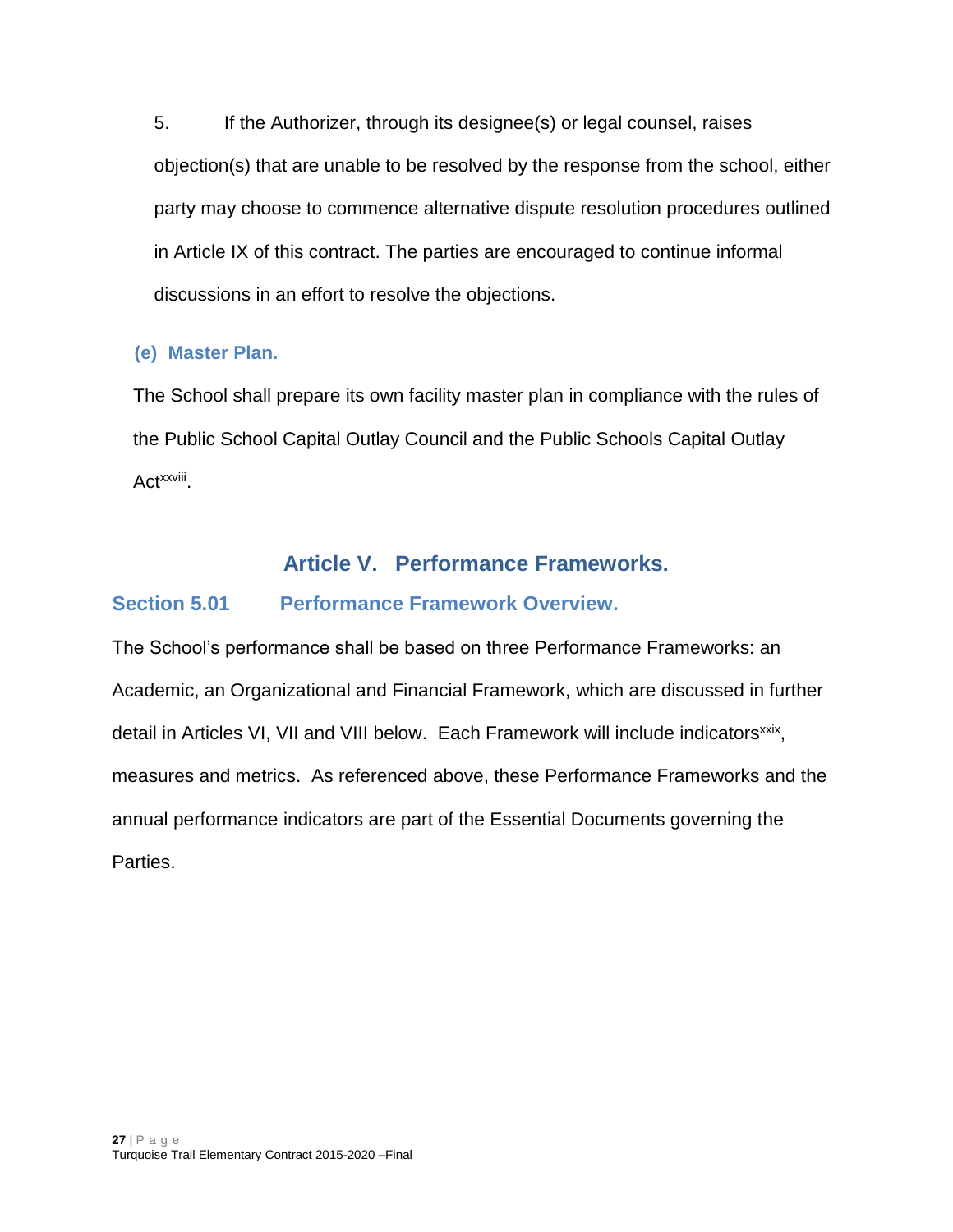5. If the Authorizer, through its designee(s) or legal counsel, raises objection(s) that are unable to be resolved by the response from the school, either party may choose to commence alternative dispute resolution procedures outlined in Article IX of this contract. The parties are encouraged to continue informal discussions in an effort to resolve the objections.

### (e) Master Plan.

The School shall prepare its own facility master plan in compliance with the rules of the Public School Capital Outlay Council and the Public Schools Capital Outlay Act[xxviii].

# Article V. Performance Frameworks.

## Section 5.01 Performance Framework Overview.

The School's performance shall be based on three Performance Frameworks: an Academic, an Organizational and Financial Framework, which are discussed in further detail in Articles VI, VII and VIII below. Each Framework will include indicators[xxix], measures and metrics. As referenced above, these Performance Frameworks and the annual performance indicators are part of the Essential Documents governing the Parties.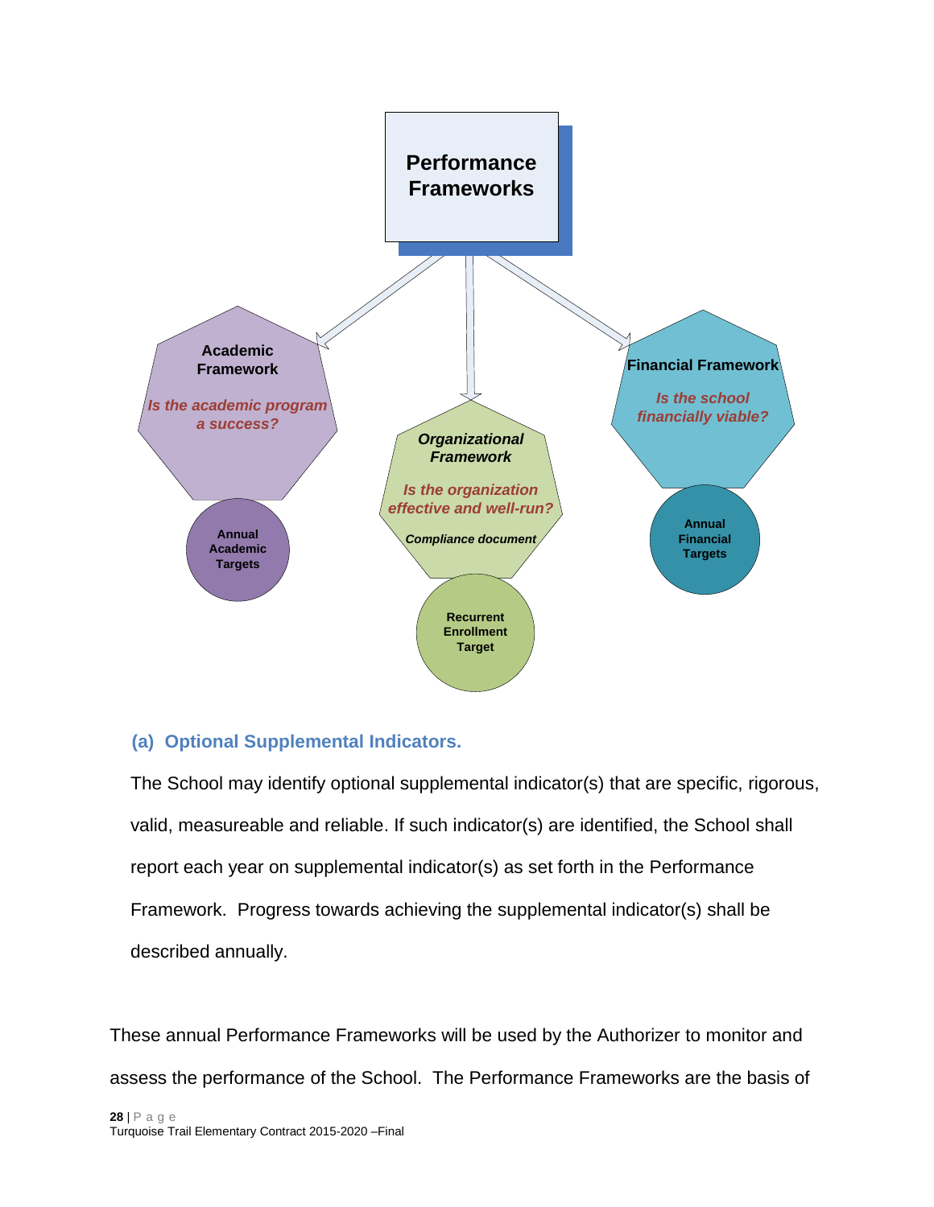**Performance Frameworks**

**Academic Framework**

*Is the academic program a success?*

**Annual Academic Targets**

***Organizational Framework***

*Is the organization effective and well-run?*

*Compliance document*

**Recurrent Enrollment Target**

**Financial Framework**

*Is the school financially viable?*

**Annual Financial Targets**

### (a) Optional Supplemental Indicators.

The School may identify optional supplemental indicator(s) that are specific, rigorous, valid, measureable and reliable. If such indicator(s) are identified, the School shall report each year on supplemental indicator(s) as set forth in the Performance Framework. Progress towards achieving the supplemental indicator(s) shall be described annually.

These annual Performance Frameworks will be used by the Authorizer to monitor and assess the performance of the School. The Performance Frameworks are the basis of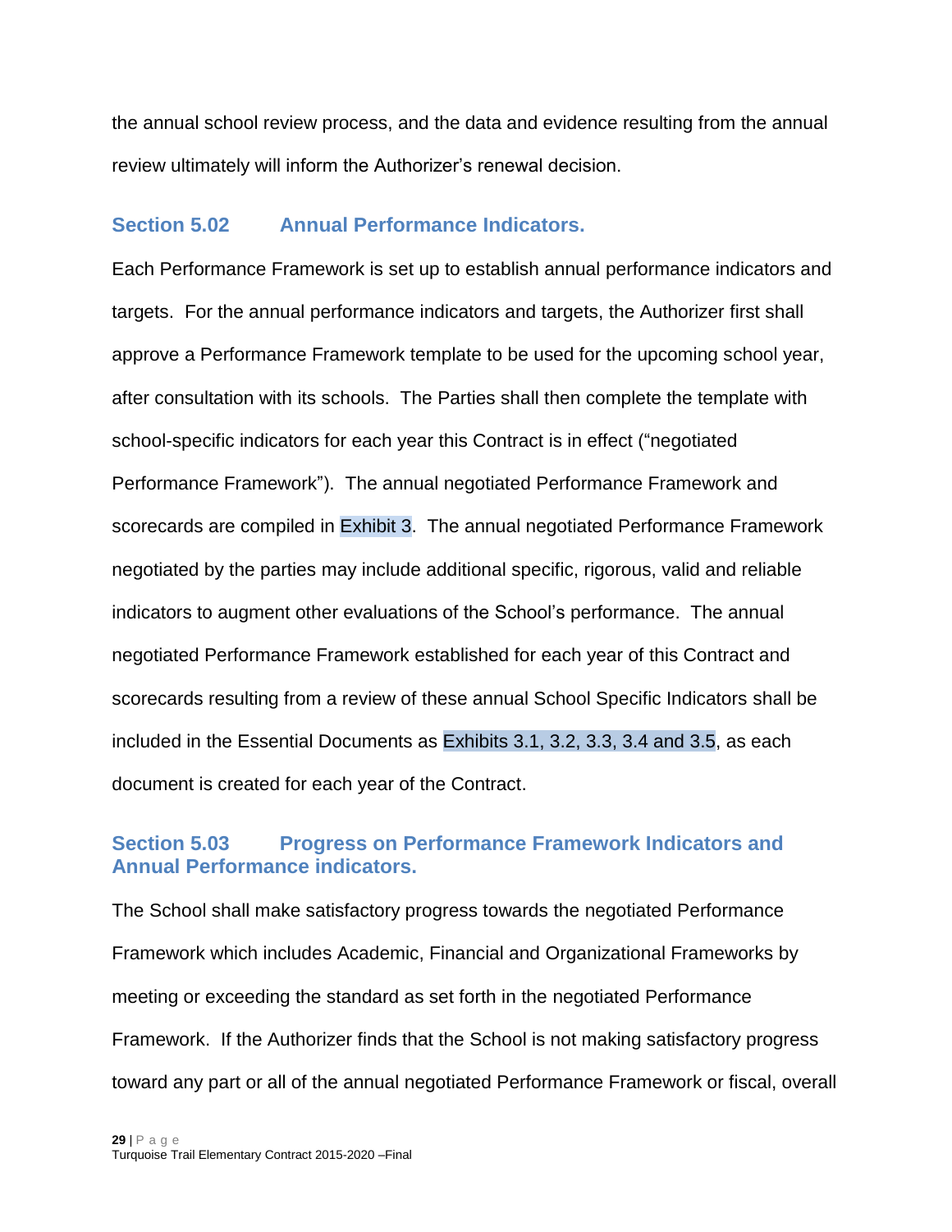the annual school review process, and the data and evidence resulting from the annual review ultimately will inform the Authorizer's renewal decision.

### Section 5.02 Annual Performance Indicators.

Each Performance Framework is set up to establish annual performance indicators and targets. For the annual performance indicators and targets, the Authorizer first shall approve a Performance Framework template to be used for the upcoming school year, after consultation with its schools. The Parties shall then complete the template with school-specific indicators for each year this Contract is in effect ("negotiated Performance Framework"). The annual negotiated Performance Framework and scorecards are compiled in Exhibit 3. The annual negotiated Performance Framework negotiated by the parties may include additional specific, rigorous, valid and reliable indicators to augment other evaluations of the School's performance. The annual negotiated Performance Framework established for each year of this Contract and scorecards resulting from a review of these annual School Specific Indicators shall be included in the Essential Documents as Exhibits 3.1, 3.2, 3.3, 3.4 and 3.5, as each document is created for each year of the Contract.

### Section 5.03 Progress on Performance Framework Indicators and Annual Performance indicators.

The School shall make satisfactory progress towards the negotiated Performance Framework which includes Academic, Financial and Organizational Frameworks by meeting or exceeding the standard as set forth in the negotiated Performance Framework. If the Authorizer finds that the School is not making satisfactory progress toward any part or all of the annual negotiated Performance Framework or fiscal, overall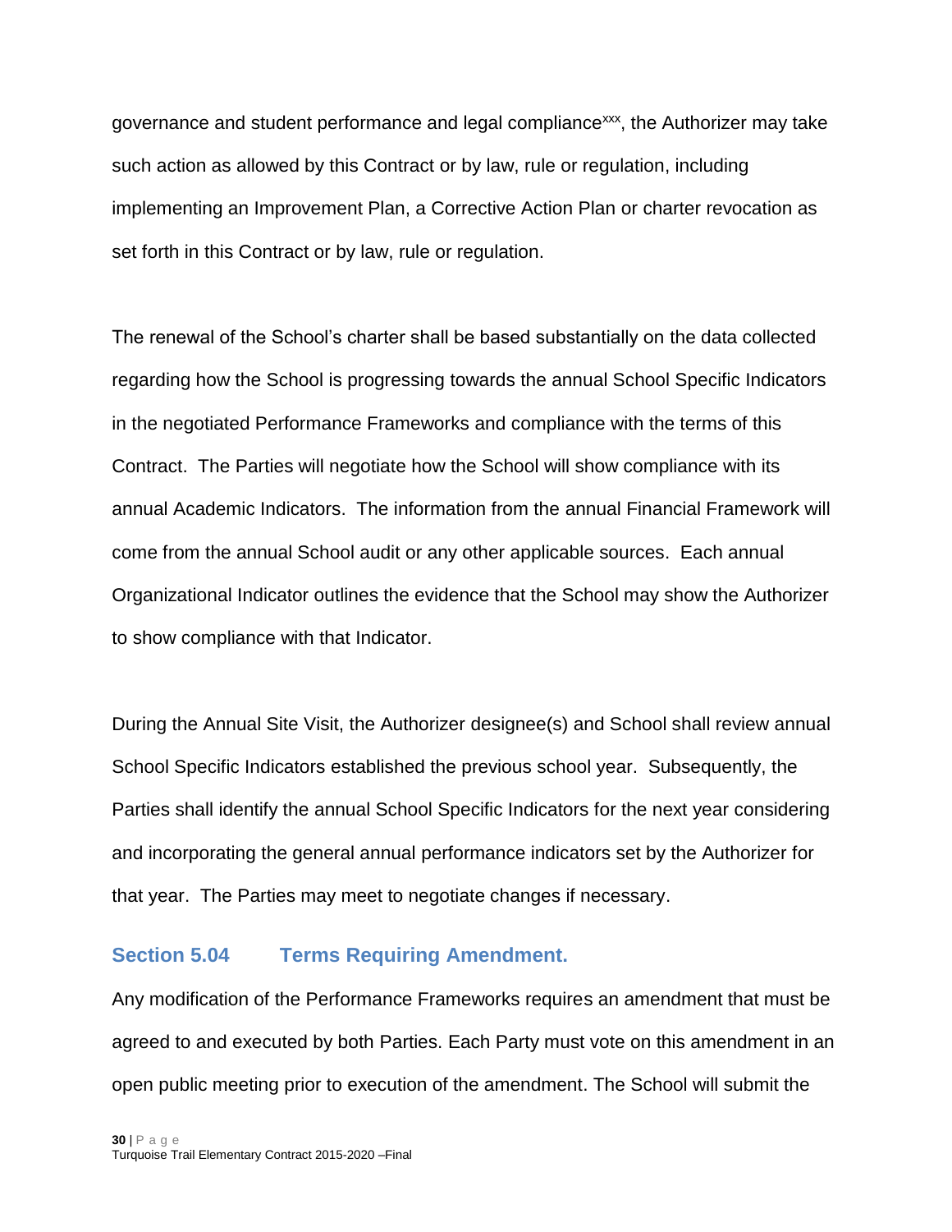governance and student performance and legal compliance[xxx], the Authorizer may take such action as allowed by this Contract or by law, rule or regulation, including implementing an Improvement Plan, a Corrective Action Plan or charter revocation as set forth in this Contract or by law, rule or regulation.

The renewal of the School's charter shall be based substantially on the data collected regarding how the School is progressing towards the annual School Specific Indicators in the negotiated Performance Frameworks and compliance with the terms of this Contract. The Parties will negotiate how the School will show compliance with its annual Academic Indicators. The information from the annual Financial Framework will come from the annual School audit or any other applicable sources. Each annual Organizational Indicator outlines the evidence that the School may show the Authorizer to show compliance with that Indicator.

During the Annual Site Visit, the Authorizer designee(s) and School shall review annual School Specific Indicators established the previous school year. Subsequently, the Parties shall identify the annual School Specific Indicators for the next year considering and incorporating the general annual performance indicators set by the Authorizer for that year. The Parties may meet to negotiate changes if necessary.

### Section 5.04 Terms Requiring Amendment.

Any modification of the Performance Frameworks requires an amendment that must be agreed to and executed by both Parties. Each Party must vote on this amendment in an open public meeting prior to execution of the amendment. The School will submit the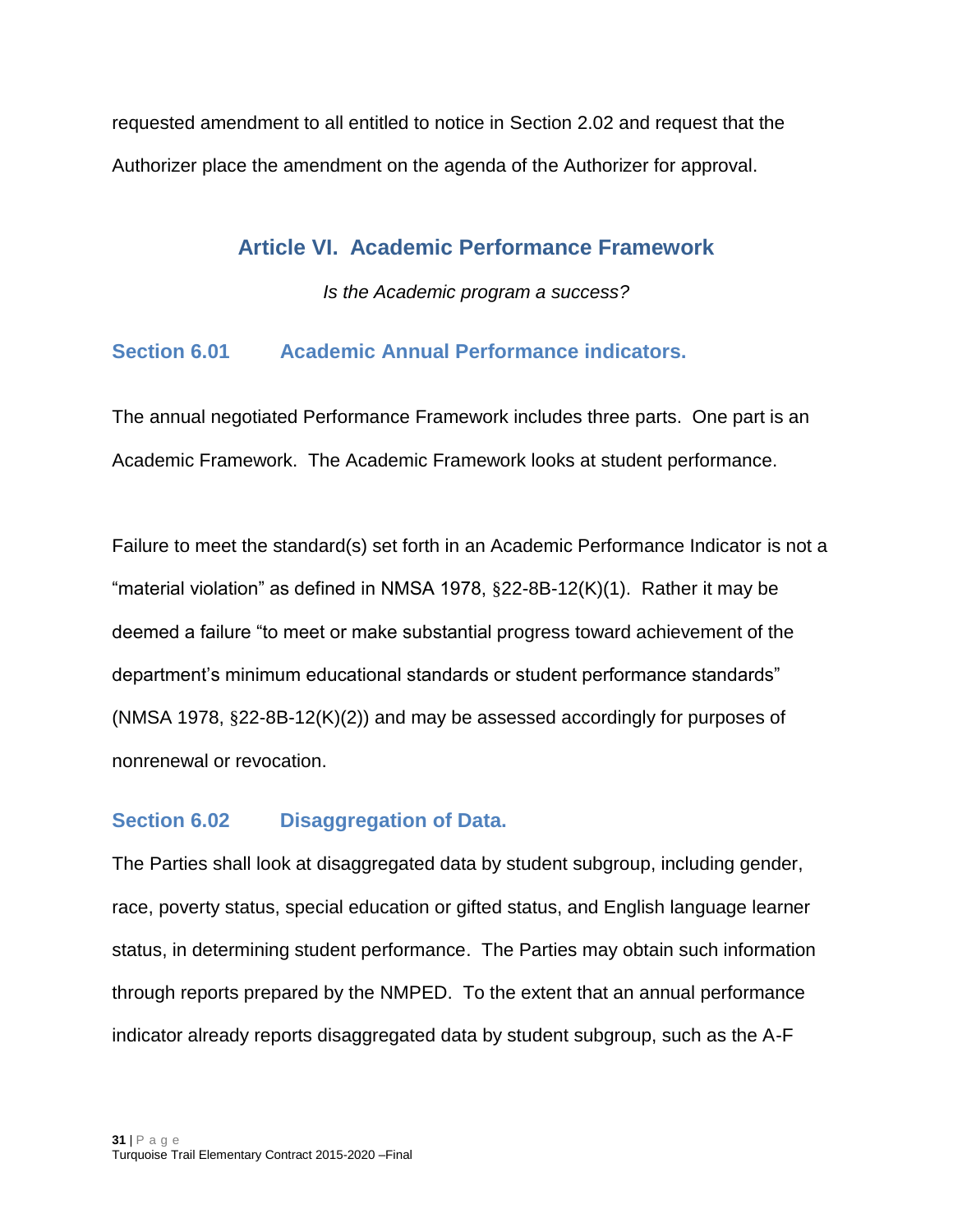requested amendment to all entitled to notice in Section 2.02 and request that the Authorizer place the amendment on the agenda of the Authorizer for approval.

## Article VI. Academic Performance Framework

*Is the Academic program a success?*

### Section 6.01 Academic Annual Performance indicators.

The annual negotiated Performance Framework includes three parts. One part is an Academic Framework. The Academic Framework looks at student performance.

Failure to meet the standard(s) set forth in an Academic Performance Indicator is not a “material violation” as defined in NMSA 1978, §22-8B-12(K)(1). Rather it may be deemed a failure “to meet or make substantial progress toward achievement of the department’s minimum educational standards or student performance standards” (NMSA 1978, §22-8B-12(K)(2)) and may be assessed accordingly for purposes of nonrenewal or revocation.

### Section 6.02 Disaggregation of Data.

The Parties shall look at disaggregated data by student subgroup, including gender, race, poverty status, special education or gifted status, and English language learner status, in determining student performance. The Parties may obtain such information through reports prepared by the NMPED. To the extent that an annual performance indicator already reports disaggregated data by student subgroup, such as the A-F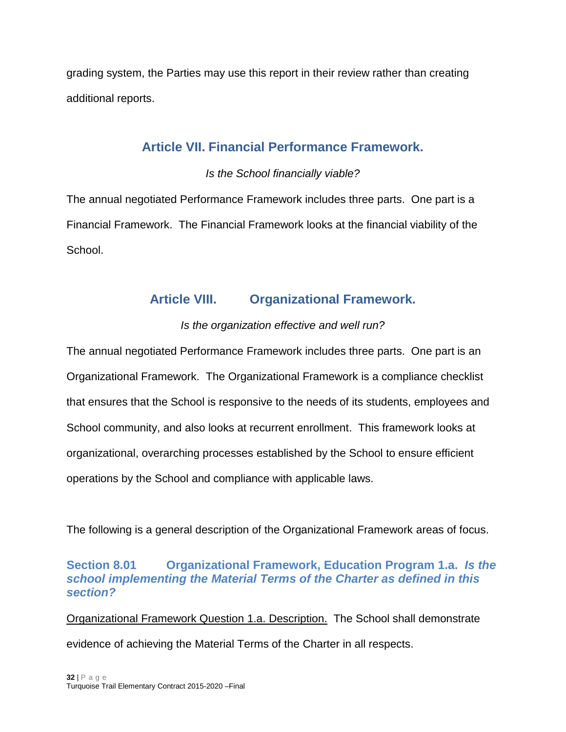grading system, the Parties may use this report in their review rather than creating additional reports.

## Article VII. Financial Performance Framework.

*Is the School financially viable?*

The annual negotiated Performance Framework includes three parts. One part is a Financial Framework. The Financial Framework looks at the financial viability of the School.

## Article VIII. Organizational Framework.

*Is the organization effective and well run?*

The annual negotiated Performance Framework includes three parts. One part is an Organizational Framework. The Organizational Framework is a compliance checklist that ensures that the School is responsive to the needs of its students, employees and School community, and also looks at recurrent enrollment. This framework looks at organizational, overarching processes established by the School to ensure efficient operations by the School and compliance with applicable laws.

The following is a general description of the Organizational Framework areas of focus.

### Section 8.01 Organizational Framework, Education Program 1.a. *Is the school implementing the Material Terms of the Charter as defined in this section?*

Organizational Framework Question 1.a. Description. The School shall demonstrate evidence of achieving the Material Terms of the Charter in all respects.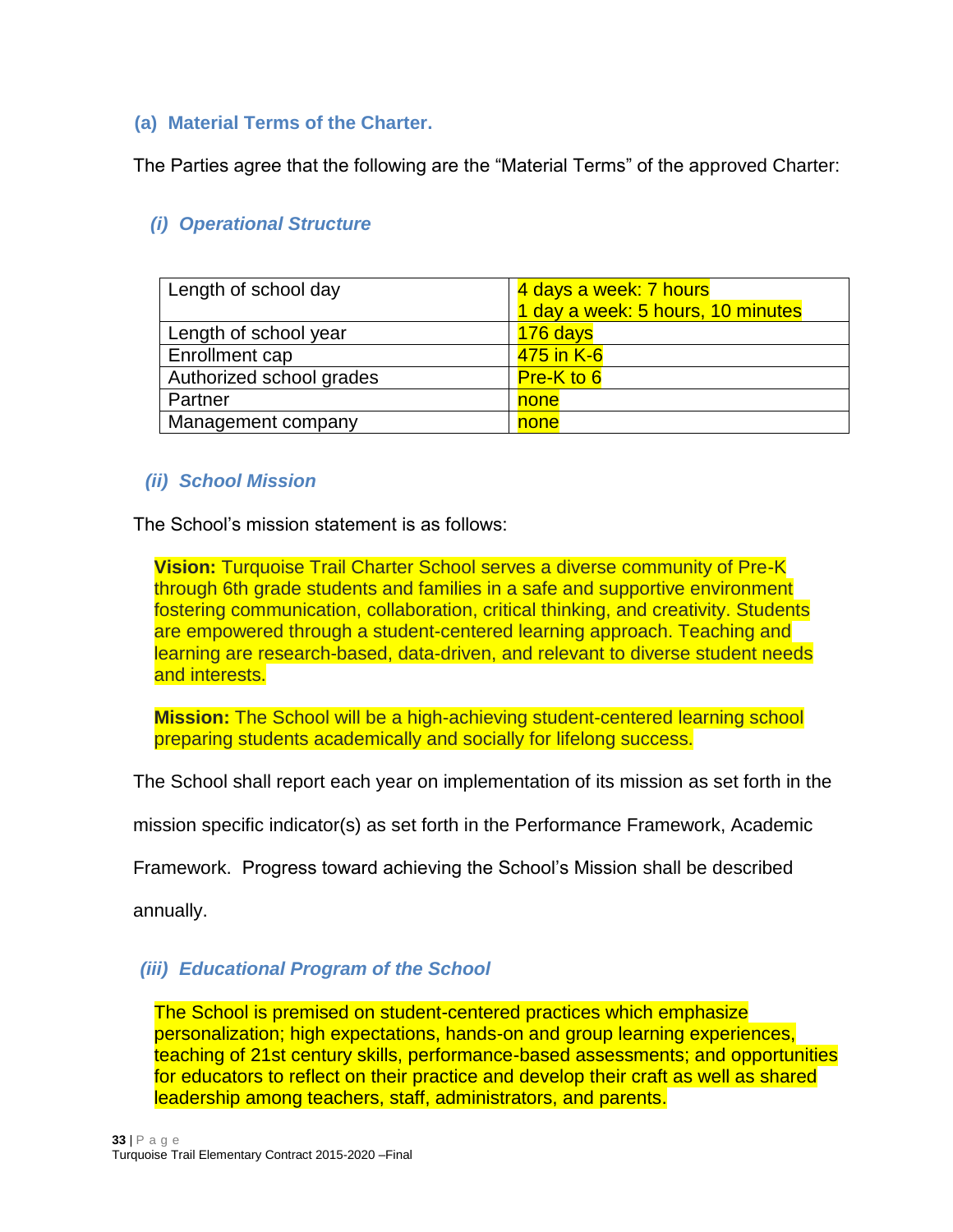### (a) Material Terms of the Charter.

The Parties agree that the following are the "Material Terms" of the approved Charter:

#### *(i) Operational Structure*

| | |
|---|---|
| Length of school day | 4 days a week: 7 hours<br>1 day a week: 5 hours, 10 minutes |
| Length of school year | 176 days |
| Enrollment cap | 475 in K-6 |
| Authorized school grades | Pre-K to 6 |
| Partner | none |
| Management company | none |

#### *(ii) School Mission*

The School's mission statement is as follows:

> **Vision:** Turquoise Trail Charter School serves a diverse community of Pre-K through 6th grade students and families in a safe and supportive environment fostering communication, collaboration, critical thinking, and creativity. Students are empowered through a student-centered learning approach. Teaching and learning are research-based, data-driven, and relevant to diverse student needs and interests.
>
> **Mission:** The School will be a high-achieving student-centered learning school preparing students academically and socially for lifelong success.

The School shall report each year on implementation of its mission as set forth in the mission specific indicator(s) as set forth in the Performance Framework, Academic Framework. Progress toward achieving the School's Mission shall be described annually.

#### *(iii) Educational Program of the School*

> The School is premised on student-centered practices which emphasize personalization; high expectations, hands-on and group learning experiences, teaching of 21st century skills, performance-based assessments; and opportunities for educators to reflect on their practice and develop their craft as well as shared leadership among teachers, staff, administrators, and parents.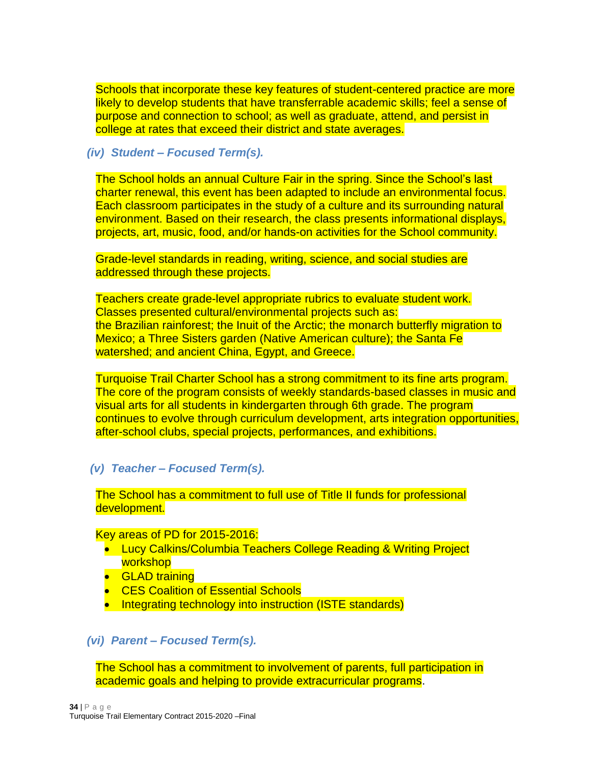Schools that incorporate these key features of student-centered practice are more likely to develop students that have transferrable academic skills; feel a sense of purpose and connection to school; as well as graduate, attend, and persist in college at rates that exceed their district and state averages.

### *(iv) Student – Focused Term(s).*

The School holds an annual Culture Fair in the spring. Since the School's last charter renewal, this event has been adapted to include an environmental focus. Each classroom participates in the study of a culture and its surrounding natural environment. Based on their research, the class presents informational displays, projects, art, music, food, and/or hands-on activities for the School community.

Grade-level standards in reading, writing, science, and social studies are addressed through these projects.

Teachers create grade-level appropriate rubrics to evaluate student work. Classes presented cultural/environmental projects such as:
the Brazilian rainforest; the Inuit of the Arctic; the monarch butterfly migration to Mexico; a Three Sisters garden (Native American culture); the Santa Fe watershed; and ancient China, Egypt, and Greece.

Turquoise Trail Charter School has a strong commitment to its fine arts program. The core of the program consists of weekly standards-based classes in music and visual arts for all students in kindergarten through 6th grade. The program continues to evolve through curriculum development, arts integration opportunities, after-school clubs, special projects, performances, and exhibitions.

### *(v) Teacher – Focused Term(s).*

The School has a commitment to full use of Title II funds for professional development.

Key areas of PD for 2015-2016:

- Lucy Calkins/Columbia Teachers College Reading & Writing Project workshop
- GLAD training
- CES Coalition of Essential Schools
- Integrating technology into instruction (ISTE standards)

### *(vi) Parent – Focused Term(s).*

The School has a commitment to involvement of parents, full participation in academic goals and helping to provide extracurricular programs.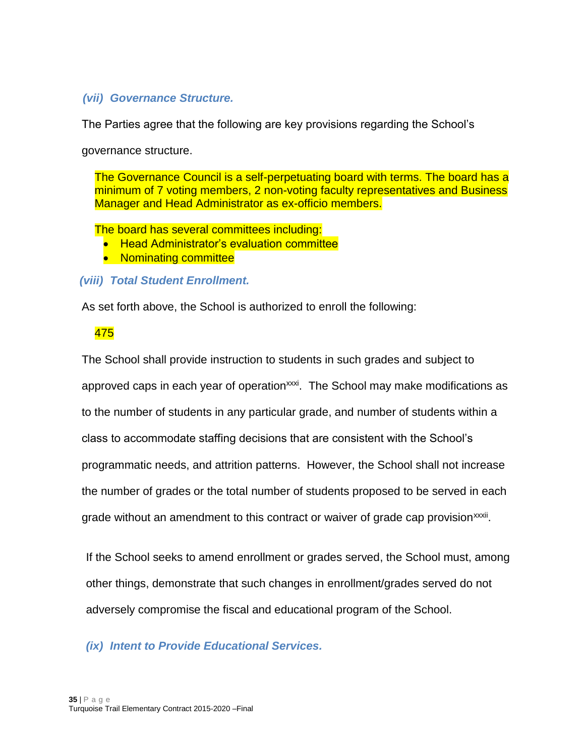### *(vii) Governance Structure.*

The Parties agree that the following are key provisions regarding the School's governance structure.

The Governance Council is a self-perpetuating board with terms. The board has a minimum of 7 voting members, 2 non-voting faculty representatives and Business Manager and Head Administrator as ex-officio members.

The board has several committees including:

- Head Administrator's evaluation committee
- Nominating committee

### *(viii) Total Student Enrollment.*

As set forth above, the School is authorized to enroll the following:

475

The School shall provide instruction to students in such grades and subject to approved caps in each year of operation[xxxi]. The School may make modifications as to the number of students in any particular grade, and number of students within a class to accommodate staffing decisions that are consistent with the School's programmatic needs, and attrition patterns. However, the School shall not increase the number of grades or the total number of students proposed to be served in each grade without an amendment to this contract or waiver of grade cap provision[xxxii].

If the School seeks to amend enrollment or grades served, the School must, among other things, demonstrate that such changes in enrollment/grades served do not adversely compromise the fiscal and educational program of the School.

### *(ix) Intent to Provide Educational Services.*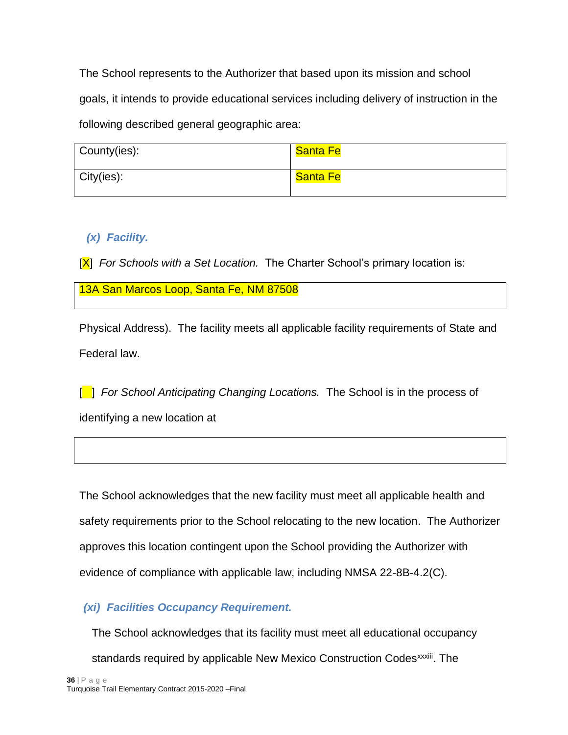The School represents to the Authorizer that based upon its mission and school goals, it intends to provide educational services including delivery of instruction in the following described general geographic area:

| County(ies): | Santa Fe |
|---|---|
| City(ies): | Santa Fe |

***(x) Facility.***

[X] *For Schools with a Set Location.* The Charter School's primary location is:

| 13A San Marcos Loop, Santa Fe, NM 87508 |
|---|

Physical Address). The facility meets all applicable facility requirements of State and Federal law.

[ ] *For School Anticipating Changing Locations.* The School is in the process of identifying a new location at

| |
|---|

The School acknowledges that the new facility must meet all applicable health and safety requirements prior to the School relocating to the new location. The Authorizer approves this location contingent upon the School providing the Authorizer with evidence of compliance with applicable law, including NMSA 22-8B-4.2(C).

***(xi) Facilities Occupancy Requirement.***

The School acknowledges that its facility must meet all educational occupancy standards required by applicable New Mexico Construction Codes[xxxiii]. The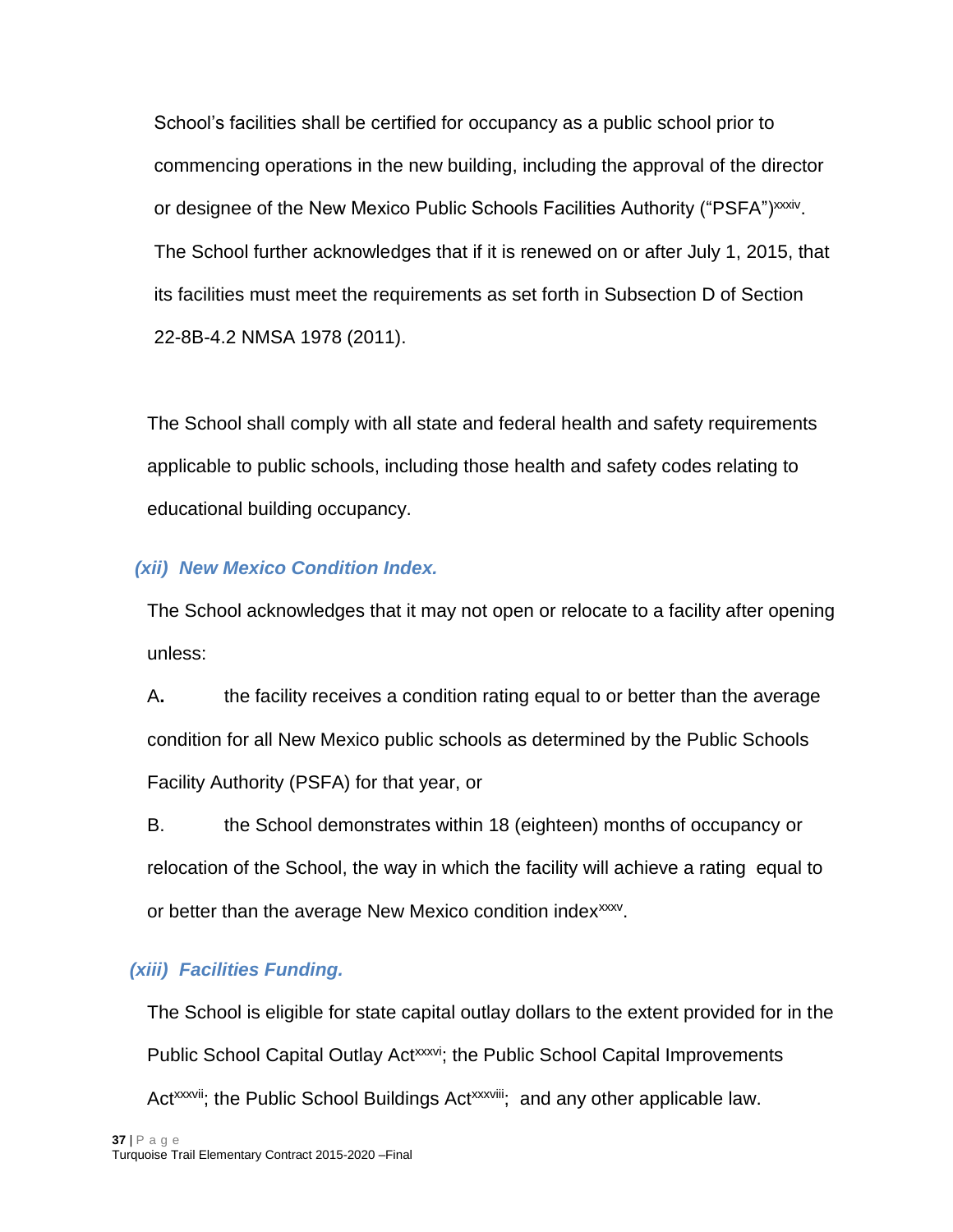School's facilities shall be certified for occupancy as a public school prior to commencing operations in the new building, including the approval of the director or designee of the New Mexico Public Schools Facilities Authority ("PSFA")[xxxiv]. The School further acknowledges that if it is renewed on or after July 1, 2015, that its facilities must meet the requirements as set forth in Subsection D of Section 22-8B-4.2 NMSA 1978 (2011).

The School shall comply with all state and federal health and safety requirements applicable to public schools, including those health and safety codes relating to educational building occupancy.

### *(xii) New Mexico Condition Index.*

The School acknowledges that it may not open or relocate to a facility after opening unless:

A**.** the facility receives a condition rating equal to or better than the average condition for all New Mexico public schools as determined by the Public Schools Facility Authority (PSFA) for that year, or

B. the School demonstrates within 18 (eighteen) months of occupancy or relocation of the School, the way in which the facility will achieve a rating equal to or better than the average New Mexico condition index[xxxv].

### *(xiii) Facilities Funding.*

The School is eligible for state capital outlay dollars to the extent provided for in the Public School Capital Outlay Act[xxxvi]; the Public School Capital Improvements Act[xxxvii]; the Public School Buildings Act[xxxviii]; and any other applicable law.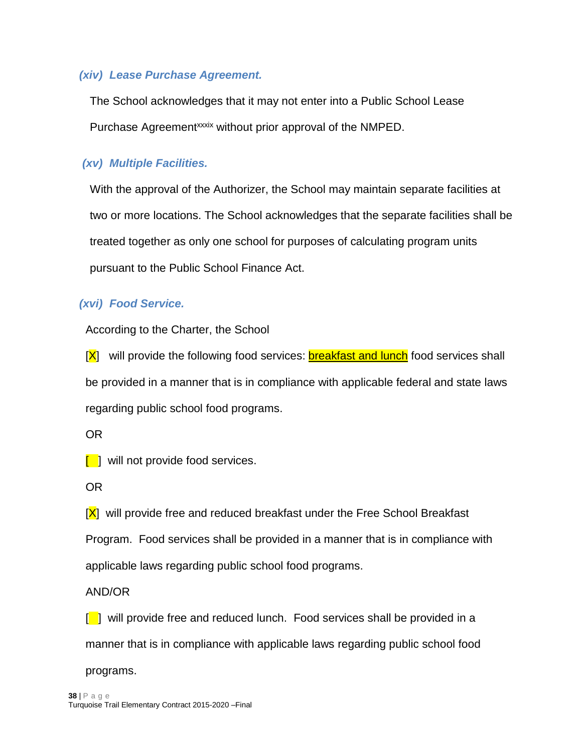### *(xiv) Lease Purchase Agreement.*

The School acknowledges that it may not enter into a Public School Lease Purchase Agreement[xxxix] without prior approval of the NMPED.

### *(xv) Multiple Facilities.*

With the approval of the Authorizer, the School may maintain separate facilities at two or more locations. The School acknowledges that the separate facilities shall be treated together as only one school for purposes of calculating program units pursuant to the Public School Finance Act.

### *(xvi) Food Service.*

According to the Charter, the School

[X] will provide the following food services: breakfast and lunch food services shall be provided in a manner that is in compliance with applicable federal and state laws regarding public school food programs.

OR

[ ] will not provide food services.

OR

[X] will provide free and reduced breakfast under the Free School Breakfast Program. Food services shall be provided in a manner that is in compliance with applicable laws regarding public school food programs.

AND/OR

[ ] will provide free and reduced lunch. Food services shall be provided in a manner that is in compliance with applicable laws regarding public school food programs.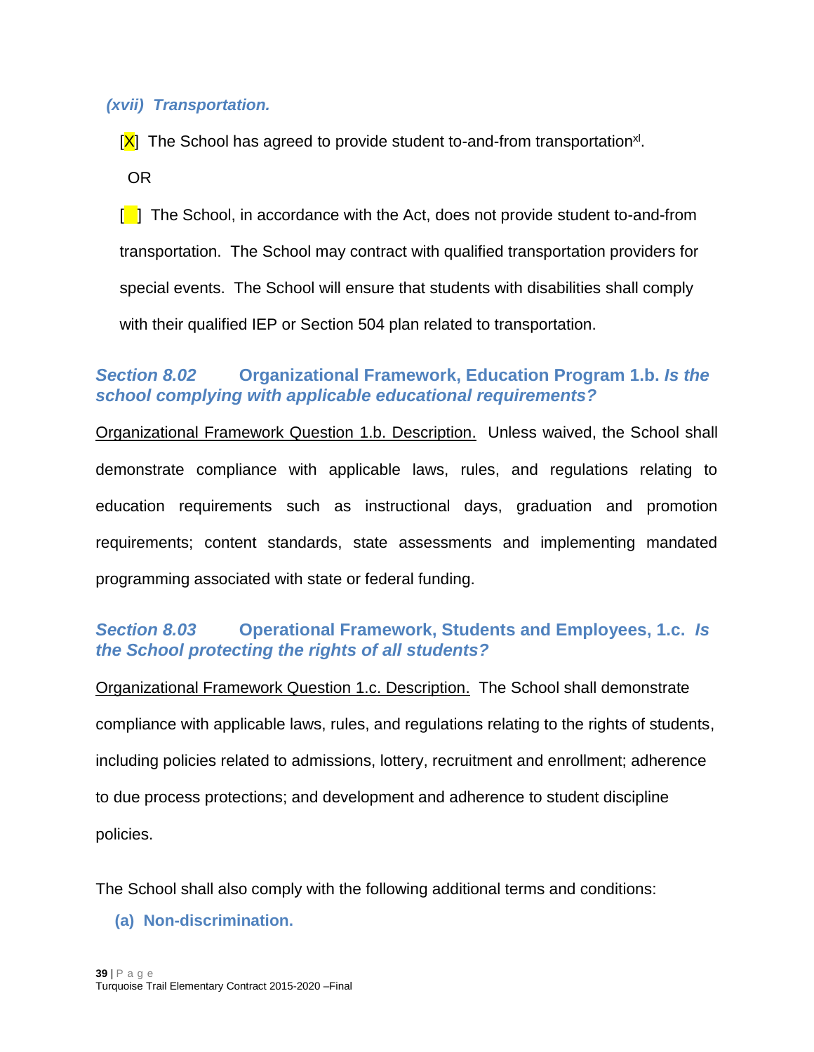***(xvii) Transportation.***

[X] The School has agreed to provide student to-and-from transportation[xl].

OR

[ ] The School, in accordance with the Act, does not provide student to-and-from transportation. The School may contract with qualified transportation providers for special events. The School will ensure that students with disabilities shall comply with their qualified IEP or Section 504 plan related to transportation.

## *Section 8.02* Organizational Framework, Education Program 1.b. *Is the school complying with applicable educational requirements?*

Organizational Framework Question 1.b. Description. Unless waived, the School shall demonstrate compliance with applicable laws, rules, and regulations relating to education requirements such as instructional days, graduation and promotion requirements; content standards, state assessments and implementing mandated programming associated with state or federal funding.

## *Section 8.03* Operational Framework, Students and Employees, 1.c. *Is the School protecting the rights of all students?*

Organizational Framework Question 1.c. Description. The School shall demonstrate compliance with applicable laws, rules, and regulations relating to the rights of students, including policies related to admissions, lottery, recruitment and enrollment; adherence to due process protections; and development and adherence to student discipline policies.

The School shall also comply with the following additional terms and conditions:

**(a) Non-discrimination.**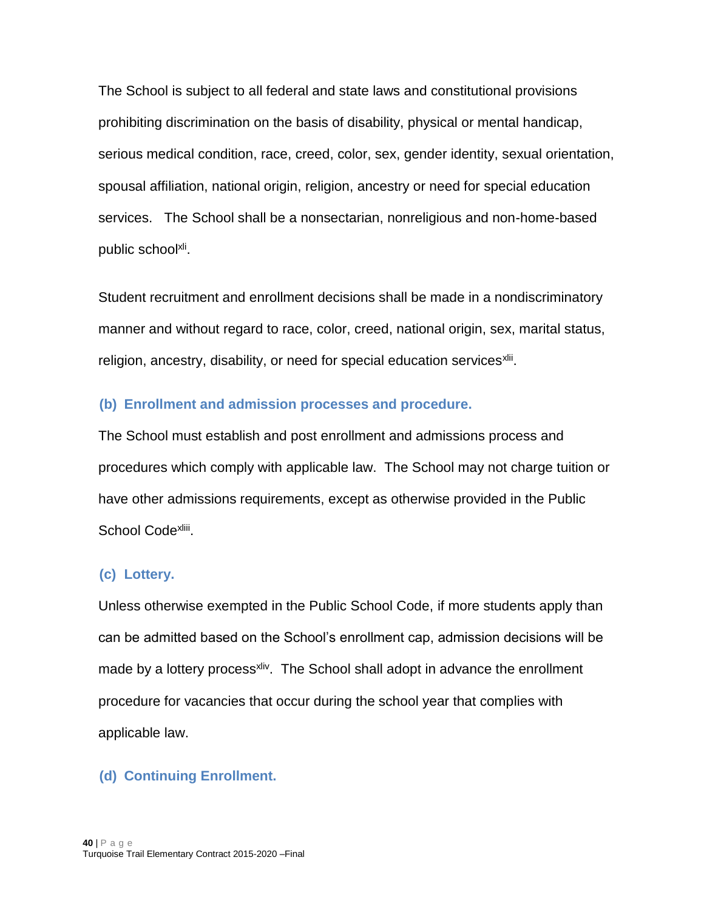The School is subject to all federal and state laws and constitutional provisions prohibiting discrimination on the basis of disability, physical or mental handicap, serious medical condition, race, creed, color, sex, gender identity, sexual orientation, spousal affiliation, national origin, religion, ancestry or need for special education services. The School shall be a nonsectarian, nonreligious and non-home-based public school[xli].

Student recruitment and enrollment decisions shall be made in a nondiscriminatory manner and without regard to race, color, creed, national origin, sex, marital status, religion, ancestry, disability, or need for special education services[xlii].

### (b) Enrollment and admission processes and procedure.

The School must establish and post enrollment and admissions process and procedures which comply with applicable law. The School may not charge tuition or have other admissions requirements, except as otherwise provided in the Public School Code[xliii].

### (c) Lottery.

Unless otherwise exempted in the Public School Code, if more students apply than can be admitted based on the School's enrollment cap, admission decisions will be made by a lottery process[xliv]. The School shall adopt in advance the enrollment procedure for vacancies that occur during the school year that complies with applicable law.

### (d) Continuing Enrollment.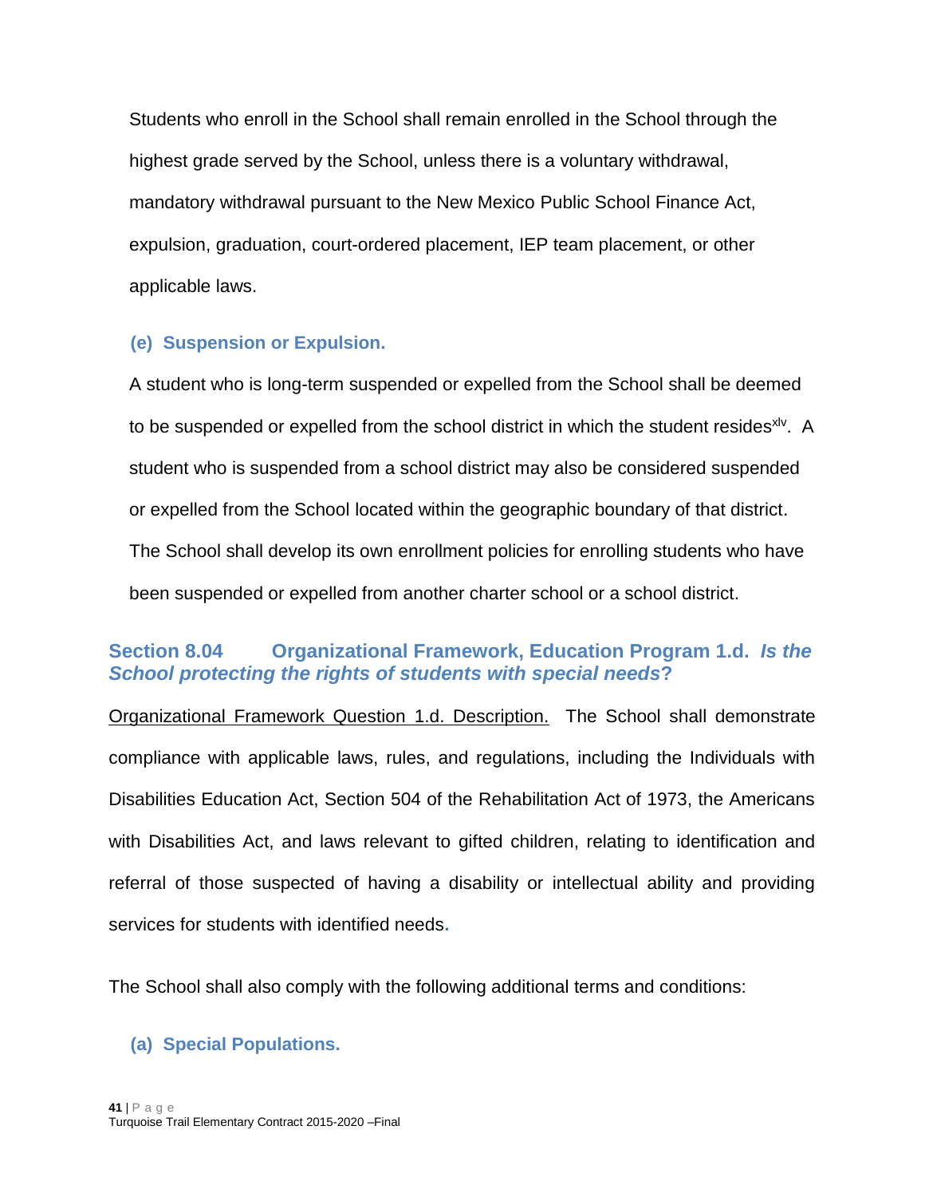Students who enroll in the School shall remain enrolled in the School through the highest grade served by the School, unless there is a voluntary withdrawal, mandatory withdrawal pursuant to the New Mexico Public School Finance Act, expulsion, graduation, court-ordered placement, IEP team placement, or other applicable laws.

### (e) Suspension or Expulsion.

A student who is long-term suspended or expelled from the School shall be deemed to be suspended or expelled from the school district in which the student resides[xlv]. A student who is suspended from a school district may also be considered suspended or expelled from the School located within the geographic boundary of that district. The School shall develop its own enrollment policies for enrolling students who have been suspended or expelled from another charter school or a school district.

## Section 8.04 Organizational Framework, Education Program 1.d. *Is the School protecting the rights of students with special needs*?

Organizational Framework Question 1.d. Description. The School shall demonstrate compliance with applicable laws, rules, and regulations, including the Individuals with Disabilities Education Act, Section 504 of the Rehabilitation Act of 1973, the Americans with Disabilities Act, and laws relevant to gifted children, relating to identification and referral of those suspected of having a disability or intellectual ability and providing services for students with identified needs.

The School shall also comply with the following additional terms and conditions:

### (a) Special Populations.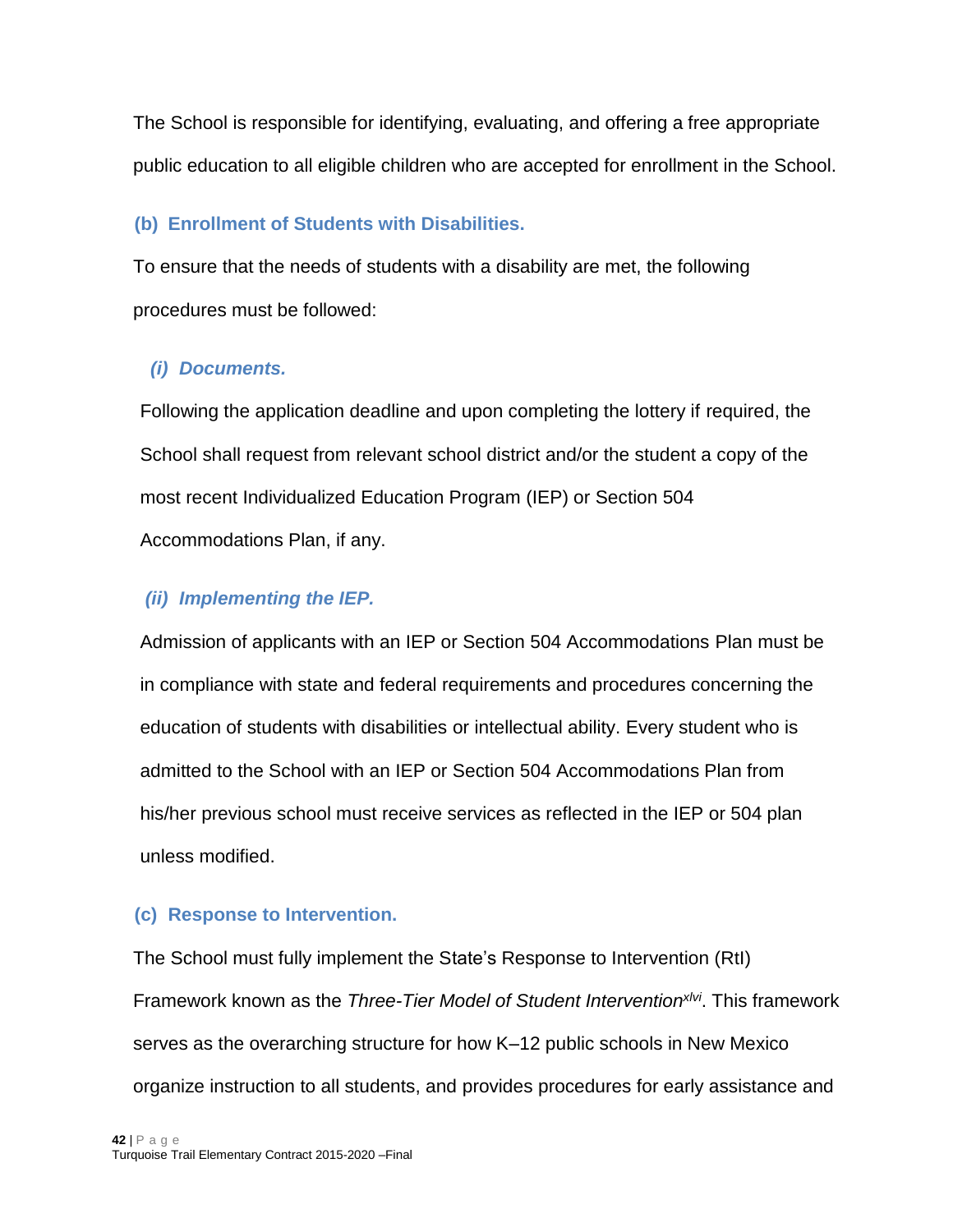The School is responsible for identifying, evaluating, and offering a free appropriate public education to all eligible children who are accepted for enrollment in the School.

### (b) Enrollment of Students with Disabilities.

To ensure that the needs of students with a disability are met, the following procedures must be followed:

#### *(i) Documents.*

Following the application deadline and upon completing the lottery if required, the School shall request from relevant school district and/or the student a copy of the most recent Individualized Education Program (IEP) or Section 504 Accommodations Plan, if any.

#### *(ii) Implementing the IEP.*

Admission of applicants with an IEP or Section 504 Accommodations Plan must be in compliance with state and federal requirements and procedures concerning the education of students with disabilities or intellectual ability. Every student who is admitted to the School with an IEP or Section 504 Accommodations Plan from his/her previous school must receive services as reflected in the IEP or 504 plan unless modified.

### (c) Response to Intervention.

The School must fully implement the State's Response to Intervention (RtI) Framework known as the *Three-Tier Model of Student Intervention*[xlvi]. This framework serves as the overarching structure for how K–12 public schools in New Mexico organize instruction to all students, and provides procedures for early assistance and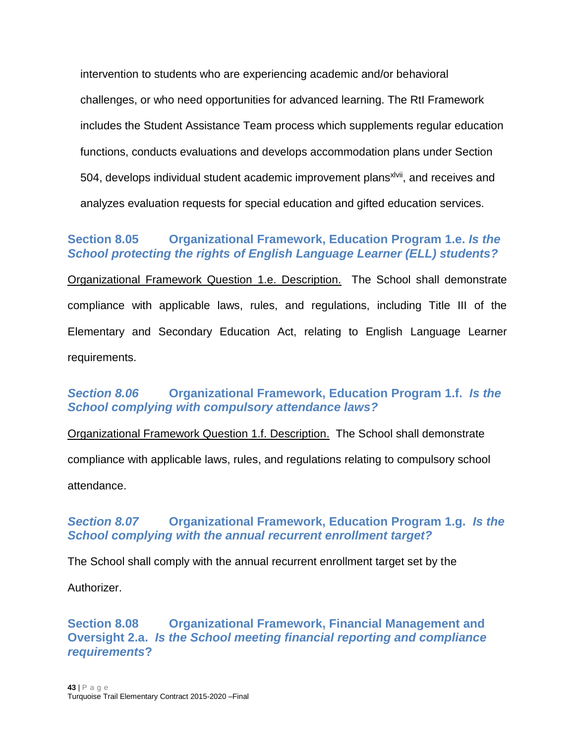intervention to students who are experiencing academic and/or behavioral challenges, or who need opportunities for advanced learning. The RtI Framework includes the Student Assistance Team process which supplements regular education functions, conducts evaluations and develops accommodation plans under Section 504, develops individual student academic improvement plans[xlvii], and receives and analyzes evaluation requests for special education and gifted education services.

### Section 8.05 Organizational Framework, Education Program 1.e. *Is the School protecting the rights of English Language Learner (ELL) students?*

Organizational Framework Question 1.e. Description. The School shall demonstrate compliance with applicable laws, rules, and regulations, including Title III of the Elementary and Secondary Education Act, relating to English Language Learner requirements.

### *Section 8.06* Organizational Framework, Education Program 1.f. *Is the School complying with compulsory attendance laws?*

Organizational Framework Question 1.f. Description. The School shall demonstrate compliance with applicable laws, rules, and regulations relating to compulsory school attendance.

### *Section 8.07* Organizational Framework, Education Program 1.g. *Is the School complying with the annual recurrent enrollment target?*

The School shall comply with the annual recurrent enrollment target set by the Authorizer.

### Section 8.08 Organizational Framework, Financial Management and Oversight 2.a. *Is the School meeting financial reporting and compliance requirements*?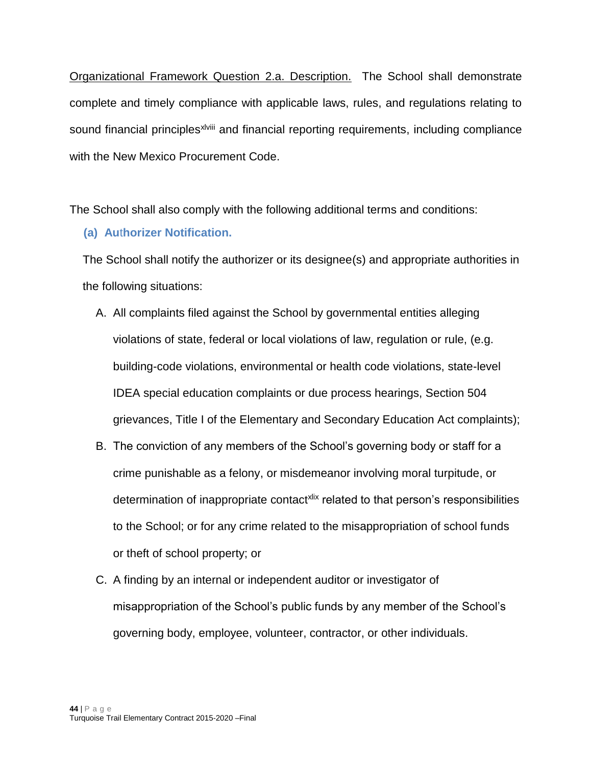Organizational Framework Question 2.a. Description. The School shall demonstrate complete and timely compliance with applicable laws, rules, and regulations relating to sound financial principles[xlviii] and financial reporting requirements, including compliance with the New Mexico Procurement Code.

The School shall also comply with the following additional terms and conditions:

**(a) Authorizer Notification.**

The School shall notify the authorizer or its designee(s) and appropriate authorities in the following situations:

A. All complaints filed against the School by governmental entities alleging violations of state, federal or local violations of law, regulation or rule, (e.g. building-code violations, environmental or health code violations, state-level IDEA special education complaints or due process hearings, Section 504 grievances, Title I of the Elementary and Secondary Education Act complaints);

B. The conviction of any members of the School's governing body or staff for a crime punishable as a felony, or misdemeanor involving moral turpitude, or determination of inappropriate contact[xlix] related to that person's responsibilities to the School; or for any crime related to the misappropriation of school funds or theft of school property; or

C. A finding by an internal or independent auditor or investigator of misappropriation of the School's public funds by any member of the School's governing body, employee, volunteer, contractor, or other individuals.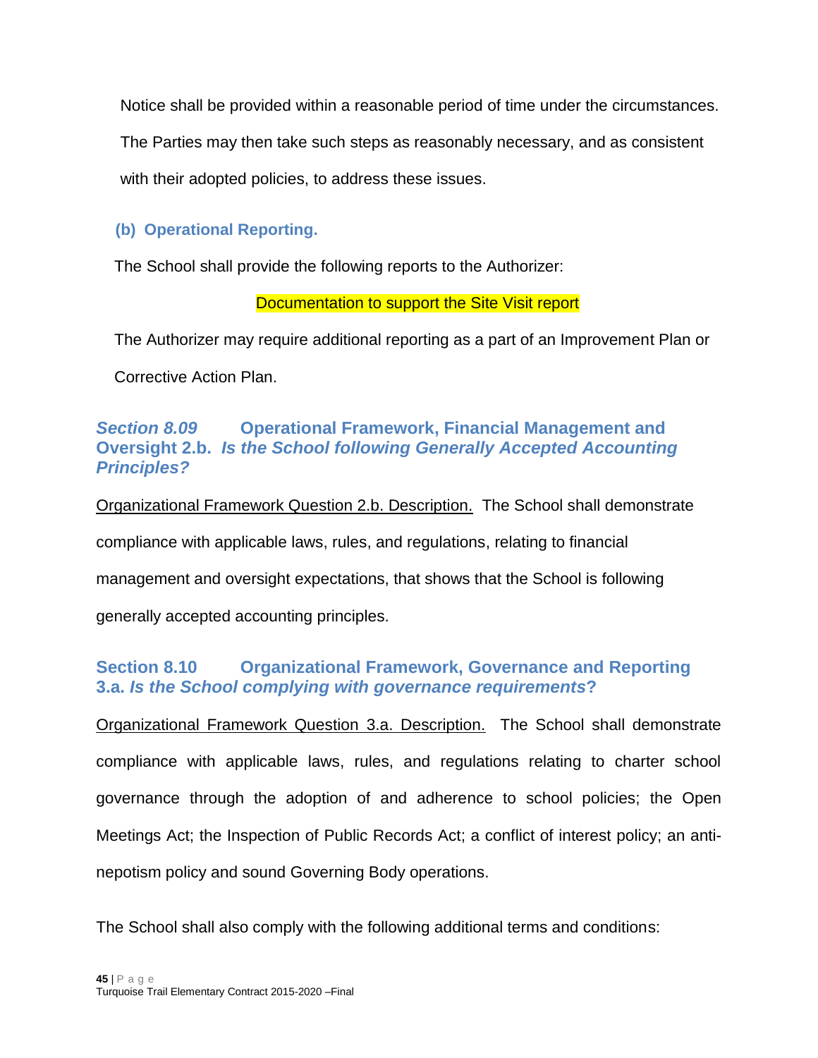Notice shall be provided within a reasonable period of time under the circumstances. The Parties may then take such steps as reasonably necessary, and as consistent with their adopted policies, to address these issues.

### (b) Operational Reporting.

The School shall provide the following reports to the Authorizer:

Documentation to support the Site Visit report

The Authorizer may require additional reporting as a part of an Improvement Plan or Corrective Action Plan.

## *Section 8.09* Operational Framework, Financial Management and Oversight 2.b. *Is the School following Generally Accepted Accounting Principles?*

Organizational Framework Question 2.b. Description. The School shall demonstrate compliance with applicable laws, rules, and regulations, relating to financial management and oversight expectations, that shows that the School is following generally accepted accounting principles.

## Section 8.10 Organizational Framework, Governance and Reporting 3.a. *Is the School complying with governance requirements*?

Organizational Framework Question 3.a. Description. The School shall demonstrate compliance with applicable laws, rules, and regulations relating to charter school governance through the adoption of and adherence to school policies; the Open Meetings Act; the Inspection of Public Records Act; a conflict of interest policy; an anti-nepotism policy and sound Governing Body operations.

The School shall also comply with the following additional terms and conditions: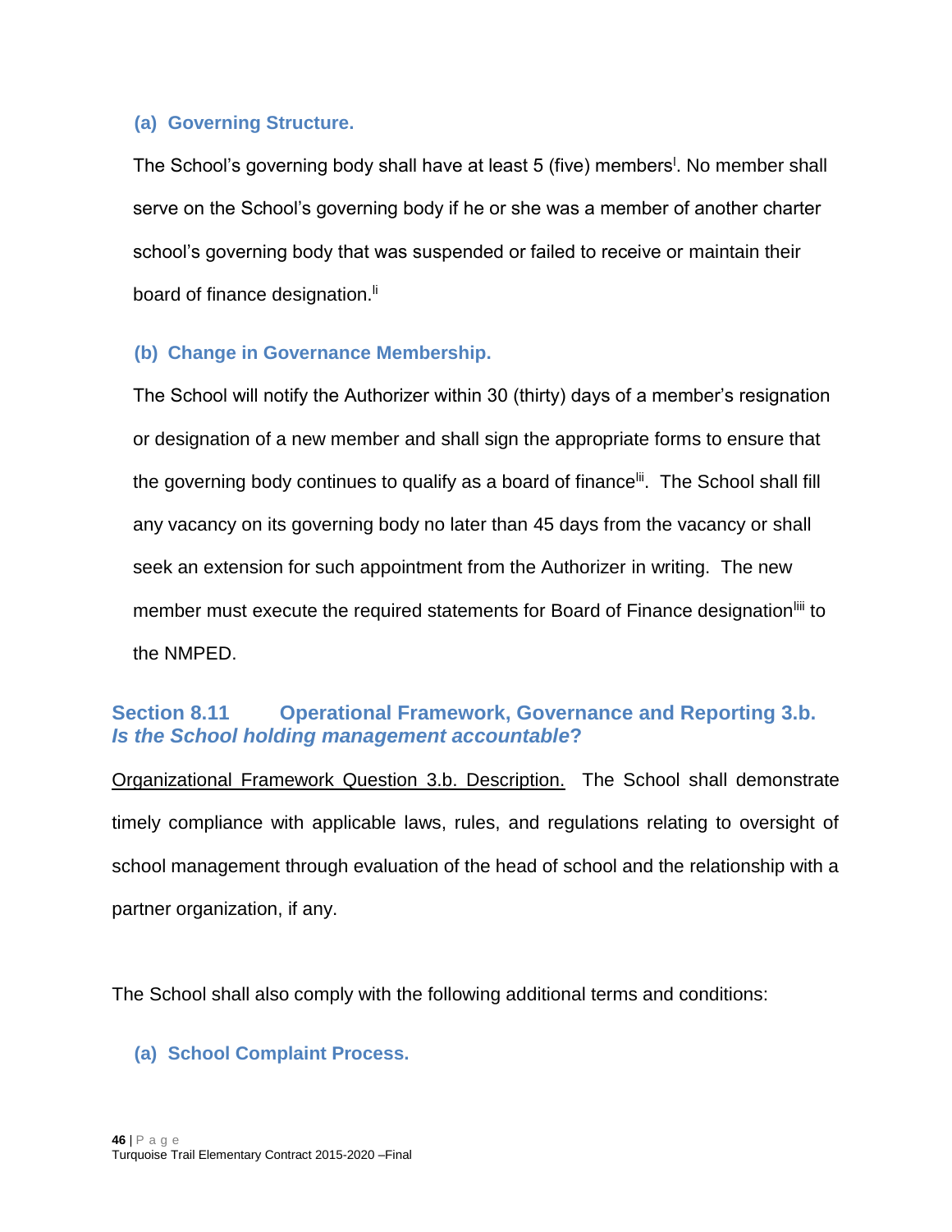### (a) Governing Structure.

The School's governing body shall have at least 5 (five) members[l]. No member shall serve on the School's governing body if he or she was a member of another charter school's governing body that was suspended or failed to receive or maintain their board of finance designation.[li]

### (b) Change in Governance Membership.

The School will notify the Authorizer within 30 (thirty) days of a member's resignation or designation of a new member and shall sign the appropriate forms to ensure that the governing body continues to qualify as a board of finance[lii]. The School shall fill any vacancy on its governing body no later than 45 days from the vacancy or shall seek an extension for such appointment from the Authorizer in writing. The new member must execute the required statements for Board of Finance designation[liii] to the NMPED.

## Section 8.11 Operational Framework, Governance and Reporting 3.b. *Is the School holding management accountable*?

Organizational Framework Question 3.b. Description. The School shall demonstrate timely compliance with applicable laws, rules, and regulations relating to oversight of school management through evaluation of the head of school and the relationship with a partner organization, if any.

The School shall also comply with the following additional terms and conditions:

### (a) School Complaint Process.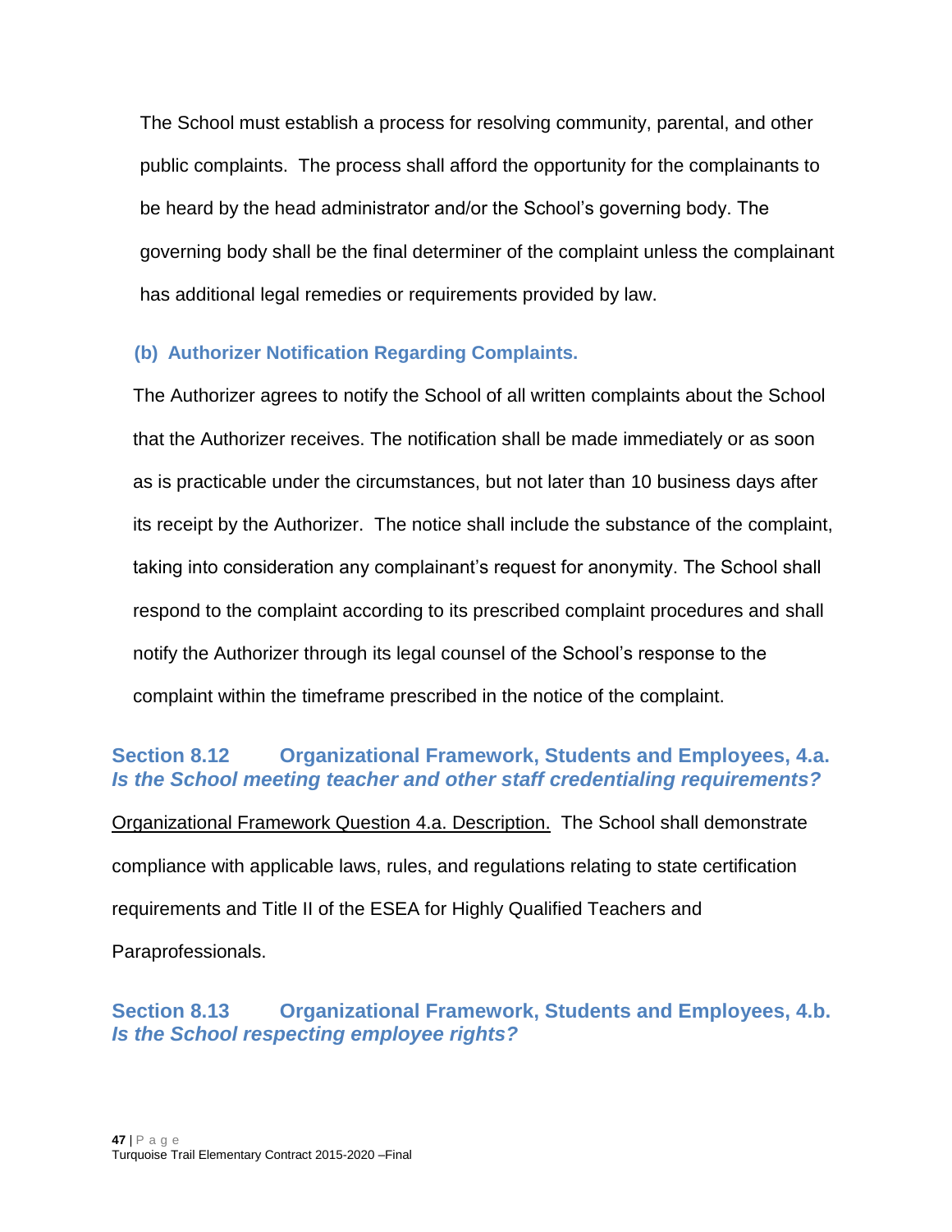The School must establish a process for resolving community, parental, and other public complaints. The process shall afford the opportunity for the complainants to be heard by the head administrator and/or the School's governing body. The governing body shall be the final determiner of the complaint unless the complainant has additional legal remedies or requirements provided by law.

### (b) Authorizer Notification Regarding Complaints.

The Authorizer agrees to notify the School of all written complaints about the School that the Authorizer receives. The notification shall be made immediately or as soon as is practicable under the circumstances, but not later than 10 business days after its receipt by the Authorizer. The notice shall include the substance of the complaint, taking into consideration any complainant's request for anonymity. The School shall respond to the complaint according to its prescribed complaint procedures and shall notify the Authorizer through its legal counsel of the School's response to the complaint within the timeframe prescribed in the notice of the complaint.

## Section 8.12 Organizational Framework, Students and Employees, 4.a. *Is the School meeting teacher and other staff credentialing requirements?*

Organizational Framework Question 4.a. Description. The School shall demonstrate compliance with applicable laws, rules, and regulations relating to state certification requirements and Title II of the ESEA for Highly Qualified Teachers and Paraprofessionals.

## Section 8.13 Organizational Framework, Students and Employees, 4.b. *Is the School respecting employee rights?*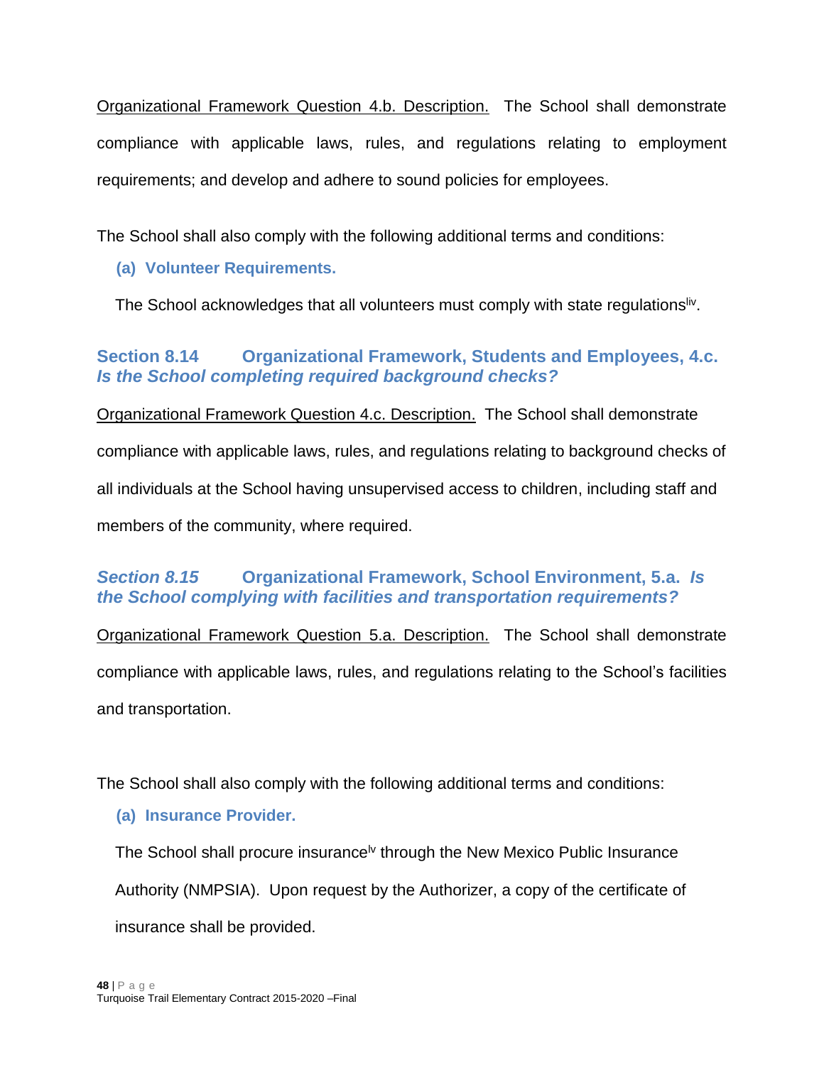Organizational Framework Question 4.b. Description. The School shall demonstrate compliance with applicable laws, rules, and regulations relating to employment requirements; and develop and adhere to sound policies for employees.

The School shall also comply with the following additional terms and conditions:

**(a) Volunteer Requirements.**

The School acknowledges that all volunteers must comply with state regulations[liv].

## Section 8.14 Organizational Framework, Students and Employees, 4.c. *Is the School completing required background checks?*

Organizational Framework Question 4.c. Description. The School shall demonstrate compliance with applicable laws, rules, and regulations relating to background checks of all individuals at the School having unsupervised access to children, including staff and members of the community, where required.

## *Section 8.15* Organizational Framework, School Environment, 5.a. *Is the School complying with facilities and transportation requirements?*

Organizational Framework Question 5.a. Description. The School shall demonstrate compliance with applicable laws, rules, and regulations relating to the School's facilities and transportation.

The School shall also comply with the following additional terms and conditions:

**(a) Insurance Provider.**

The School shall procure insurance[lv] through the New Mexico Public Insurance Authority (NMPSIA). Upon request by the Authorizer, a copy of the certificate of insurance shall be provided.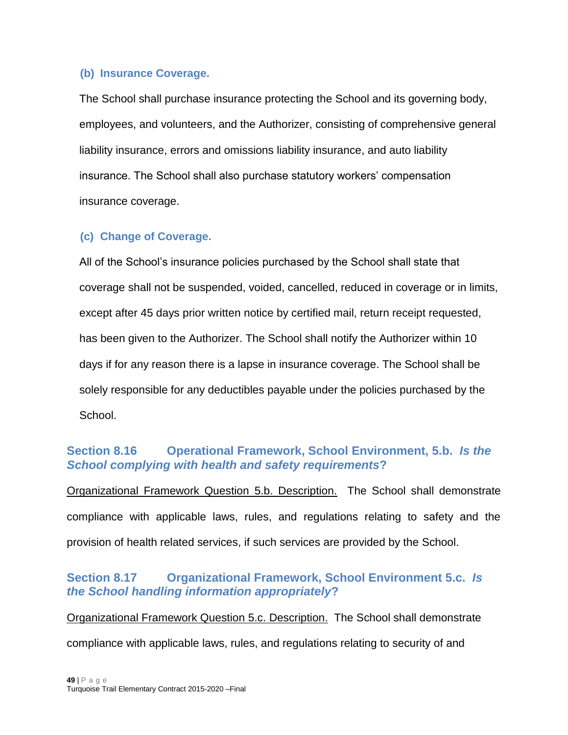#### (b) Insurance Coverage.

The School shall purchase insurance protecting the School and its governing body, employees, and volunteers, and the Authorizer, consisting of comprehensive general liability insurance, errors and omissions liability insurance, and auto liability insurance. The School shall also purchase statutory workers' compensation insurance coverage.

#### (c) Change of Coverage.

All of the School's insurance policies purchased by the School shall state that coverage shall not be suspended, voided, cancelled, reduced in coverage or in limits, except after 45 days prior written notice by certified mail, return receipt requested, has been given to the Authorizer. The School shall notify the Authorizer within 10 days if for any reason there is a lapse in insurance coverage. The School shall be solely responsible for any deductibles payable under the policies purchased by the School.

### Section 8.16 Operational Framework, School Environment, 5.b. *Is the School complying with health and safety requirements*?

Organizational Framework Question 5.b. Description. The School shall demonstrate compliance with applicable laws, rules, and regulations relating to safety and the provision of health related services, if such services are provided by the School.

### Section 8.17 Organizational Framework, School Environment 5.c. *Is the School handling information appropriately*?

Organizational Framework Question 5.c. Description. The School shall demonstrate compliance with applicable laws, rules, and regulations relating to security of and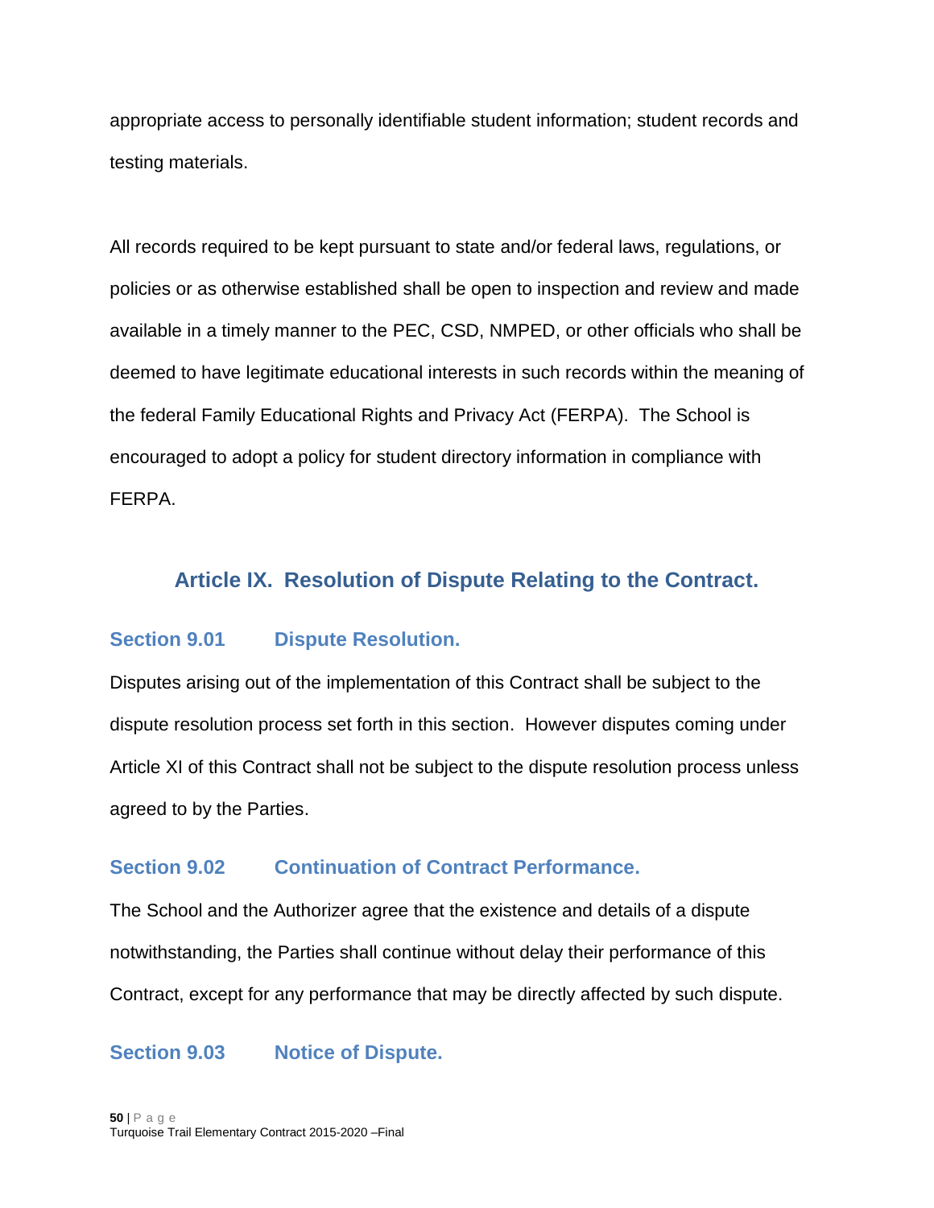appropriate access to personally identifiable student information; student records and testing materials.

All records required to be kept pursuant to state and/or federal laws, regulations, or policies or as otherwise established shall be open to inspection and review and made available in a timely manner to the PEC, CSD, NMPED, or other officials who shall be deemed to have legitimate educational interests in such records within the meaning of the federal Family Educational Rights and Privacy Act (FERPA). The School is encouraged to adopt a policy for student directory information in compliance with FERPA.

## Article IX. Resolution of Dispute Relating to the Contract.

### Section 9.01 Dispute Resolution.

Disputes arising out of the implementation of this Contract shall be subject to the dispute resolution process set forth in this section. However disputes coming under Article XI of this Contract shall not be subject to the dispute resolution process unless agreed to by the Parties.

### Section 9.02 Continuation of Contract Performance.

The School and the Authorizer agree that the existence and details of a dispute notwithstanding, the Parties shall continue without delay their performance of this Contract, except for any performance that may be directly affected by such dispute.

### Section 9.03 Notice of Dispute.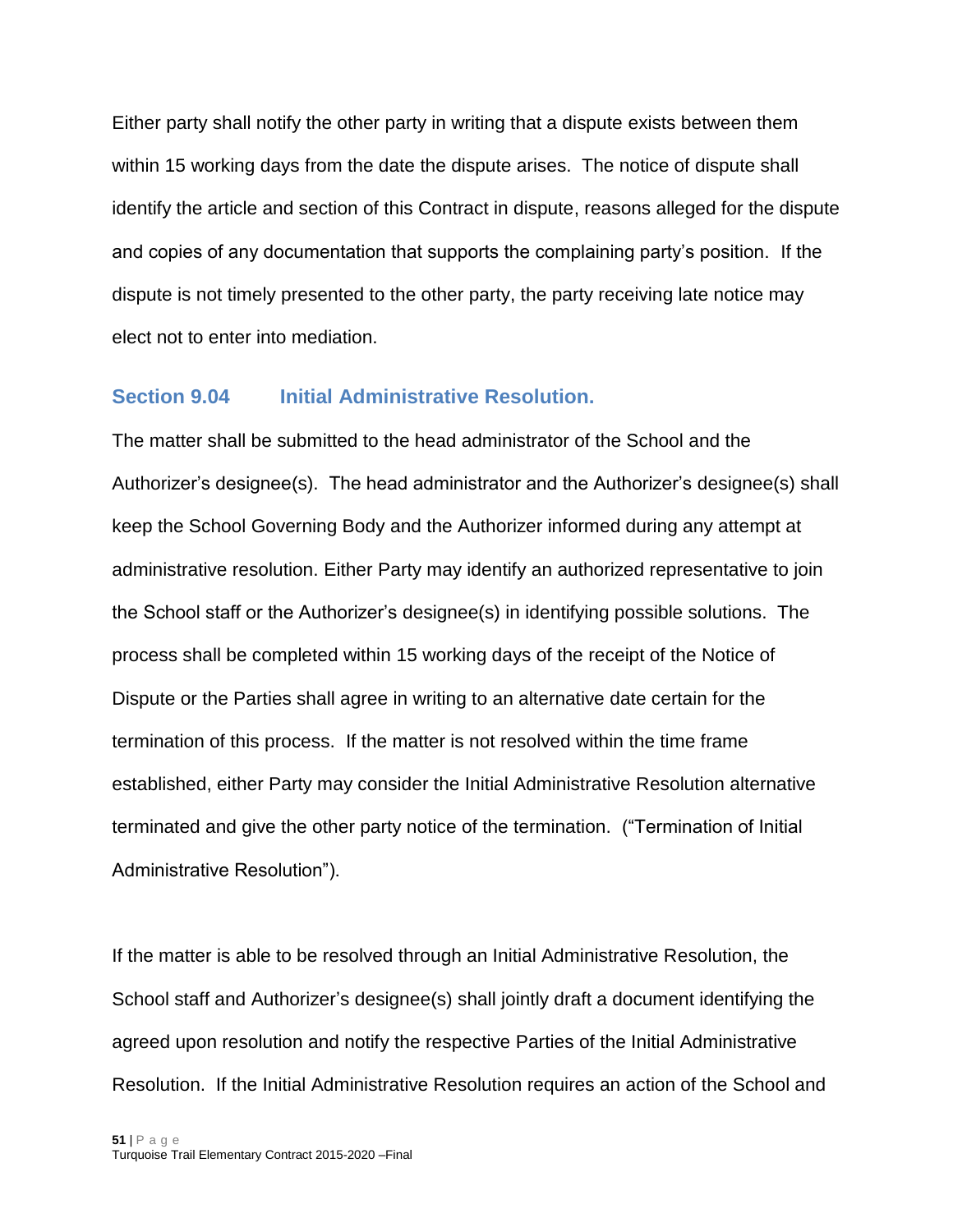Either party shall notify the other party in writing that a dispute exists between them within 15 working days from the date the dispute arises. The notice of dispute shall identify the article and section of this Contract in dispute, reasons alleged for the dispute and copies of any documentation that supports the complaining party's position. If the dispute is not timely presented to the other party, the party receiving late notice may elect not to enter into mediation.

### Section 9.04 Initial Administrative Resolution.

The matter shall be submitted to the head administrator of the School and the Authorizer's designee(s). The head administrator and the Authorizer's designee(s) shall keep the School Governing Body and the Authorizer informed during any attempt at administrative resolution. Either Party may identify an authorized representative to join the School staff or the Authorizer's designee(s) in identifying possible solutions. The process shall be completed within 15 working days of the receipt of the Notice of Dispute or the Parties shall agree in writing to an alternative date certain for the termination of this process. If the matter is not resolved within the time frame established, either Party may consider the Initial Administrative Resolution alternative terminated and give the other party notice of the termination. ("Termination of Initial Administrative Resolution").

If the matter is able to be resolved through an Initial Administrative Resolution, the School staff and Authorizer's designee(s) shall jointly draft a document identifying the agreed upon resolution and notify the respective Parties of the Initial Administrative Resolution. If the Initial Administrative Resolution requires an action of the School and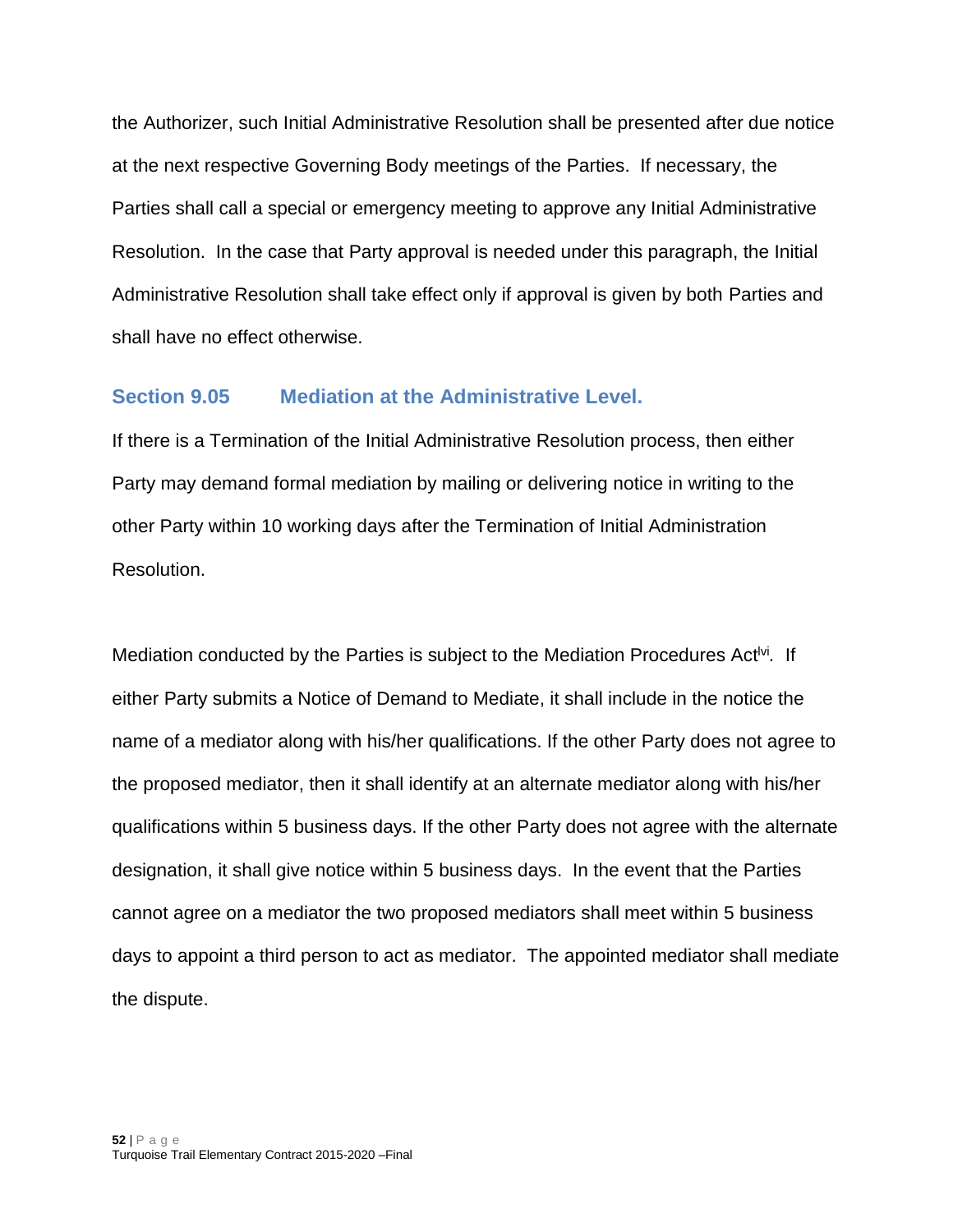the Authorizer, such Initial Administrative Resolution shall be presented after due notice at the next respective Governing Body meetings of the Parties. If necessary, the Parties shall call a special or emergency meeting to approve any Initial Administrative Resolution. In the case that Party approval is needed under this paragraph, the Initial Administrative Resolution shall take effect only if approval is given by both Parties and shall have no effect otherwise.

## Section 9.05 Mediation at the Administrative Level.

If there is a Termination of the Initial Administrative Resolution process, then either Party may demand formal mediation by mailing or delivering notice in writing to the other Party within 10 working days after the Termination of Initial Administration Resolution.

Mediation conducted by the Parties is subject to the Mediation Procedures Act[lvi]. If either Party submits a Notice of Demand to Mediate, it shall include in the notice the name of a mediator along with his/her qualifications. If the other Party does not agree to the proposed mediator, then it shall identify at an alternate mediator along with his/her qualifications within 5 business days. If the other Party does not agree with the alternate designation, it shall give notice within 5 business days. In the event that the Parties cannot agree on a mediator the two proposed mediators shall meet within 5 business days to appoint a third person to act as mediator. The appointed mediator shall mediate the dispute.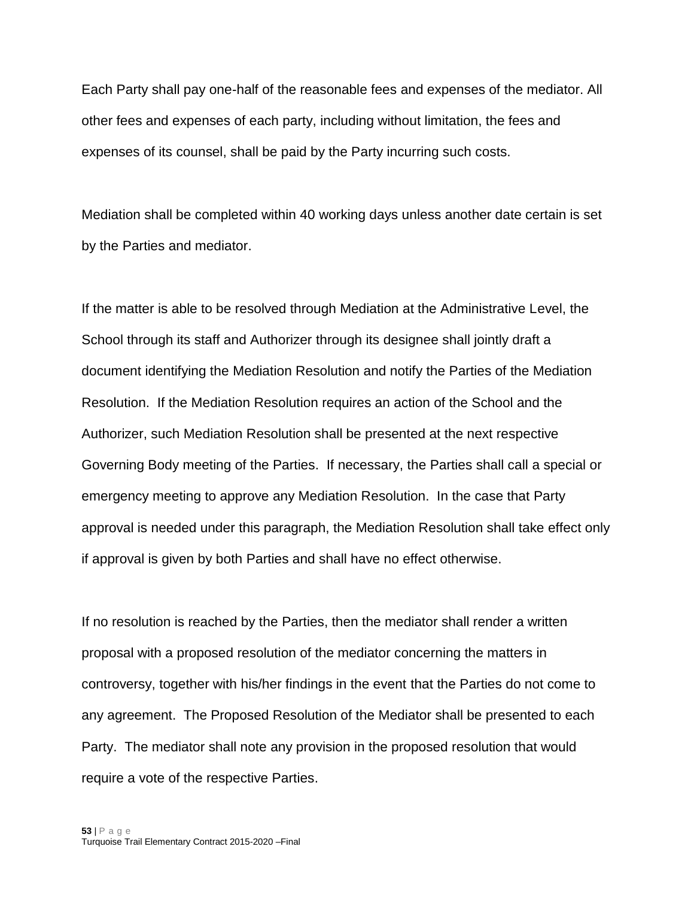Each Party shall pay one-half of the reasonable fees and expenses of the mediator. All other fees and expenses of each party, including without limitation, the fees and expenses of its counsel, shall be paid by the Party incurring such costs.

Mediation shall be completed within 40 working days unless another date certain is set by the Parties and mediator.

If the matter is able to be resolved through Mediation at the Administrative Level, the School through its staff and Authorizer through its designee shall jointly draft a document identifying the Mediation Resolution and notify the Parties of the Mediation Resolution. If the Mediation Resolution requires an action of the School and the Authorizer, such Mediation Resolution shall be presented at the next respective Governing Body meeting of the Parties. If necessary, the Parties shall call a special or emergency meeting to approve any Mediation Resolution. In the case that Party approval is needed under this paragraph, the Mediation Resolution shall take effect only if approval is given by both Parties and shall have no effect otherwise.

If no resolution is reached by the Parties, then the mediator shall render a written proposal with a proposed resolution of the mediator concerning the matters in controversy, together with his/her findings in the event that the Parties do not come to any agreement. The Proposed Resolution of the Mediator shall be presented to each Party. The mediator shall note any provision in the proposed resolution that would require a vote of the respective Parties.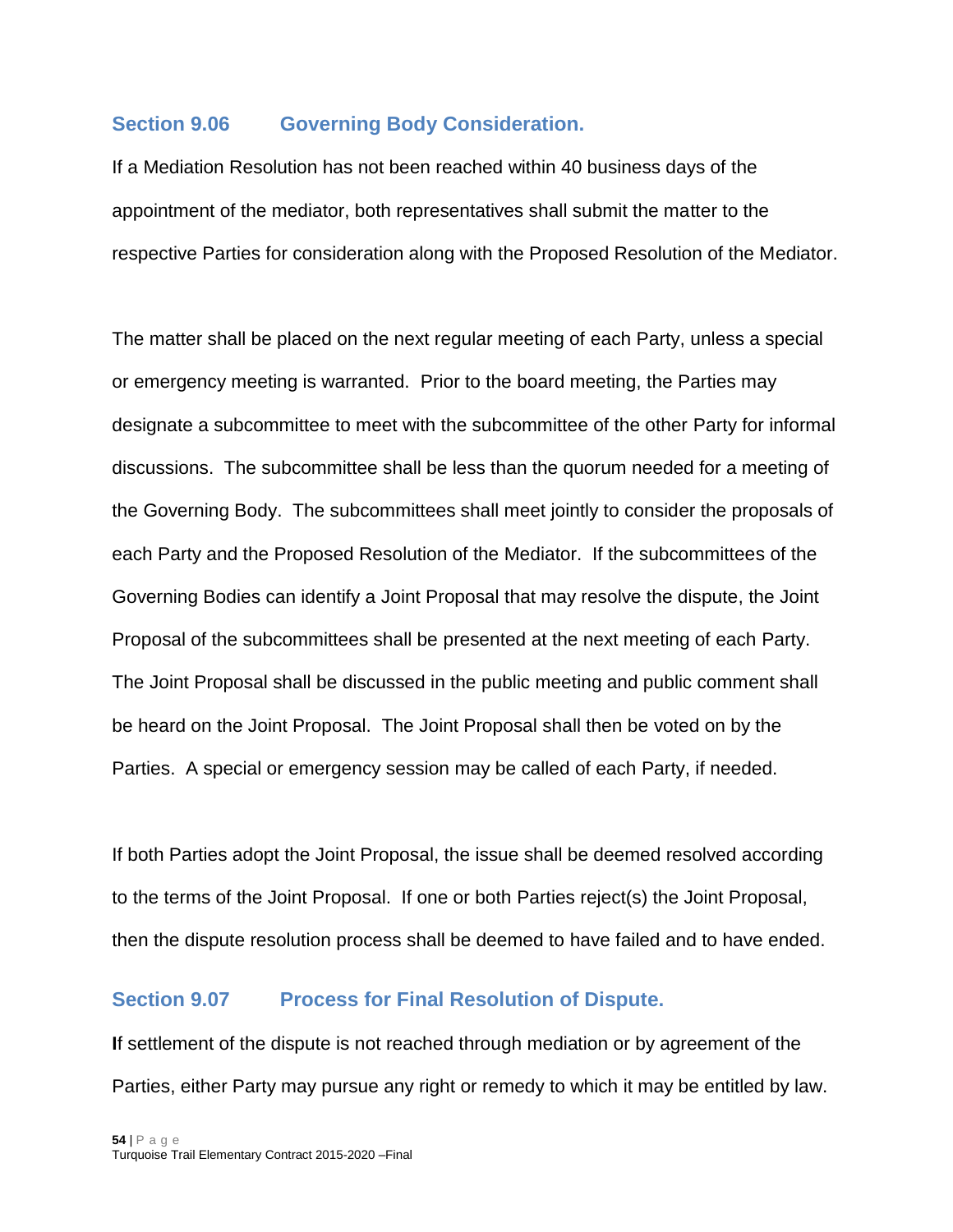## Section 9.06 Governing Body Consideration.

If a Mediation Resolution has not been reached within 40 business days of the appointment of the mediator, both representatives shall submit the matter to the respective Parties for consideration along with the Proposed Resolution of the Mediator.

The matter shall be placed on the next regular meeting of each Party, unless a special or emergency meeting is warranted. Prior to the board meeting, the Parties may designate a subcommittee to meet with the subcommittee of the other Party for informal discussions. The subcommittee shall be less than the quorum needed for a meeting of the Governing Body. The subcommittees shall meet jointly to consider the proposals of each Party and the Proposed Resolution of the Mediator. If the subcommittees of the Governing Bodies can identify a Joint Proposal that may resolve the dispute, the Joint Proposal of the subcommittees shall be presented at the next meeting of each Party. The Joint Proposal shall be discussed in the public meeting and public comment shall be heard on the Joint Proposal. The Joint Proposal shall then be voted on by the Parties. A special or emergency session may be called of each Party, if needed.

If both Parties adopt the Joint Proposal, the issue shall be deemed resolved according to the terms of the Joint Proposal. If one or both Parties reject(s) the Joint Proposal, then the dispute resolution process shall be deemed to have failed and to have ended.

## Section 9.07 Process for Final Resolution of Dispute.

If settlement of the dispute is not reached through mediation or by agreement of the Parties, either Party may pursue any right or remedy to which it may be entitled by law.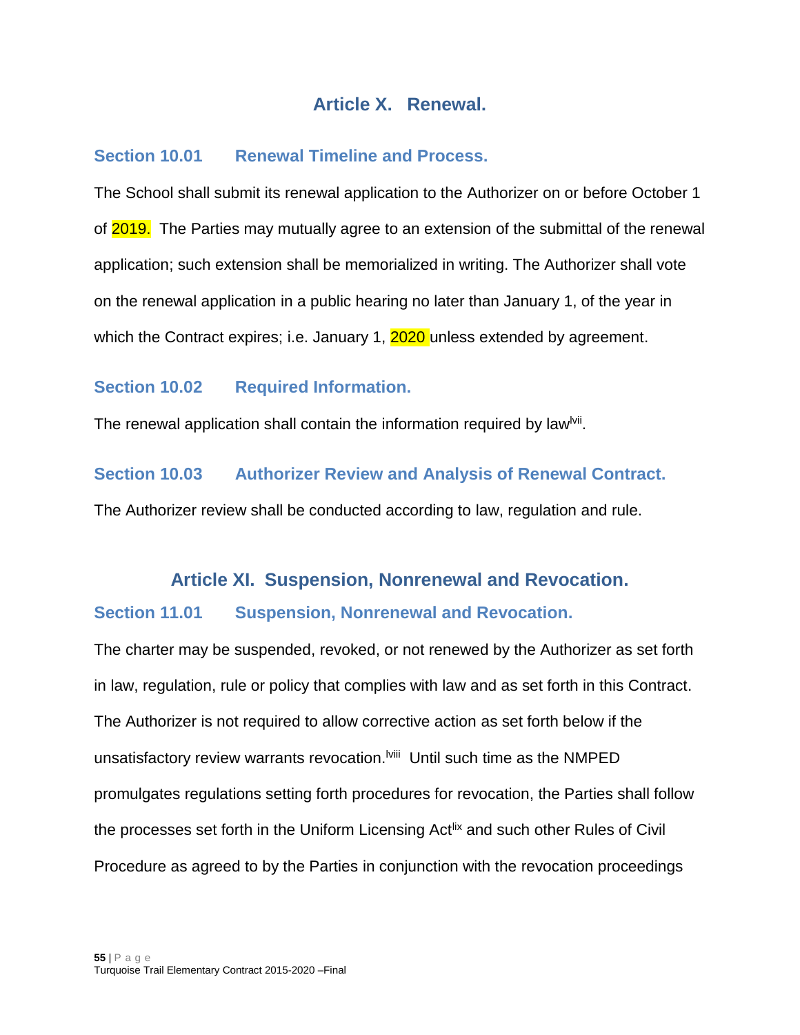# Article X. Renewal.

## Section 10.01 Renewal Timeline and Process.

The School shall submit its renewal application to the Authorizer on or before October 1 of 2019. The Parties may mutually agree to an extension of the submittal of the renewal application; such extension shall be memorialized in writing. The Authorizer shall vote on the renewal application in a public hearing no later than January 1, of the year in which the Contract expires; i.e. January 1, 2020 unless extended by agreement.

## Section 10.02 Required Information.

The renewal application shall contain the information required by law[lvii].

## Section 10.03 Authorizer Review and Analysis of Renewal Contract.

The Authorizer review shall be conducted according to law, regulation and rule.

# Article XI. Suspension, Nonrenewal and Revocation.

## Section 11.01 Suspension, Nonrenewal and Revocation.

The charter may be suspended, revoked, or not renewed by the Authorizer as set forth in law, regulation, rule or policy that complies with law and as set forth in this Contract. The Authorizer is not required to allow corrective action as set forth below if the unsatisfactory review warrants revocation.[lviii] Until such time as the NMPED promulgates regulations setting forth procedures for revocation, the Parties shall follow the processes set forth in the Uniform Licensing Act[lix] and such other Rules of Civil Procedure as agreed to by the Parties in conjunction with the revocation proceedings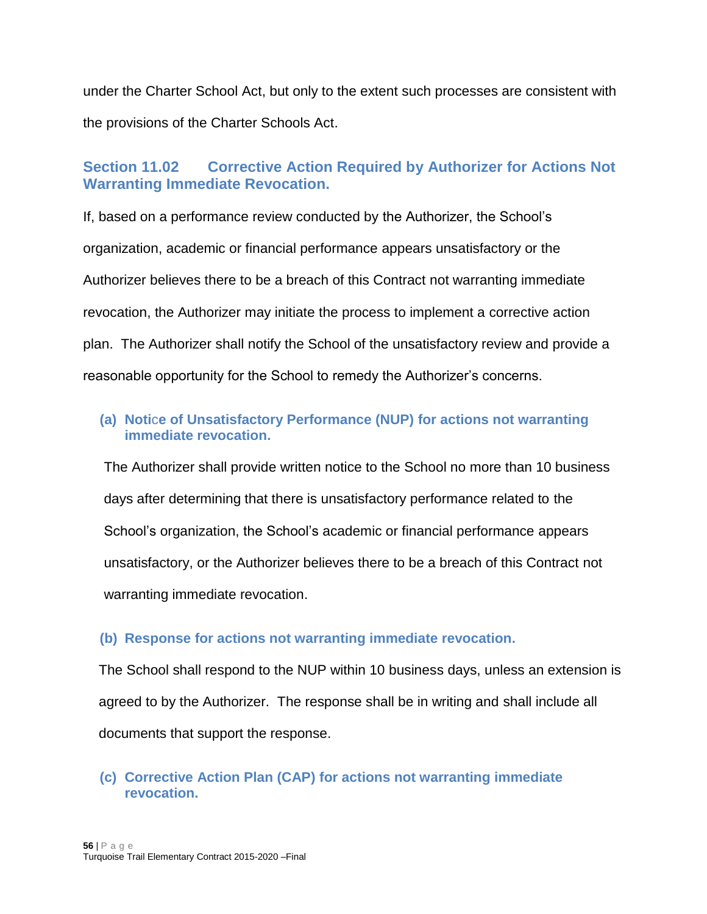under the Charter School Act, but only to the extent such processes are consistent with the provisions of the Charter Schools Act.

### Section 11.02 Corrective Action Required by Authorizer for Actions Not Warranting Immediate Revocation.

If, based on a performance review conducted by the Authorizer, the School's organization, academic or financial performance appears unsatisfactory or the Authorizer believes there to be a breach of this Contract not warranting immediate revocation, the Authorizer may initiate the process to implement a corrective action plan. The Authorizer shall notify the School of the unsatisfactory review and provide a reasonable opportunity for the School to remedy the Authorizer's concerns.

#### (a) Notice of Unsatisfactory Performance (NUP) for actions not warranting immediate revocation.

The Authorizer shall provide written notice to the School no more than 10 business days after determining that there is unsatisfactory performance related to the School's organization, the School's academic or financial performance appears unsatisfactory, or the Authorizer believes there to be a breach of this Contract not warranting immediate revocation.

#### (b) Response for actions not warranting immediate revocation.

The School shall respond to the NUP within 10 business days, unless an extension is agreed to by the Authorizer. The response shall be in writing and shall include all documents that support the response.

#### (c) Corrective Action Plan (CAP) for actions not warranting immediate revocation.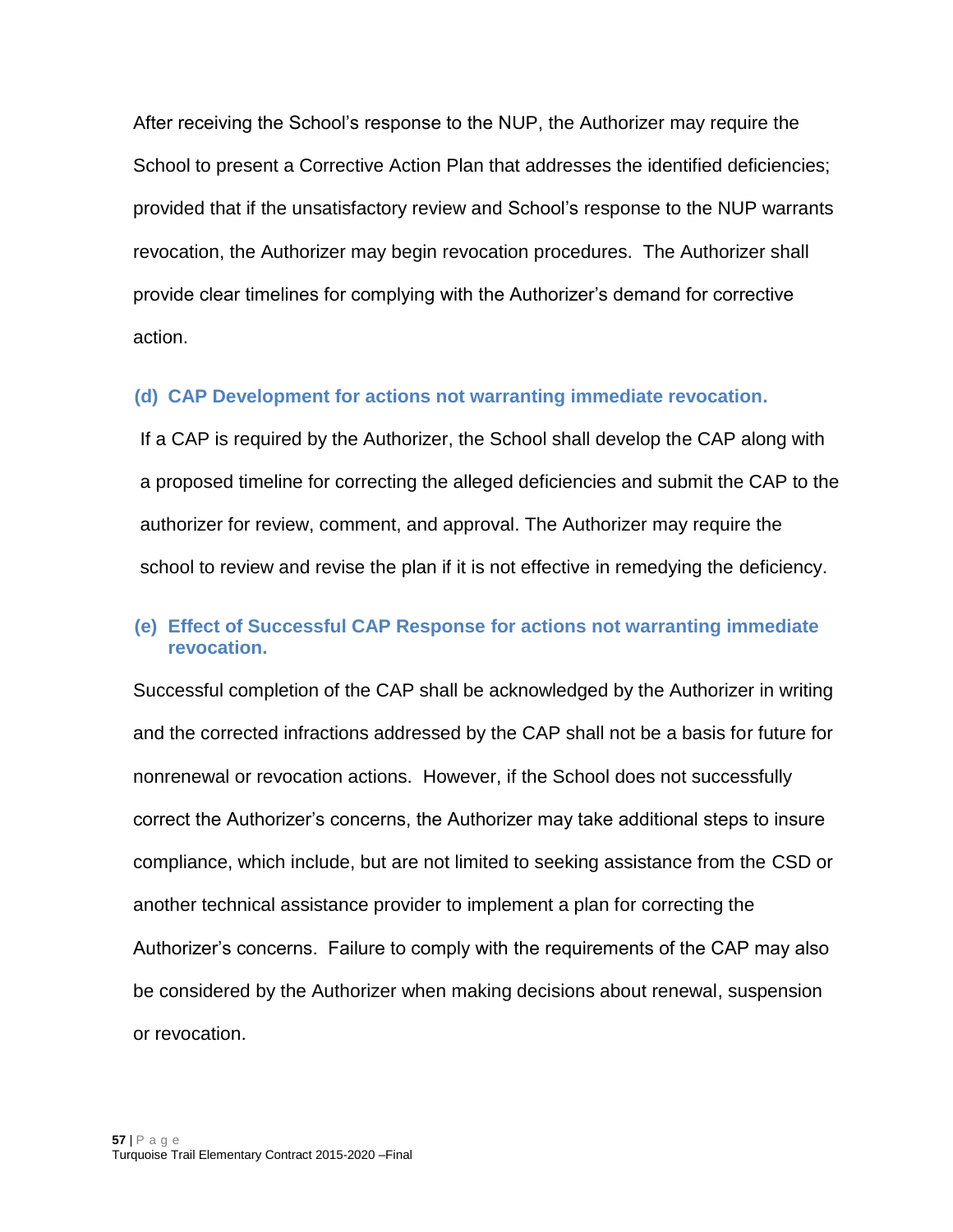After receiving the School's response to the NUP, the Authorizer may require the School to present a Corrective Action Plan that addresses the identified deficiencies; provided that if the unsatisfactory review and School's response to the NUP warrants revocation, the Authorizer may begin revocation procedures. The Authorizer shall provide clear timelines for complying with the Authorizer's demand for corrective action.

### (d) CAP Development for actions not warranting immediate revocation.

If a CAP is required by the Authorizer, the School shall develop the CAP along with a proposed timeline for correcting the alleged deficiencies and submit the CAP to the authorizer for review, comment, and approval. The Authorizer may require the school to review and revise the plan if it is not effective in remedying the deficiency.

### (e) Effect of Successful CAP Response for actions not warranting immediate revocation.

Successful completion of the CAP shall be acknowledged by the Authorizer in writing and the corrected infractions addressed by the CAP shall not be a basis for future for nonrenewal or revocation actions. However, if the School does not successfully correct the Authorizer's concerns, the Authorizer may take additional steps to insure compliance, which include, but are not limited to seeking assistance from the CSD or another technical assistance provider to implement a plan for correcting the Authorizer's concerns. Failure to comply with the requirements of the CAP may also be considered by the Authorizer when making decisions about renewal, suspension or revocation.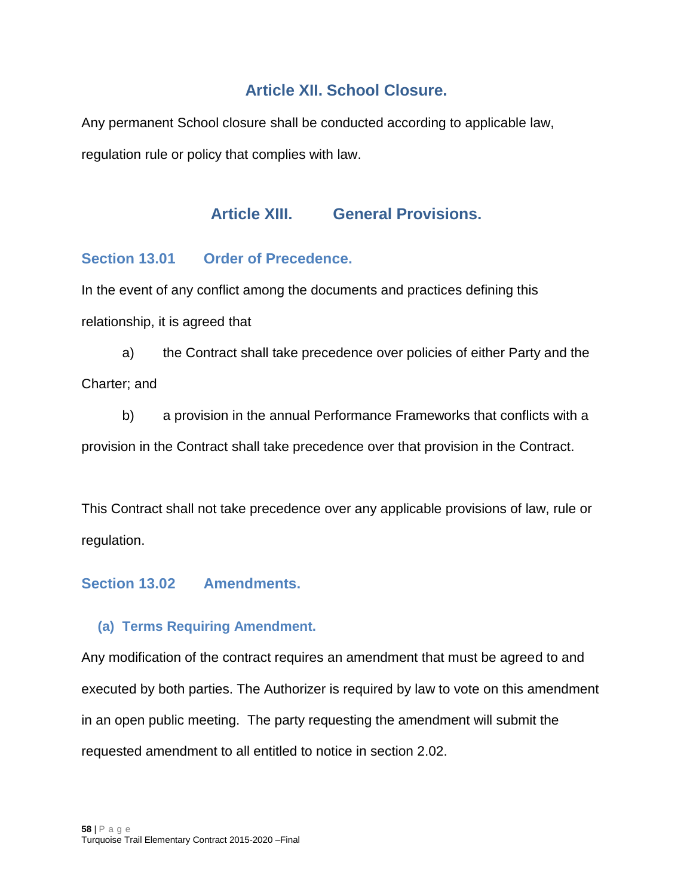# Article XII. School Closure.

Any permanent School closure shall be conducted according to applicable law, regulation rule or policy that complies with law.

# Article XIII. General Provisions.

## Section 13.01 Order of Precedence.

In the event of any conflict among the documents and practices defining this relationship, it is agreed that

a) the Contract shall take precedence over policies of either Party and the Charter; and

b) a provision in the annual Performance Frameworks that conflicts with a provision in the Contract shall take precedence over that provision in the Contract.

This Contract shall not take precedence over any applicable provisions of law, rule or regulation.

## Section 13.02 Amendments.

### (a) Terms Requiring Amendment.

Any modification of the contract requires an amendment that must be agreed to and executed by both parties. The Authorizer is required by law to vote on this amendment in an open public meeting. The party requesting the amendment will submit the requested amendment to all entitled to notice in section 2.02.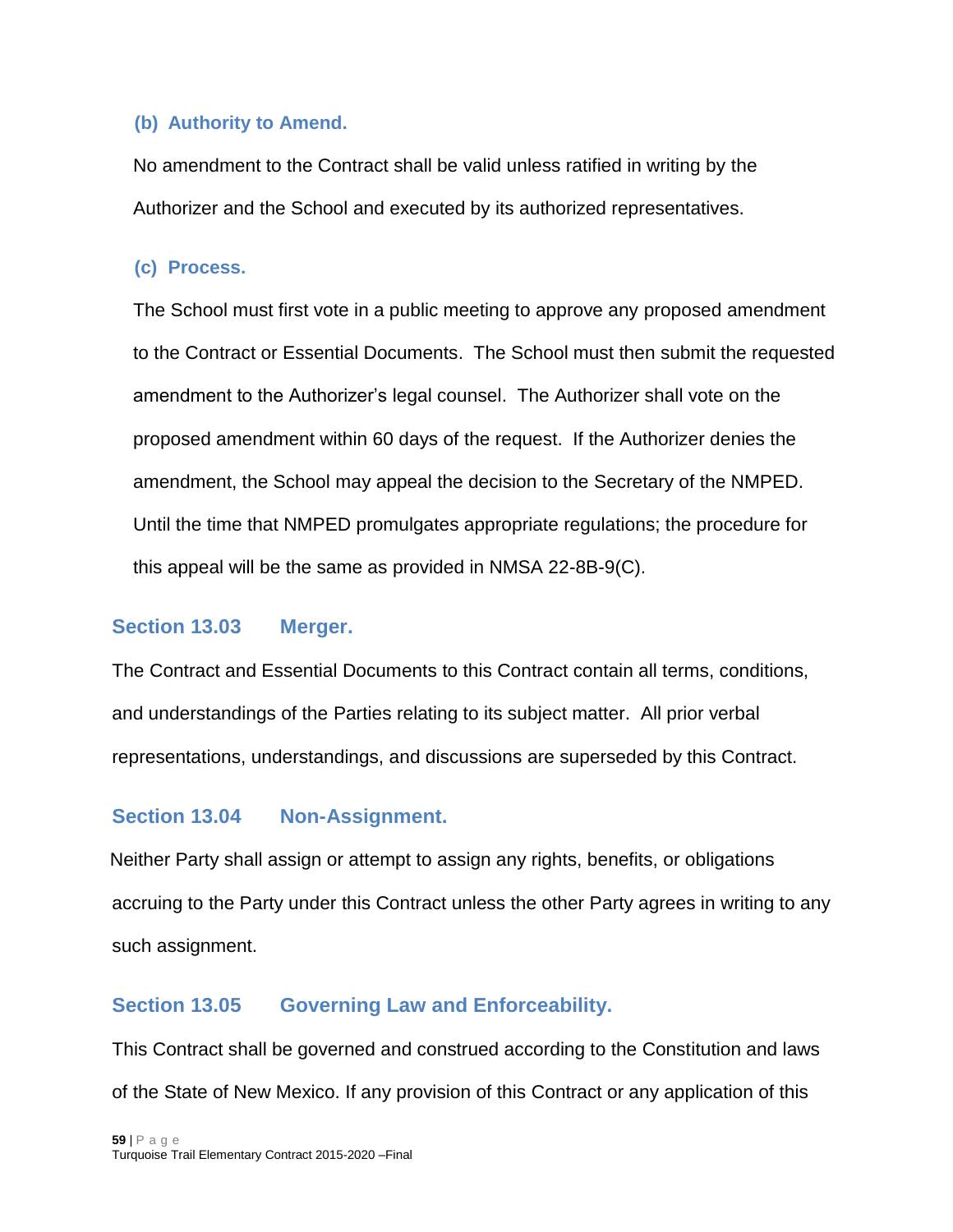#### (b) Authority to Amend.

No amendment to the Contract shall be valid unless ratified in writing by the Authorizer and the School and executed by its authorized representatives.

#### (c) Process.

The School must first vote in a public meeting to approve any proposed amendment to the Contract or Essential Documents. The School must then submit the requested amendment to the Authorizer's legal counsel. The Authorizer shall vote on the proposed amendment within 60 days of the request. If the Authorizer denies the amendment, the School may appeal the decision to the Secretary of the NMPED. Until the time that NMPED promulgates appropriate regulations; the procedure for this appeal will be the same as provided in NMSA 22-8B-9(C).

### Section 13.03 Merger.

The Contract and Essential Documents to this Contract contain all terms, conditions, and understandings of the Parties relating to its subject matter. All prior verbal representations, understandings, and discussions are superseded by this Contract.

### Section 13.04 Non-Assignment.

Neither Party shall assign or attempt to assign any rights, benefits, or obligations accruing to the Party under this Contract unless the other Party agrees in writing to any such assignment.

### Section 13.05 Governing Law and Enforceability.

This Contract shall be governed and construed according to the Constitution and laws of the State of New Mexico. If any provision of this Contract or any application of this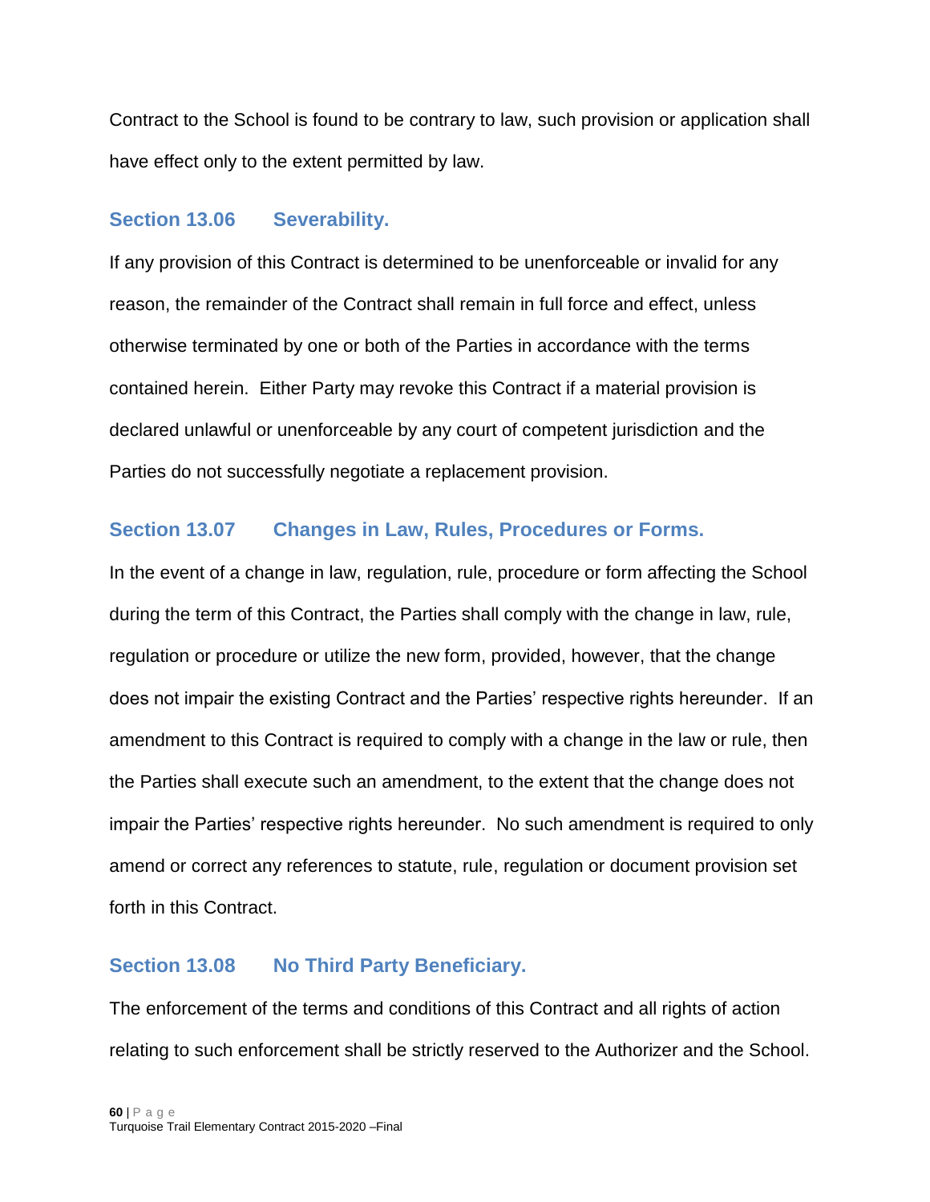Contract to the School is found to be contrary to law, such provision or application shall have effect only to the extent permitted by law.

### Section 13.06 Severability.

If any provision of this Contract is determined to be unenforceable or invalid for any reason, the remainder of the Contract shall remain in full force and effect, unless otherwise terminated by one or both of the Parties in accordance with the terms contained herein. Either Party may revoke this Contract if a material provision is declared unlawful or unenforceable by any court of competent jurisdiction and the Parties do not successfully negotiate a replacement provision.

### Section 13.07 Changes in Law, Rules, Procedures or Forms.

In the event of a change in law, regulation, rule, procedure or form affecting the School during the term of this Contract, the Parties shall comply with the change in law, rule, regulation or procedure or utilize the new form, provided, however, that the change does not impair the existing Contract and the Parties' respective rights hereunder. If an amendment to this Contract is required to comply with a change in the law or rule, then the Parties shall execute such an amendment, to the extent that the change does not impair the Parties' respective rights hereunder. No such amendment is required to only amend or correct any references to statute, rule, regulation or document provision set forth in this Contract.

### Section 13.08 No Third Party Beneficiary.

The enforcement of the terms and conditions of this Contract and all rights of action relating to such enforcement shall be strictly reserved to the Authorizer and the School.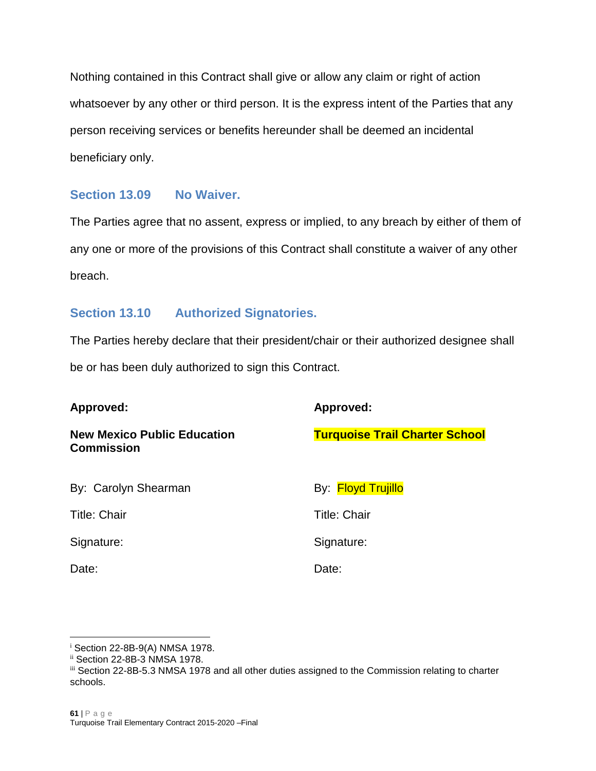Nothing contained in this Contract shall give or allow any claim or right of action whatsoever by any other or third person. It is the express intent of the Parties that any person receiving services or benefits hereunder shall be deemed an incidental beneficiary only.

### Section 13.09 No Waiver.

The Parties agree that no assent, express or implied, to any breach by either of them of any one or more of the provisions of this Contract shall constitute a waiver of any other breach.

### Section 13.10 Authorized Signatories.

The Parties hereby declare that their president/chair or their authorized designee shall be or has been duly authorized to sign this Contract.

| **Approved:** | **Approved:** |
|---|---|
| **New Mexico Public Education Commission** | **Turquoise Trail Charter School** |
| By: Carolyn Shearman | By: Floyd Trujillo |
| Title: Chair | Title: Chair |
| Signature: | Signature: |
| Date: | Date: |

---

[i] Section 22-8B-9(A) NMSA 1978.
[ii] Section 22-8B-3 NMSA 1978.
[iii] Section 22-8B-5.3 NMSA 1978 and all other duties assigned to the Commission relating to charter schools.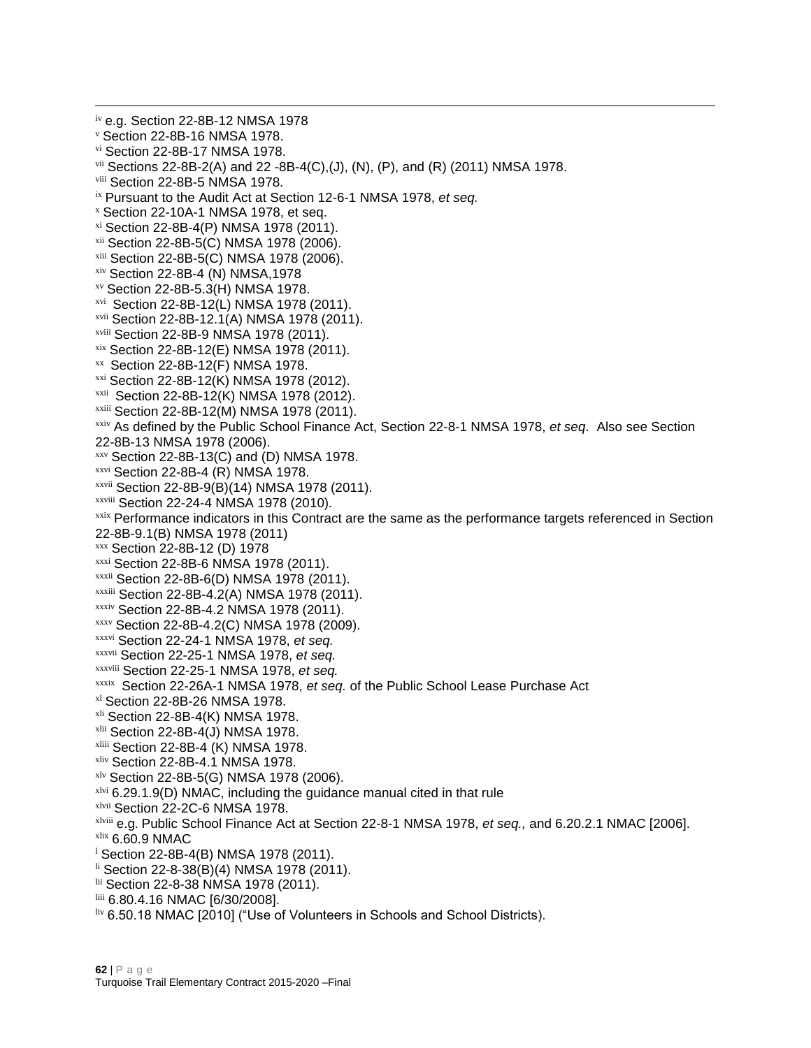[iv] e.g. Section 22-8B-12 NMSA 1978

[v] Section 22-8B-16 NMSA 1978.

[vi] Section 22-8B-17 NMSA 1978.

[vii] Sections 22-8B-2(A) and 22 -8B-4(C),(J), (N), (P), and (R) (2011) NMSA 1978.

[viii] Section 22-8B-5 NMSA 1978.

[ix] Pursuant to the Audit Act at Section 12-6-1 NMSA 1978, *et seq.*

[x] Section 22-10A-1 NMSA 1978, et seq.

[xi] Section 22-8B-4(P) NMSA 1978 (2011).

[xii] Section 22-8B-5(C) NMSA 1978 (2006).

[xiii] Section 22-8B-5(C) NMSA 1978 (2006).

[xiv] Section 22-8B-4 (N) NMSA,1978

[xv] Section 22-8B-5.3(H) NMSA 1978.

[xvi] Section 22-8B-12(L) NMSA 1978 (2011).

[xvii] Section 22-8B-12.1(A) NMSA 1978 (2011).

[xviii] Section 22-8B-9 NMSA 1978 (2011).

[xix] Section 22-8B-12(E) NMSA 1978 (2011).

[xx] Section 22-8B-12(F) NMSA 1978.

[xxi] Section 22-8B-12(K) NMSA 1978 (2012).

[xxii] Section 22-8B-12(K) NMSA 1978 (2012).

[xxiii] Section 22-8B-12(M) NMSA 1978 (2011).

[xxiv] As defined by the Public School Finance Act, Section 22-8-1 NMSA 1978, *et seq*. Also see Section 22-8B-13 NMSA 1978 (2006).

[xxv] Section 22-8B-13(C) and (D) NMSA 1978.

[xxvi] Section 22-8B-4 (R) NMSA 1978.

[xxvii] Section 22-8B-9(B)(14) NMSA 1978 (2011).

[xxviii] Section 22-24-4 NMSA 1978 (2010).

[xxix] Performance indicators in this Contract are the same as the performance targets referenced in Section 22-8B-9.1(B) NMSA 1978 (2011)

[xxx] Section 22-8B-12 (D) 1978

[xxxi] Section 22-8B-6 NMSA 1978 (2011).

[xxxii] Section 22-8B-6(D) NMSA 1978 (2011).

[xxxiii] Section 22-8B-4.2(A) NMSA 1978 (2011).

[xxxiv] Section 22-8B-4.2 NMSA 1978 (2011).

[xxxv] Section 22-8B-4.2(C) NMSA 1978 (2009).

[xxxvi] Section 22-24-1 NMSA 1978, *et seq.*

[xxxvii] Section 22-25-1 NMSA 1978, *et seq.*

[xxxviii] Section 22-25-1 NMSA 1978, *et seq.*

[xxxix] Section 22-26A-1 NMSA 1978, *et seq.* of the Public School Lease Purchase Act

[xl] Section 22-8B-26 NMSA 1978.

[xli] Section 22-8B-4(K) NMSA 1978.

[xlii] Section 22-8B-4(J) NMSA 1978.

[xliii] Section 22-8B-4 (K) NMSA 1978.

[xliv] Section 22-8B-4.1 NMSA 1978.

[xlv] Section 22-8B-5(G) NMSA 1978 (2006).

[xlvi] 6.29.1.9(D) NMAC, including the guidance manual cited in that rule

[xlvii] Section 22-2C-6 NMSA 1978.

[xlviii] e.g. Public School Finance Act at Section 22-8-1 NMSA 1978, *et seq.,* and 6.20.2.1 NMAC [2006].

[xlix] 6.60.9 NMAC

[l] Section 22-8B-4(B) NMSA 1978 (2011).

[li] Section 22-8-38(B)(4) NMSA 1978 (2011).

[lii] Section 22-8-38 NMSA 1978 (2011).

[liii] 6.80.4.16 NMAC [6/30/2008].

[liv] 6.50.18 NMAC [2010] ("Use of Volunteers in Schools and School Districts).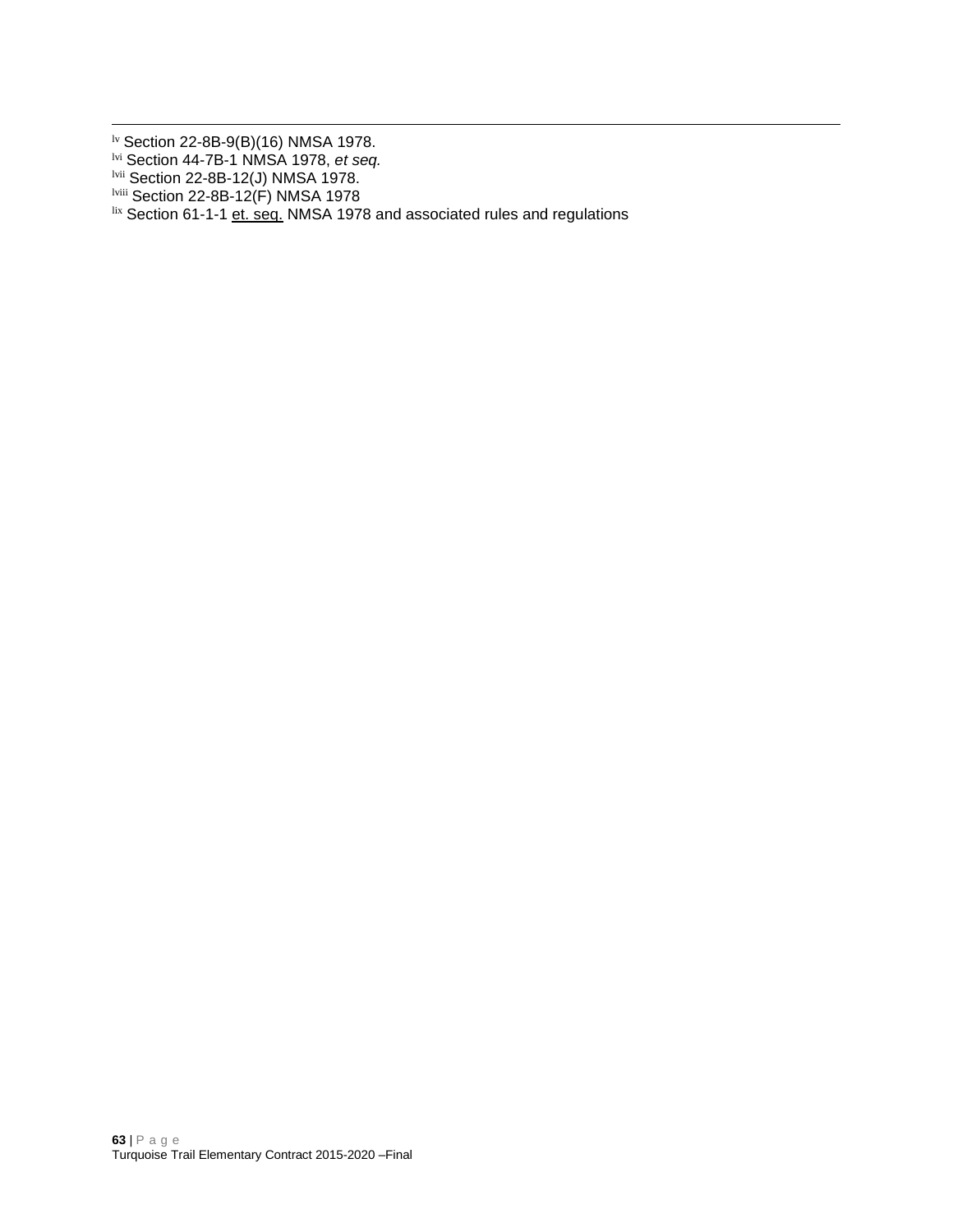[lv] Section 22-8B-9(B)(16) NMSA 1978.
[lvi] Section 44-7B-1 NMSA 1978, *et seq.*
[lvii] Section 22-8B-12(J) NMSA 1978.
[lviii] Section 22-8B-12(F) NMSA 1978
[lix] Section 61-1-1 et. seq. NMSA 1978 and associated rules and regulations